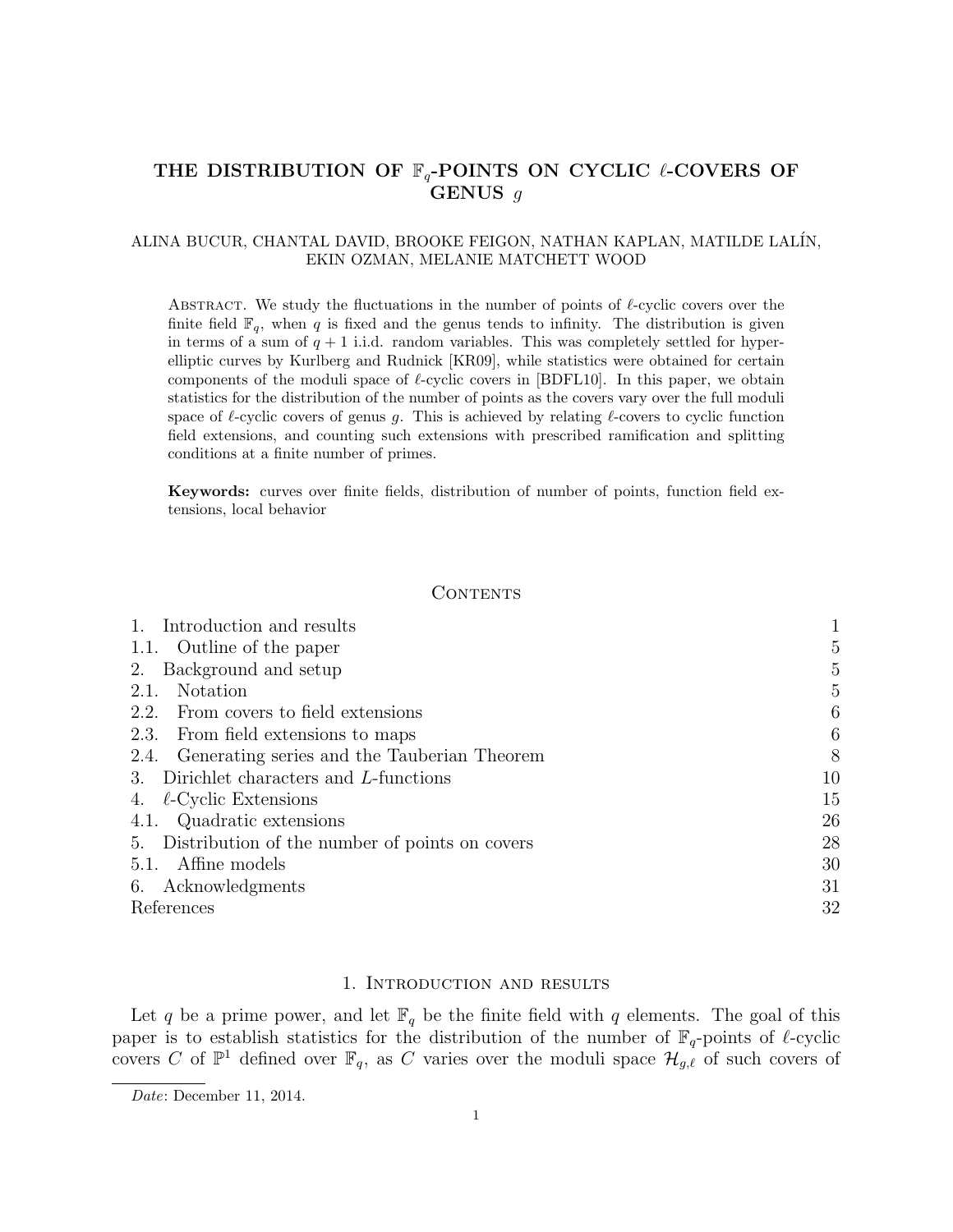# THE DISTRIBUTION OF $\mathbb{F}_q$-POINTS ON CYCLIC $\ell$-COVERS OF GENUS $g$

ALINA BUCUR, CHANTAL DAVID, BROOKE FEIGON, NATHAN KAPLAN, MATILDE LALÍN, EKIN OZMAN, MELANIE MATCHETT WOOD

Abstract. We study the fluctuations in the number of points of $\ell$-cyclic covers over the finite field $\mathbb{F}_q$, when $q$ is fixed and the genus tends to infinity. The distribution is given in terms of a sum of $q+1$ i.i.d. random variables. This was completely settled for hyperelliptic curves by Kurlberg and Rudnick [KR09], while statistics were obtained for certain components of the moduli space of $\ell$-cyclic covers in [BDFL10]. In this paper, we obtain statistics for the distribution of the number of points as the covers vary over the full moduli space of $\ell$-cyclic covers of genus $g$. This is achieved by relating $\ell$-covers to cyclic function field extensions, and counting such extensions with prescribed ramification and splitting conditions at a finite number of primes.

**Keywords:** curves over finite fields, distribution of number of points, function field extensions, local behavior

## Contents

| | |
|---|---|
| 1. Introduction and results | 1 |
| 1.1. Outline of the paper | 5 |
| 2. Background and setup | 5 |
| 2.1. Notation | 5 |
| 2.2. From covers to field extensions | 6 |
| 2.3. From field extensions to maps | 6 |
| 2.4. Generating series and the Tauberian Theorem | 8 |
| 3. Dirichlet characters and $L$-functions | 10 |
| 4. $\ell$-Cyclic Extensions | 15 |
| 4.1. Quadratic extensions | 26 |
| 5. Distribution of the number of points on covers | 28 |
| 5.1. Affine models | 30 |
| 6. Acknowledgments | 31 |
| References | 32 |

## 1. Introduction and results

Let $q$ be a prime power, and let $\mathbb{F}_q$ be the finite field with $q$ elements. The goal of this paper is to establish statistics for the distribution of the number of $\mathbb{F}_q$-points of $\ell$-cyclic covers $C$ of $\mathbb{P}^1$ defined over $\mathbb{F}_q$, as $C$ varies over the moduli space $\mathcal{H}_{g,\ell}$ of such covers of

*Date*: December 11, 2014.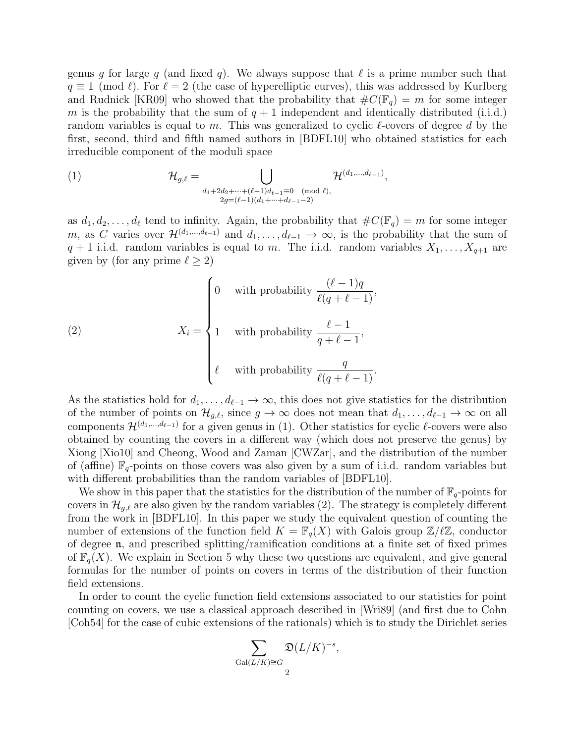genus $g$ for large $g$ (and fixed $q$). We always suppose that $\ell$ is a prime number such that $q \equiv 1 \pmod{\ell}$. For $\ell = 2$ (the case of hyperelliptic curves), this was addressed by Kurlberg and Rudnick [KR09] who showed that the probability that $\#C(\mathbb{F}_q) = m$ for some integer $m$ is the probability that the sum of $q+1$ independent and identically distributed (i.i.d.) random variables is equal to $m$. This was generalized to cyclic $\ell$-covers of degree $d$ by the first, second, third and fifth named authors in [BDFL10] who obtained statistics for each irreducible component of the moduli space

$$\mathcal{H}_{g,\ell} = \bigcup_{\substack{d_1+2d_2+\cdots+(\ell-1)d_{\ell-1} \equiv 0 \pmod{\ell}, \\ 2g=(\ell-1)(d_1+\cdots+d_{\ell-1}-2)}} \mathcal{H}^{(d_1,\ldots,d_{\ell-1})}, \tag{1}$$

as $d_1, d_2, \ldots, d_\ell$ tend to infinity. Again, the probability that $\#C(\mathbb{F}_q) = m$ for some integer $m$, as $C$ varies over $\mathcal{H}^{(d_1,\ldots,d_{\ell-1})}$ and $d_1, \ldots, d_{\ell-1} \to \infty$, is the probability that the sum of $q+1$ i.i.d. random variables is equal to $m$. The i.i.d. random variables $X_1, \ldots, X_{q+1}$ are given by (for any prime $\ell \geq 2$)

$$X_i = \begin{cases} 0 & \text{with probability } \dfrac{(\ell-1)q}{\ell(q+\ell-1)}, \\[2ex] 1 & \text{with probability } \dfrac{\ell-1}{q+\ell-1}, \\[2ex] \ell & \text{with probability } \dfrac{q}{\ell(q+\ell-1)}. \end{cases} \tag{2}$$

As the statistics hold for $d_1, \ldots, d_{\ell-1} \to \infty$, this does not give statistics for the distribution of the number of points on $\mathcal{H}_{g,\ell}$, since $g \to \infty$ does not mean that $d_1, \ldots, d_{\ell-1} \to \infty$ on all components $\mathcal{H}^{(d_1,\ldots,d_{\ell-1})}$ for a given genus in (1). Other statistics for cyclic $\ell$-covers were also obtained by counting the covers in a different way (which does not preserve the genus) by Xiong [Xio10] and Cheong, Wood and Zaman [CWZar], and the distribution of the number of (affine) $\mathbb{F}_q$-points on those covers was also given by a sum of i.i.d. random variables but with different probabilities than the random variables of [BDFL10].

We show in this paper that the statistics for the distribution of the number of $\mathbb{F}_q$-points for covers in $\mathcal{H}_{g,\ell}$ are also given by the random variables (2). The strategy is completely different from the work in [BDFL10]. In this paper we study the equivalent question of counting the number of extensions of the function field $K = \mathbb{F}_q(X)$ with Galois group $\mathbb{Z}/\ell\mathbb{Z}$, conductor of degree $\mathfrak{n}$, and prescribed splitting/ramification conditions at a finite set of fixed primes of $\mathbb{F}_q(X)$. We explain in Section 5 why these two questions are equivalent, and give general formulas for the number of points on covers in terms of the distribution of their function field extensions.

In order to count the cyclic function field extensions associated to our statistics for point counting on covers, we use a classical approach described in [Wri89] (and first due to Cohn [Coh54] for the case of cubic extensions of the rationals) which is to study the Dirichlet series

$$\sum_{\mathrm{Gal}(L/K) \cong G} \mathfrak{D}(L/K)^{-s},$$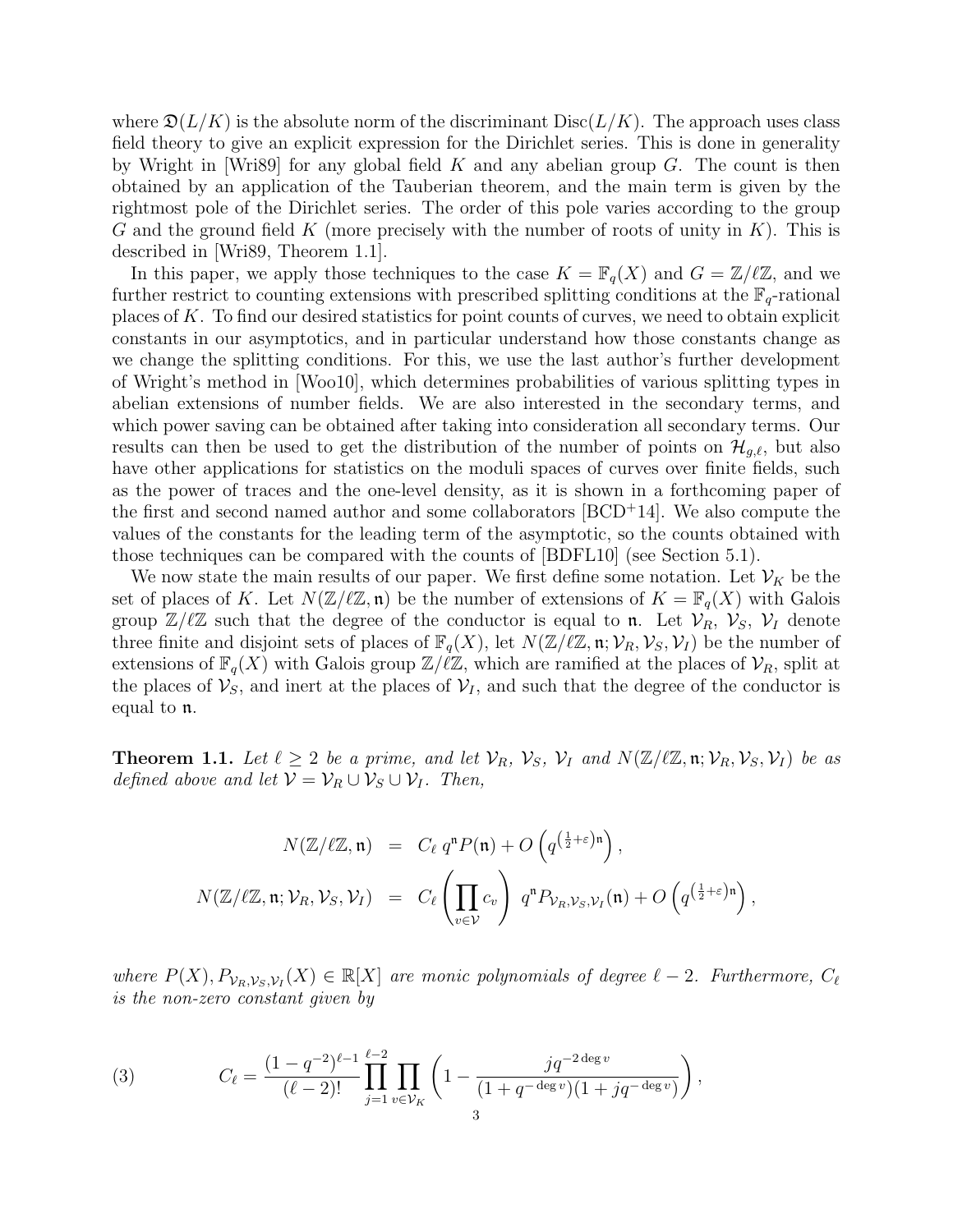where $\mathfrak{D}(L/K)$ is the absolute norm of the discriminant $\mathrm{Disc}(L/K)$. The approach uses class field theory to give an explicit expression for the Dirichlet series. This is done in generality by Wright in [Wri89] for any global field $K$ and any abelian group $G$. The count is then obtained by an application of the Tauberian theorem, and the main term is given by the rightmost pole of the Dirichlet series. The order of this pole varies according to the group $G$ and the ground field $K$ (more precisely with the number of roots of unity in $K$). This is described in [Wri89, Theorem 1.1].

In this paper, we apply those techniques to the case $K = \mathbb{F}_q(X)$ and $G = \mathbb{Z}/\ell\mathbb{Z}$, and we further restrict to counting extensions with prescribed splitting conditions at the $\mathbb{F}_q$-rational places of $K$. To find our desired statistics for point counts of curves, we need to obtain explicit constants in our asymptotics, and in particular understand how those constants change as we change the splitting conditions. For this, we use the last author's further development of Wright's method in [Woo10], which determines probabilities of various splitting types in abelian extensions of number fields. We are also interested in the secondary terms, and which power saving can be obtained after taking into consideration all secondary terms. Our results can then be used to get the distribution of the number of points on $\mathcal{H}_{g,\ell}$, but also have other applications for statistics on the moduli spaces of curves over finite fields, such as the power of traces and the one-level density, as it is shown in a forthcoming paper of the first and second named author and some collaborators [BCD+14]. We also compute the values of the constants for the leading term of the asymptotic, so the counts obtained with those techniques can be compared with the counts of [BDFL10] (see Section 5.1).

We now state the main results of our paper. We first define some notation. Let $\mathcal{V}_K$ be the set of places of $K$. Let $N(\mathbb{Z}/\ell\mathbb{Z}, \mathfrak{n})$ be the number of extensions of $K = \mathbb{F}_q(X)$ with Galois group $\mathbb{Z}/\ell\mathbb{Z}$ such that the degree of the conductor is equal to $\mathfrak{n}$. Let $\mathcal{V}_R$, $\mathcal{V}_S$, $\mathcal{V}_I$ denote three finite and disjoint sets of places of $\mathbb{F}_q(X)$, let $N(\mathbb{Z}/\ell\mathbb{Z}, \mathfrak{n}; \mathcal{V}_R, \mathcal{V}_S, \mathcal{V}_I)$ be the number of extensions of $\mathbb{F}_q(X)$ with Galois group $\mathbb{Z}/\ell\mathbb{Z}$, which are ramified at the places of $\mathcal{V}_R$, split at the places of $\mathcal{V}_S$, and inert at the places of $\mathcal{V}_I$, and such that the degree of the conductor is equal to $\mathfrak{n}$.

**Theorem 1.1.** *Let $\ell \geq 2$ be a prime, and let $\mathcal{V}_R$, $\mathcal{V}_S$, $\mathcal{V}_I$ and $N(\mathbb{Z}/\ell\mathbb{Z}, \mathfrak{n}; \mathcal{V}_R, \mathcal{V}_S, \mathcal{V}_I)$ be as defined above and let $\mathcal{V} = \mathcal{V}_R \cup \mathcal{V}_S \cup \mathcal{V}_I$. Then,*

$$
\begin{aligned}
N(\mathbb{Z}/\ell\mathbb{Z}, \mathfrak{n}) &= C_\ell \, q^{\mathfrak{n}} P(\mathfrak{n}) + O\left(q^{\left(\frac{1}{2}+\varepsilon\right)\mathfrak{n}}\right), \\
N(\mathbb{Z}/\ell\mathbb{Z}, \mathfrak{n}; \mathcal{V}_R, \mathcal{V}_S, \mathcal{V}_I) &= C_\ell \left(\prod_{v \in \mathcal{V}} c_v\right) q^{\mathfrak{n}} P_{\mathcal{V}_R, \mathcal{V}_S, \mathcal{V}_I}(\mathfrak{n}) + O\left(q^{\left(\frac{1}{2}+\varepsilon\right)\mathfrak{n}}\right),
\end{aligned}
$$

*where $P(X), P_{\mathcal{V}_R, \mathcal{V}_S, \mathcal{V}_I}(X) \in \mathbb{R}[X]$ are monic polynomials of degree $\ell - 2$. Furthermore, $C_\ell$ is the non-zero constant given by*

$$
C_\ell = \frac{(1-q^{-2})^{\ell-1}}{(\ell-2)!} \prod_{j=1}^{\ell-2} \prod_{v \in \mathcal{V}_K} \left(1 - \frac{j q^{-2\deg v}}{(1+q^{-\deg v})(1+j q^{-\deg v})}\right), \tag{3}
$$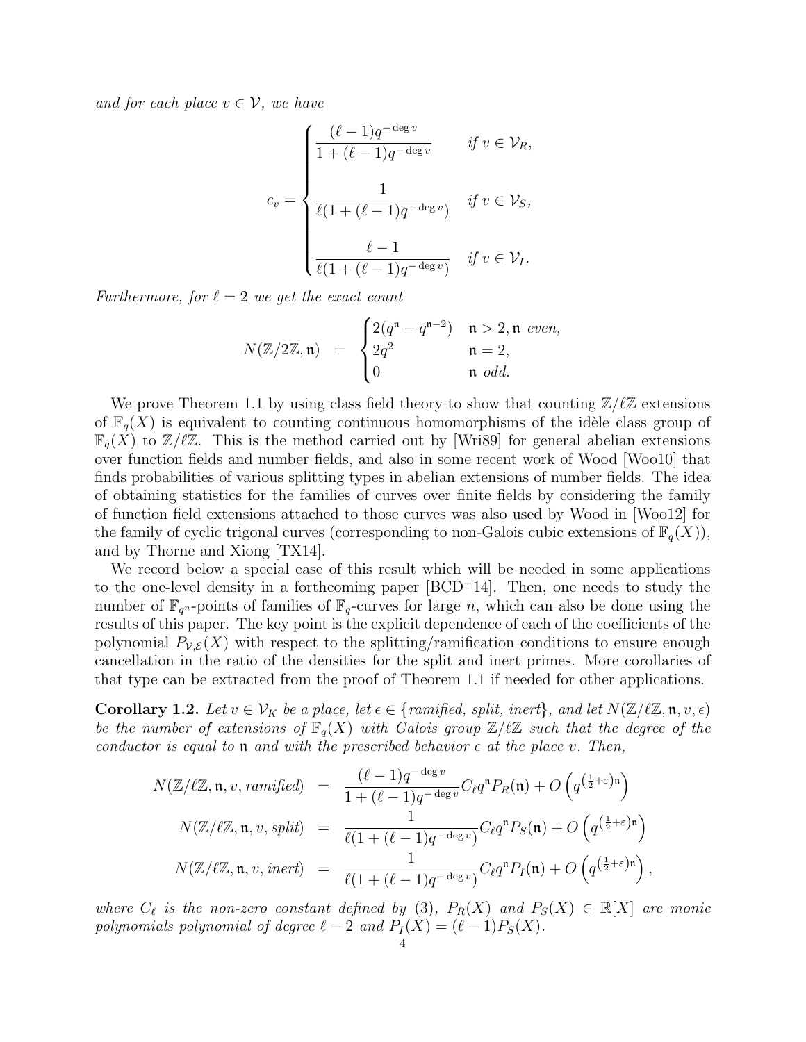*and for each place* $v \in \mathcal{V}$*, we have*

$$c_v = \begin{cases} \dfrac{(\ell-1)q^{-\deg v}}{1+(\ell-1)q^{-\deg v}} & \text{if } v \in \mathcal{V}_R, \\[2ex] \dfrac{1}{\ell(1+(\ell-1)q^{-\deg v})} & \text{if } v \in \mathcal{V}_S, \\[2ex] \dfrac{\ell-1}{\ell(1+(\ell-1)q^{-\deg v})} & \text{if } v \in \mathcal{V}_I. \end{cases}$$

*Furthermore, for* $\ell = 2$ *we get the exact count*

$$N(\mathbb{Z}/2\mathbb{Z}, \mathfrak{n}) = \begin{cases} 2(q^{\mathfrak{n}} - q^{\mathfrak{n}-2}) & \mathfrak{n} > 2, \mathfrak{n} \text{ even}, \\ 2q^2 & \mathfrak{n} = 2, \\ 0 & \mathfrak{n} \text{ odd}. \end{cases}$$

We prove Theorem 1.1 by using class field theory to show that counting $\mathbb{Z}/\ell\mathbb{Z}$ extensions of $\mathbb{F}_q(X)$ is equivalent to counting continuous homomorphisms of the idèle class group of $\mathbb{F}_q(X)$ to $\mathbb{Z}/\ell\mathbb{Z}$. This is the method carried out by [Wri89] for general abelian extensions over function fields and number fields, and also in some recent work of Wood [Woo10] that finds probabilities of various splitting types in abelian extensions of number fields. The idea of obtaining statistics for the families of curves over finite fields by considering the family of function field extensions attached to those curves was also used by Wood in [Woo12] for the family of cyclic trigonal curves (corresponding to non-Galois cubic extensions of $\mathbb{F}_q(X)$), and by Thorne and Xiong [TX14].

We record below a special case of this result which will be needed in some applications to the one-level density in a forthcoming paper [BCD+14]. Then, one needs to study the number of $\mathbb{F}_{q^n}$-points of families of $\mathbb{F}_q$-curves for large $n$, which can also be done using the results of this paper. The key point is the explicit dependence of each of the coefficients of the polynomial $P_{\mathcal{V},\mathcal{E}}(X)$ with respect to the splitting/ramification conditions to ensure enough cancellation in the ratio of the densities for the split and inert primes. More corollaries of that type can be extracted from the proof of Theorem 1.1 if needed for other applications.

**Corollary 1.2.** *Let* $v \in \mathcal{V}_K$ *be a place, let* $\epsilon \in \{$*ramified, split, inert*$\}$*, and let* $N(\mathbb{Z}/\ell\mathbb{Z}, \mathfrak{n}, v, \epsilon)$ *be the number of extensions of* $\mathbb{F}_q(X)$ *with Galois group* $\mathbb{Z}/\ell\mathbb{Z}$ *such that the degree of the conductor is equal to* $\mathfrak{n}$ *and with the prescribed behavior* $\epsilon$ *at the place* $v$*. Then,*

$$\begin{aligned} N(\mathbb{Z}/\ell\mathbb{Z}, \mathfrak{n}, v, \textit{ramified}) &= \frac{(\ell-1)q^{-\deg v}}{1+(\ell-1)q^{-\deg v}} C_\ell q^{\mathfrak{n}} P_R(\mathfrak{n}) + O\left(q^{\left(\frac{1}{2}+\varepsilon\right)\mathfrak{n}}\right) \\ N(\mathbb{Z}/\ell\mathbb{Z}, \mathfrak{n}, v, \textit{split}) &= \frac{1}{\ell(1+(\ell-1)q^{-\deg v})} C_\ell q^{\mathfrak{n}} P_S(\mathfrak{n}) + O\left(q^{\left(\frac{1}{2}+\varepsilon\right)\mathfrak{n}}\right) \\ N(\mathbb{Z}/\ell\mathbb{Z}, \mathfrak{n}, v, \textit{inert}) &= \frac{1}{\ell(1+(\ell-1)q^{-\deg v})} C_\ell q^{\mathfrak{n}} P_I(\mathfrak{n}) + O\left(q^{\left(\frac{1}{2}+\varepsilon\right)\mathfrak{n}}\right), \end{aligned}$$

*where* $C_\ell$ *is the non-zero constant defined by (3),* $P_R(X)$ *and* $P_S(X) \in \mathbb{R}[X]$ *are monic polynomials polynomial of degree* $\ell - 2$ *and* $P_I(X) = (\ell-1)P_S(X)$*.*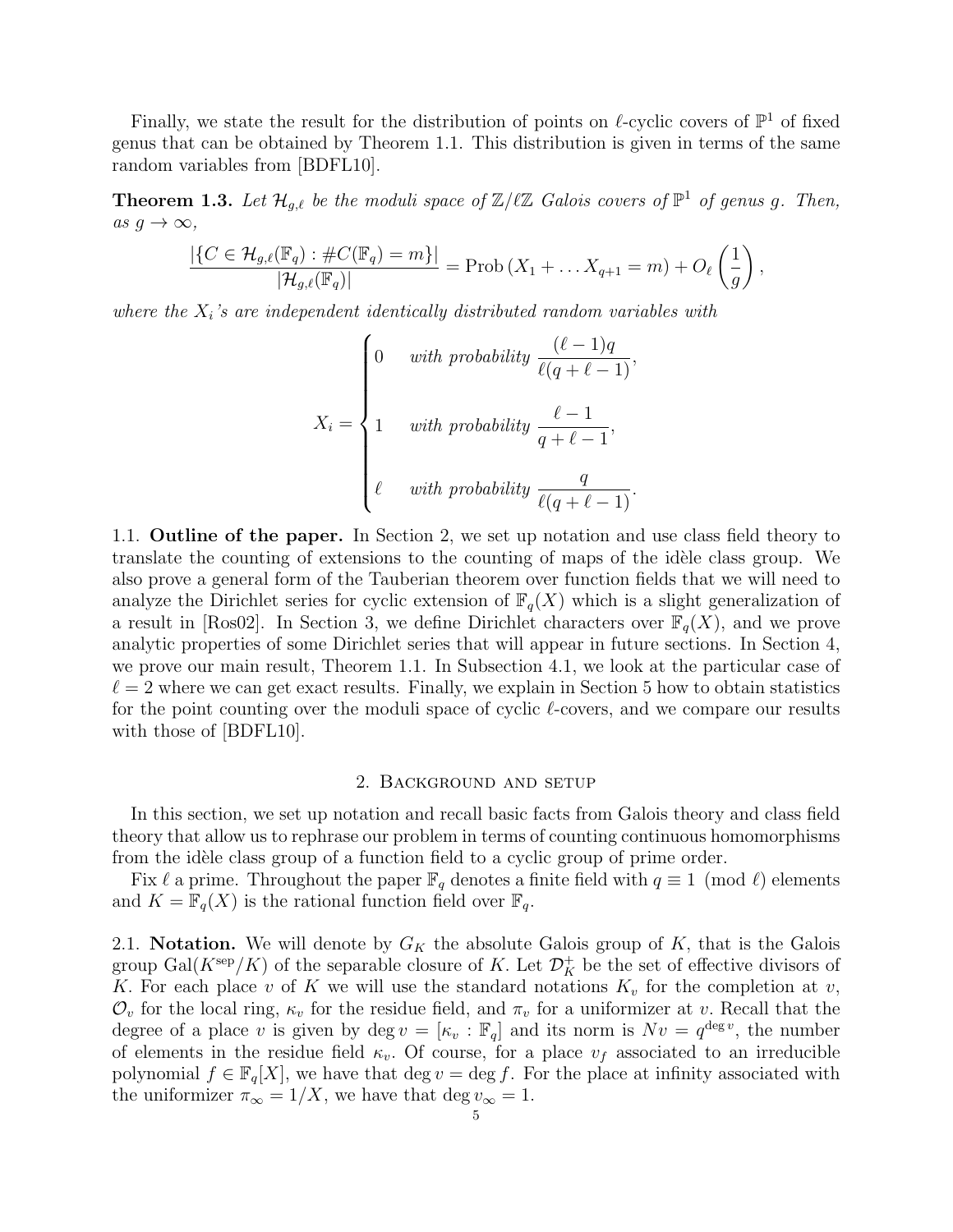Finally, we state the result for the distribution of points on $\ell$-cyclic covers of $\mathbb{P}^1$ of fixed genus that can be obtained by Theorem 1.1. This distribution is given in terms of the same random variables from [BDFL10].

**Theorem 1.3.** *Let $\mathcal{H}_{g,\ell}$ be the moduli space of $\mathbb{Z}/\ell\mathbb{Z}$ Galois covers of $\mathbb{P}^1$ of genus $g$. Then, as $g \to \infty$,*

$$\frac{|\{C \in \mathcal{H}_{g,\ell}(\mathbb{F}_q) : \#C(\mathbb{F}_q) = m\}|}{|\mathcal{H}_{g,\ell}(\mathbb{F}_q)|} = \operatorname{Prob}\left(X_1 + \dots X_{q+1} = m\right) + O_\ell\left(\frac{1}{g}\right),$$

*where the $X_i$'s are independent identically distributed random variables with*

$$X_i = \begin{cases} 0 & \text{with probability } \dfrac{(\ell-1)q}{\ell(q+\ell-1)}, \\[2ex] 1 & \text{with probability } \dfrac{\ell-1}{q+\ell-1}, \\[2ex] \ell & \text{with probability } \dfrac{q}{\ell(q+\ell-1)}. \end{cases}$$

1.1. **Outline of the paper.** In Section 2, we set up notation and use class field theory to translate the counting of extensions to the counting of maps of the idèle class group. We also prove a general form of the Tauberian theorem over function fields that we will need to analyze the Dirichlet series for cyclic extension of $\mathbb{F}_q(X)$ which is a slight generalization of a result in [Ros02]. In Section 3, we define Dirichlet characters over $\mathbb{F}_q(X)$, and we prove analytic properties of some Dirichlet series that will appear in future sections. In Section 4, we prove our main result, Theorem 1.1. In Subsection 4.1, we look at the particular case of $\ell = 2$ where we can get exact results. Finally, we explain in Section 5 how to obtain statistics for the point counting over the moduli space of cyclic $\ell$-covers, and we compare our results with those of [BDFL10].

## 2. Background and setup

In this section, we set up notation and recall basic facts from Galois theory and class field theory that allow us to rephrase our problem in terms of counting continuous homomorphisms from the idèle class group of a function field to a cyclic group of prime order.

Fix $\ell$ a prime. Throughout the paper $\mathbb{F}_q$ denotes a finite field with $q \equiv 1 \pmod{\ell}$ elements and $K = \mathbb{F}_q(X)$ is the rational function field over $\mathbb{F}_q$.

2.1. **Notation.** We will denote by $G_K$ the absolute Galois group of $K$, that is the Galois group $\mathrm{Gal}(K^{\mathrm{sep}}/K)$ of the separable closure of $K$. Let $\mathcal{D}_K^+$ be the set of effective divisors of $K$. For each place $v$ of $K$ we will use the standard notations $K_v$ for the completion at $v$, $\mathcal{O}_v$ for the local ring, $\kappa_v$ for the residue field, and $\pi_v$ for a uniformizer at $v$. Recall that the degree of a place $v$ is given by $\deg v = [\kappa_v : \mathbb{F}_q]$ and its norm is $Nv = q^{\deg v}$, the number of elements in the residue field $\kappa_v$. Of course, for a place $v_f$ associated to an irreducible polynomial $f \in \mathbb{F}_q[X]$, we have that $\deg v = \deg f$. For the place at infinity associated with the uniformizer $\pi_\infty = 1/X$, we have that $\deg v_\infty = 1$.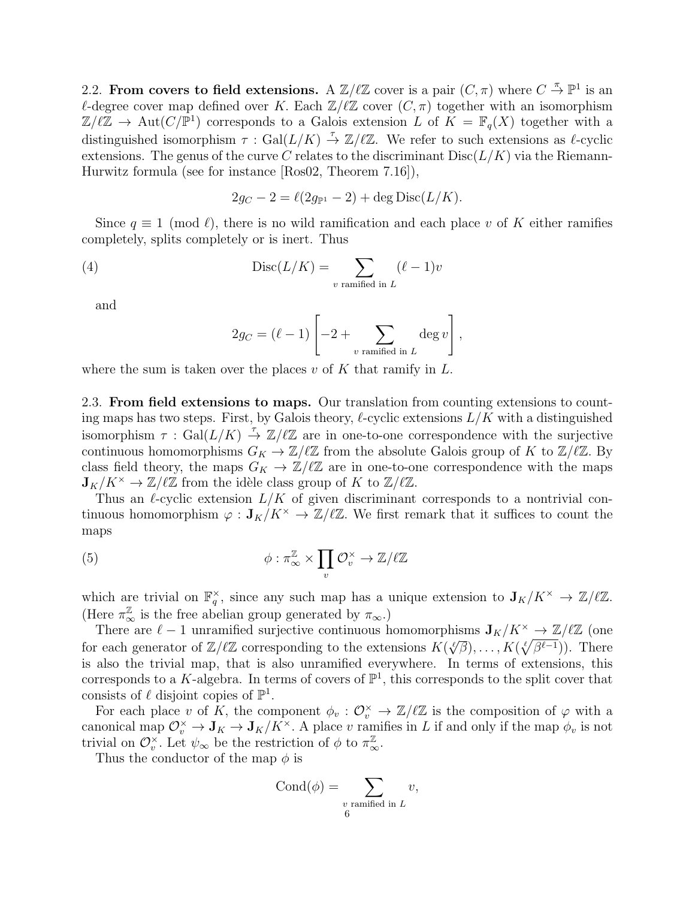2.2. **From covers to field extensions.** A $\mathbb{Z}/\ell\mathbb{Z}$ cover is a pair $(C, \pi)$ where $C \xrightarrow{\pi} \mathbb{P}^1$ is an $\ell$-degree cover map defined over $K$. Each $\mathbb{Z}/\ell\mathbb{Z}$ cover $(C, \pi)$ together with an isomorphism $\mathbb{Z}/\ell\mathbb{Z} \to \mathrm{Aut}(C/\mathbb{P}^1)$ corresponds to a Galois extension $L$ of $K = \mathbb{F}_q(X)$ together with a distinguished isomorphism $\tau : \mathrm{Gal}(L/K) \xrightarrow{\tau} \mathbb{Z}/\ell\mathbb{Z}$. We refer to such extensions as $\ell$-cyclic extensions. The genus of the curve $C$ relates to the discriminant $\mathrm{Disc}(L/K)$ via the Riemann-Hurwitz formula (see for instance [Ros02, Theorem 7.16]),

$$2g_C - 2 = \ell(2g_{\mathbb{P}^1} - 2) + \deg \mathrm{Disc}(L/K).$$

Since $q \equiv 1 \pmod{\ell}$, there is no wild ramification and each place $v$ of $K$ either ramifies completely, splits completely or is inert. Thus

$$\mathrm{Disc}(L/K) = \sum_{v \text{ ramified in } L} (\ell - 1)v \tag{4}$$

and

$$2g_C = (\ell - 1)\left[-2 + \sum_{v \text{ ramified in } L} \deg v\right],$$

where the sum is taken over the places $v$ of $K$ that ramify in $L$.

2.3. **From field extensions to maps.** Our translation from counting extensions to counting maps has two steps. First, by Galois theory, $\ell$-cyclic extensions $L/K$ with a distinguished isomorphism $\tau : \mathrm{Gal}(L/K) \xrightarrow{\tau} \mathbb{Z}/\ell\mathbb{Z}$ are in one-to-one correspondence with the surjective continuous homomorphisms $G_K \to \mathbb{Z}/\ell\mathbb{Z}$ from the absolute Galois group of $K$ to $\mathbb{Z}/\ell\mathbb{Z}$. By class field theory, the maps $G_K \to \mathbb{Z}/\ell\mathbb{Z}$ are in one-to-one correspondence with the maps $\mathbf{J}_K/K^\times \to \mathbb{Z}/\ell\mathbb{Z}$ from the idèle class group of $K$ to $\mathbb{Z}/\ell\mathbb{Z}$.

Thus an $\ell$-cyclic extension $L/K$ of given discriminant corresponds to a nontrivial continuous homomorphism $\varphi : \mathbf{J}_K/K^\times \to \mathbb{Z}/\ell\mathbb{Z}$. We first remark that it suffices to count the maps

$$\phi : \pi_\infty^{\mathbb{Z}} \times \prod_v \mathcal{O}_v^\times \to \mathbb{Z}/\ell\mathbb{Z} \tag{5}$$

which are trivial on $\mathbb{F}_q^\times$, since any such map has a unique extension to $\mathbf{J}_K/K^\times \to \mathbb{Z}/\ell\mathbb{Z}$. (Here $\pi_\infty^{\mathbb{Z}}$ is the free abelian group generated by $\pi_\infty$.)

There are $\ell - 1$ unramified surjective continuous homomorphisms $\mathbf{J}_K/K^\times \to \mathbb{Z}/\ell\mathbb{Z}$ (one for each generator of $\mathbb{Z}/\ell\mathbb{Z}$ corresponding to the extensions $K(\sqrt[\ell]{\beta}), \ldots, K(\sqrt[\ell]{\beta^{\ell-1}})$). There is also the trivial map, that is also unramified everywhere. In terms of extensions, this corresponds to a $K$-algebra. In terms of covers of $\mathbb{P}^1$, this corresponds to the split cover that consists of $\ell$ disjoint copies of $\mathbb{P}^1$.

For each place $v$ of $K$, the component $\phi_v : \mathcal{O}_v^\times \to \mathbb{Z}/\ell\mathbb{Z}$ is the composition of $\varphi$ with a canonical map $\mathcal{O}_v^\times \to \mathbf{J}_K \to \mathbf{J}_K/K^\times$. A place $v$ ramifies in $L$ if and only if the map $\phi_v$ is not trivial on $\mathcal{O}_v^\times$. Let $\psi_\infty$ be the restriction of $\phi$ to $\pi_\infty^{\mathbb{Z}}$.

Thus the conductor of the map $\phi$ is

$$\mathrm{Cond}(\phi) = \sum_{v \text{ ramified in } L} v,$$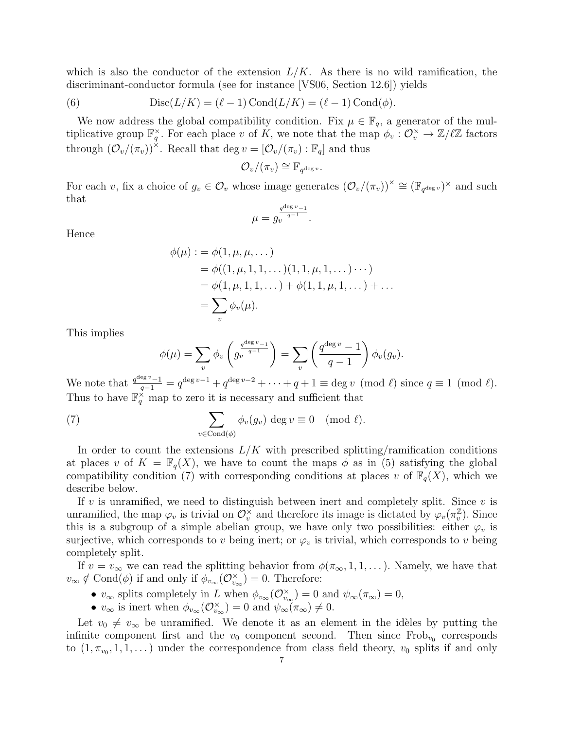which is also the conductor of the extension $L/K$. As there is no wild ramification, the discriminant-conductor formula (see for instance [VS06, Section 12.6]) yields

$$\operatorname{Disc}(L/K) = (\ell - 1)\operatorname{Cond}(L/K) = (\ell - 1)\operatorname{Cond}(\phi). \tag{6}$$

We now address the global compatibility condition. Fix $\mu \in \mathbb{F}_q$, a generator of the multiplicative group $\mathbb{F}_q^\times$. For each place $v$ of $K$, we note that the map $\phi_v : \mathcal{O}_v^\times \to \mathbb{Z}/\ell\mathbb{Z}$ factors through $(\mathcal{O}_v/(\pi_v))^\times$. Recall that $\deg v = [\mathcal{O}_v/(\pi_v) : \mathbb{F}_q]$ and thus

$$\mathcal{O}_v/(\pi_v) \cong \mathbb{F}_{q^{\deg v}}.$$

For each $v$, fix a choice of $g_v \in \mathcal{O}_v$ whose image generates $(\mathcal{O}_v/(\pi_v))^\times \cong (\mathbb{F}_{q^{\deg v}})^\times$ and such that

$$\mu = g_v^{\frac{q^{\deg v}-1}{q-1}}.$$

Hence

$$\begin{aligned}
\phi(\mu) &:= \phi(1, \mu, \mu, \dots) \\
&= \phi((1, \mu, 1, 1, \dots)(1, 1, \mu, 1, \dots)\cdots) \\
&= \phi(1, \mu, 1, 1, \dots) + \phi(1, 1, \mu, 1, \dots) + \dots \\
&= \sum_v \phi_v(\mu).
\end{aligned}$$

This implies

$$\phi(\mu) = \sum_v \phi_v\left(g_v^{\frac{q^{\deg v}-1}{q-1}}\right) = \sum_v \left(\frac{q^{\deg v}-1}{q-1}\right)\phi_v(g_v).$$

We note that $\frac{q^{\deg v}-1}{q-1} = q^{\deg v - 1} + q^{\deg v - 2} + \dots + q + 1 \equiv \deg v \pmod{\ell}$ since $q \equiv 1 \pmod{\ell}$. Thus to have $\mathbb{F}_q^\times$ map to zero it is necessary and sufficient that

$$\sum_{v \in \operatorname{Cond}(\phi)} \phi_v(g_v)\deg v \equiv 0 \pmod{\ell}. \tag{7}$$

In order to count the extensions $L/K$ with prescribed splitting/ramification conditions at places $v$ of $K = \mathbb{F}_q(X)$, we have to count the maps $\phi$ as in (5) satisfying the global compatibility condition (7) with corresponding conditions at places $v$ of $\mathbb{F}_q(X)$, which we describe below.

If $v$ is unramified, we need to distinguish between inert and completely split. Since $v$ is unramified, the map $\varphi_v$ is trivial on $\mathcal{O}_v^\times$ and therefore its image is dictated by $\varphi_v(\pi_v^{\mathbb{Z}})$. Since this is a subgroup of a simple abelian group, we have only two possibilities: either $\varphi_v$ is surjective, which corresponds to $v$ being inert; or $\varphi_v$ is trivial, which corresponds to $v$ being completely split.

If $v = v_\infty$ we can read the splitting behavior from $\phi(\pi_\infty, 1, 1, \dots)$. Namely, we have that $v_\infty \notin \operatorname{Cond}(\phi)$ if and only if $\phi_{v_\infty}(\mathcal{O}_{v_\infty}^\times) = 0$. Therefore:

- $v_\infty$ splits completely in $L$ when $\phi_{v_\infty}(\mathcal{O}_{v_\infty}^\times) = 0$ and $\psi_\infty(\pi_\infty) = 0$,
- $v_\infty$ is inert when $\phi_{v_\infty}(\mathcal{O}_{v_\infty}^\times) = 0$ and $\psi_\infty(\pi_\infty) \neq 0$.

Let $v_0 \neq v_\infty$ be unramified. We denote it as an element in the idèles by putting the infinite component first and the $v_0$ component second. Then since $\operatorname{Frob}_{v_0}$ corresponds to $(1, \pi_{v_0}, 1, 1, \dots)$ under the correspondence from class field theory, $v_0$ splits if and only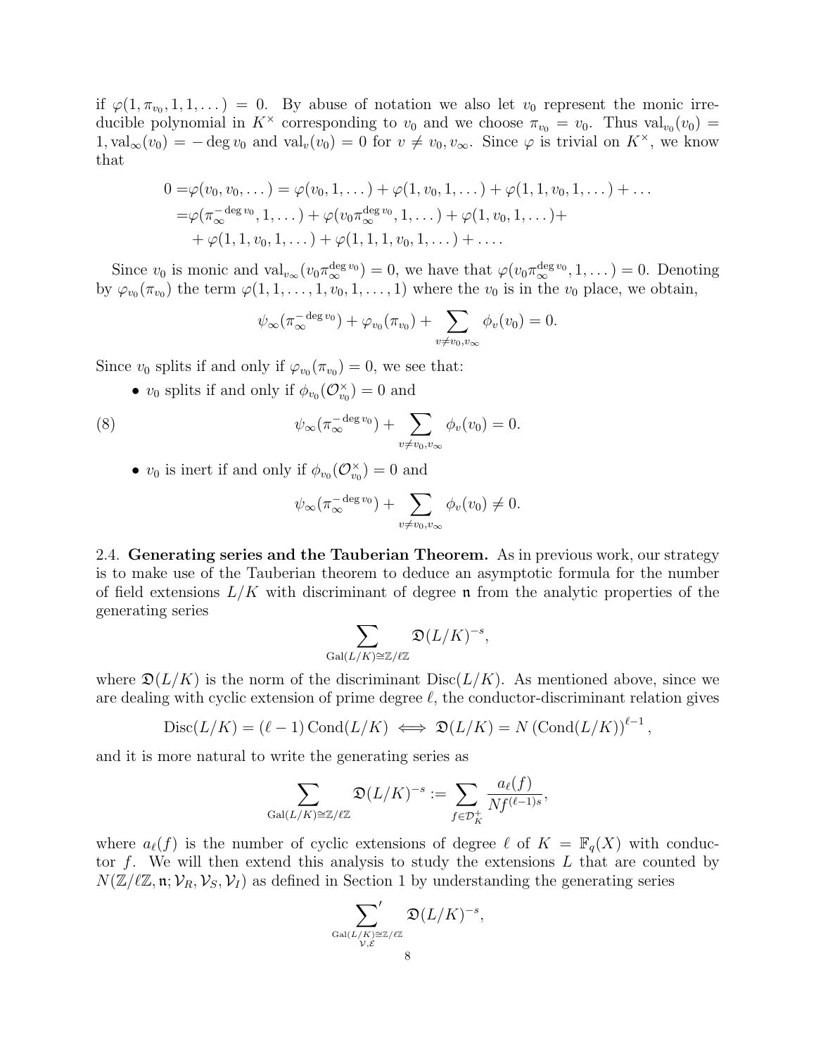if $\varphi(1, \pi_{v_0}, 1, 1, \dots) = 0$. By abuse of notation we also let $v_0$ represent the monic irreducible polynomial in $K^\times$ corresponding to $v_0$ and we choose $\pi_{v_0} = v_0$. Thus $\mathrm{val}_{v_0}(v_0) = 1, \mathrm{val}_\infty(v_0) = -\deg v_0$ and $\mathrm{val}_v(v_0) = 0$ for $v \neq v_0, v_\infty$. Since $\varphi$ is trivial on $K^\times$, we know that

$$
\begin{aligned}
0 =& \varphi(v_0, v_0, \dots) = \varphi(v_0, 1, \dots) + \varphi(1, v_0, 1, \dots) + \varphi(1, 1, v_0, 1, \dots) + \dots \\
=& \varphi(\pi_\infty^{-\deg v_0}, 1, \dots) + \varphi(v_0 \pi_\infty^{\deg v_0}, 1, \dots) + \varphi(1, v_0, 1, \dots) + \\
&+ \varphi(1, 1, v_0, 1, \dots) + \varphi(1, 1, 1, v_0, 1, \dots) + \dots .
\end{aligned}
$$

Since $v_0$ is monic and $\mathrm{val}_{v_\infty}(v_0 \pi_\infty^{\deg v_0}) = 0$, we have that $\varphi(v_0 \pi_\infty^{\deg v_0}, 1, \dots) = 0$. Denoting by $\varphi_{v_0}(\pi_{v_0})$ the term $\varphi(1, 1, \dots, 1, v_0, 1, \dots, 1)$ where the $v_0$ is in the $v_0$ place, we obtain,

$$
\psi_\infty(\pi_\infty^{-\deg v_0}) + \varphi_{v_0}(\pi_{v_0}) + \sum_{v \neq v_0, v_\infty} \phi_v(v_0) = 0.
$$

Since $v_0$ splits if and only if $\varphi_{v_0}(\pi_{v_0}) = 0$, we see that:

- $v_0$ splits if and only if $\phi_{v_0}(\mathcal{O}_{v_0}^\times) = 0$ and

$$
\psi_\infty(\pi_\infty^{-\deg v_0}) + \sum_{v \neq v_0, v_\infty} \phi_v(v_0) = 0. \tag{8}
$$

- $v_0$ is inert if and only if $\phi_{v_0}(\mathcal{O}_{v_0}^\times) = 0$ and

$$
\psi_\infty(\pi_\infty^{-\deg v_0}) + \sum_{v \neq v_0, v_\infty} \phi_v(v_0) \neq 0.
$$

2.4. **Generating series and the Tauberian Theorem.** As in previous work, our strategy is to make use of the Tauberian theorem to deduce an asymptotic formula for the number of field extensions $L/K$ with discriminant of degree $\mathfrak{n}$ from the analytic properties of the generating series

$$
\sum_{\mathrm{Gal}(L/K) \cong \mathbb{Z}/\ell\mathbb{Z}} \mathfrak{D}(L/K)^{-s},
$$

where $\mathfrak{D}(L/K)$ is the norm of the discriminant $\mathrm{Disc}(L/K)$. As mentioned above, since we are dealing with cyclic extension of prime degree $\ell$, the conductor-discriminant relation gives

$$
\mathrm{Disc}(L/K) = (\ell - 1) \, \mathrm{Cond}(L/K) \iff \mathfrak{D}(L/K) = N \left( \mathrm{Cond}(L/K) \right)^{\ell - 1},
$$

and it is more natural to write the generating series as

$$
\sum_{\mathrm{Gal}(L/K) \cong \mathbb{Z}/\ell\mathbb{Z}} \mathfrak{D}(L/K)^{-s} := \sum_{f \in \mathcal{D}_K^+} \frac{a_\ell(f)}{Nf^{(\ell-1)s}},
$$

where $a_\ell(f)$ is the number of cyclic extensions of degree $\ell$ of $K = \mathbb{F}_q(X)$ with conductor $f$. We will then extend this analysis to study the extensions $L$ that are counted by $N(\mathbb{Z}/\ell\mathbb{Z}, \mathfrak{n}; \mathcal{V}_R, \mathcal{V}_S, \mathcal{V}_I)$ as defined in Section 1 by understanding the generating series

$$
\sideset{}{'}\sum_{\substack{\mathrm{Gal}(L/K) \cong \mathbb{Z}/\ell\mathbb{Z} \\ \mathcal{V}, \mathcal{E}}} \mathfrak{D}(L/K)^{-s},
$$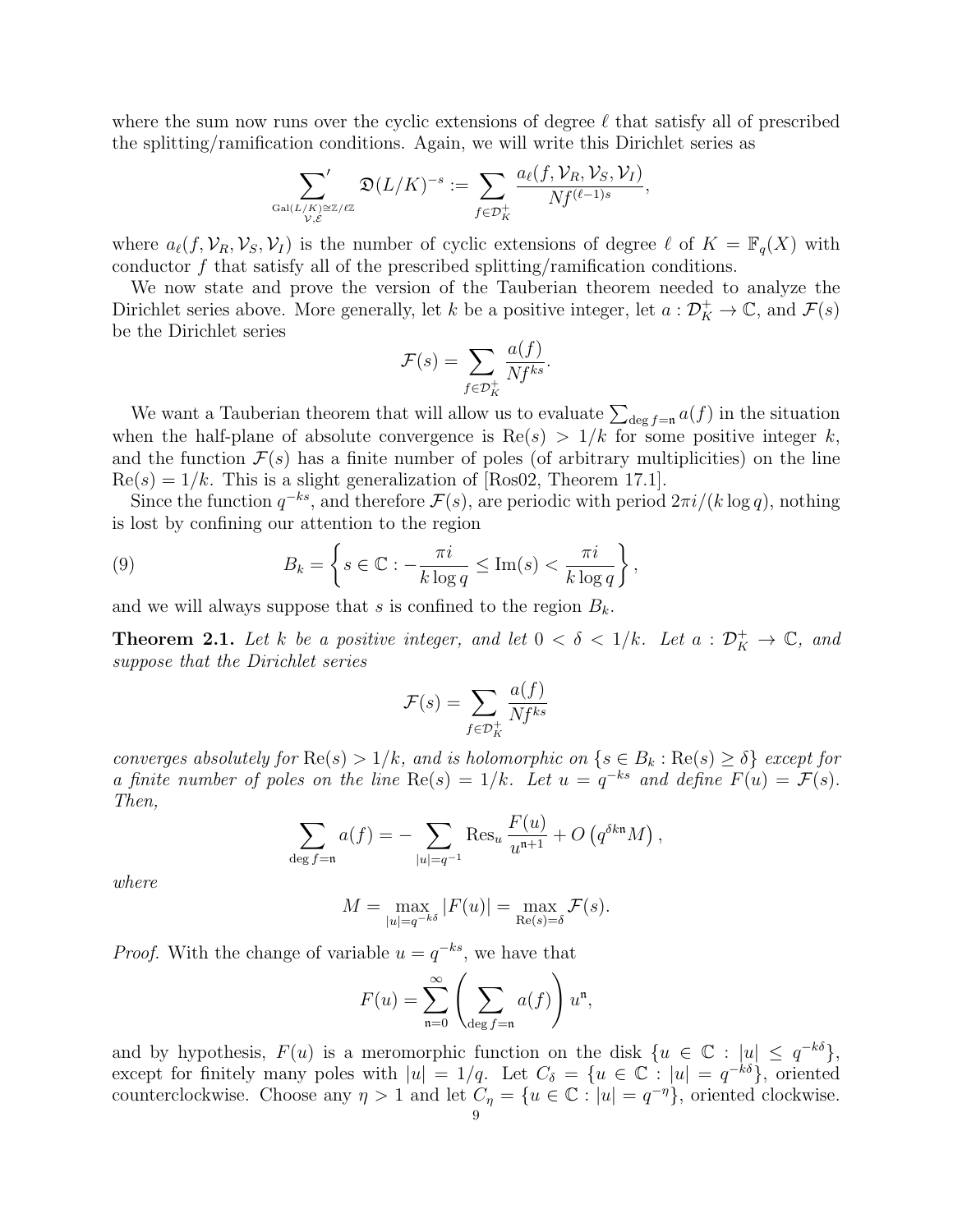where the sum now runs over the cyclic extensions of degree $\ell$ that satisfy all of prescribed the splitting/ramification conditions. Again, we will write this Dirichlet series as

$$\sum_{\substack{\mathrm{Gal}(L/K)\cong\mathbb{Z}/\ell\mathbb{Z} \\ \mathcal{V},\mathcal{E}}}' \mathfrak{D}(L/K)^{-s} := \sum_{f\in\mathcal{D}_K^+} \frac{a_\ell(f,\mathcal{V}_R,\mathcal{V}_S,\mathcal{V}_I)}{Nf^{(\ell-1)s}},$$

where $a_\ell(f,\mathcal{V}_R,\mathcal{V}_S,\mathcal{V}_I)$ is the number of cyclic extensions of degree $\ell$ of $K=\mathbb{F}_q(X)$ with conductor $f$ that satisfy all of the prescribed splitting/ramification conditions.

We now state and prove the version of the Tauberian theorem needed to analyze the Dirichlet series above. More generally, let $k$ be a positive integer, let $a:\mathcal{D}_K^+\to\mathbb{C}$, and $\mathcal{F}(s)$ be the Dirichlet series

$$\mathcal{F}(s) = \sum_{f\in\mathcal{D}_K^+} \frac{a(f)}{Nf^{ks}}.$$

We want a Tauberian theorem that will allow us to evaluate $\sum_{\deg f=\mathfrak{n}} a(f)$ in the situation when the half-plane of absolute convergence is $\mathrm{Re}(s)>1/k$ for some positive integer $k$, and the function $\mathcal{F}(s)$ has a finite number of poles (of arbitrary multiplicities) on the line $\mathrm{Re}(s)=1/k$. This is a slight generalization of [Ros02, Theorem 17.1].

Since the function $q^{-ks}$, and therefore $\mathcal{F}(s)$, are periodic with period $2\pi i/(k\log q)$, nothing is lost by confining our attention to the region

$$B_k = \left\{ s\in\mathbb{C} : -\frac{\pi i}{k\log q} \le \mathrm{Im}(s) < \frac{\pi i}{k\log q} \right\}, \tag{9}$$

and we will always suppose that $s$ is confined to the region $B_k$.

**Theorem 2.1.** *Let $k$ be a positive integer, and let $0<\delta<1/k$. Let $a:\mathcal{D}_K^+\to\mathbb{C}$, and suppose that the Dirichlet series*

$$\mathcal{F}(s) = \sum_{f\in\mathcal{D}_K^+} \frac{a(f)}{Nf^{ks}}$$

*converges absolutely for $\mathrm{Re}(s)>1/k$, and is holomorphic on $\{s\in B_k : \mathrm{Re}(s)\ge\delta\}$ except for a finite number of poles on the line $\mathrm{Re}(s)=1/k$. Let $u=q^{-ks}$ and define $F(u)=\mathcal{F}(s)$. Then,*

$$\sum_{\deg f=\mathfrak{n}} a(f) = -\sum_{|u|=q^{-1}} \mathrm{Res}_u \frac{F(u)}{u^{\mathfrak{n}+1}} + O\left(q^{\delta k\mathfrak{n}}M\right),$$

*where*

$$M = \max_{|u|=q^{-k\delta}} |F(u)| = \max_{\mathrm{Re}(s)=\delta} \mathcal{F}(s).$$

*Proof.* With the change of variable $u=q^{-ks}$, we have that

$$F(u) = \sum_{\mathfrak{n}=0}^{\infty} \left( \sum_{\deg f=\mathfrak{n}} a(f) \right) u^{\mathfrak{n}},$$

and by hypothesis, $F(u)$ is a meromorphic function on the disk $\{u\in\mathbb{C} : |u|\le q^{-k\delta}\}$, except for finitely many poles with $|u|=1/q$. Let $C_\delta=\{u\in\mathbb{C} : |u|=q^{-k\delta}\}$, oriented counterclockwise. Choose any $\eta>1$ and let $C_\eta=\{u\in\mathbb{C} : |u|=q^{-\eta}\}$, oriented clockwise.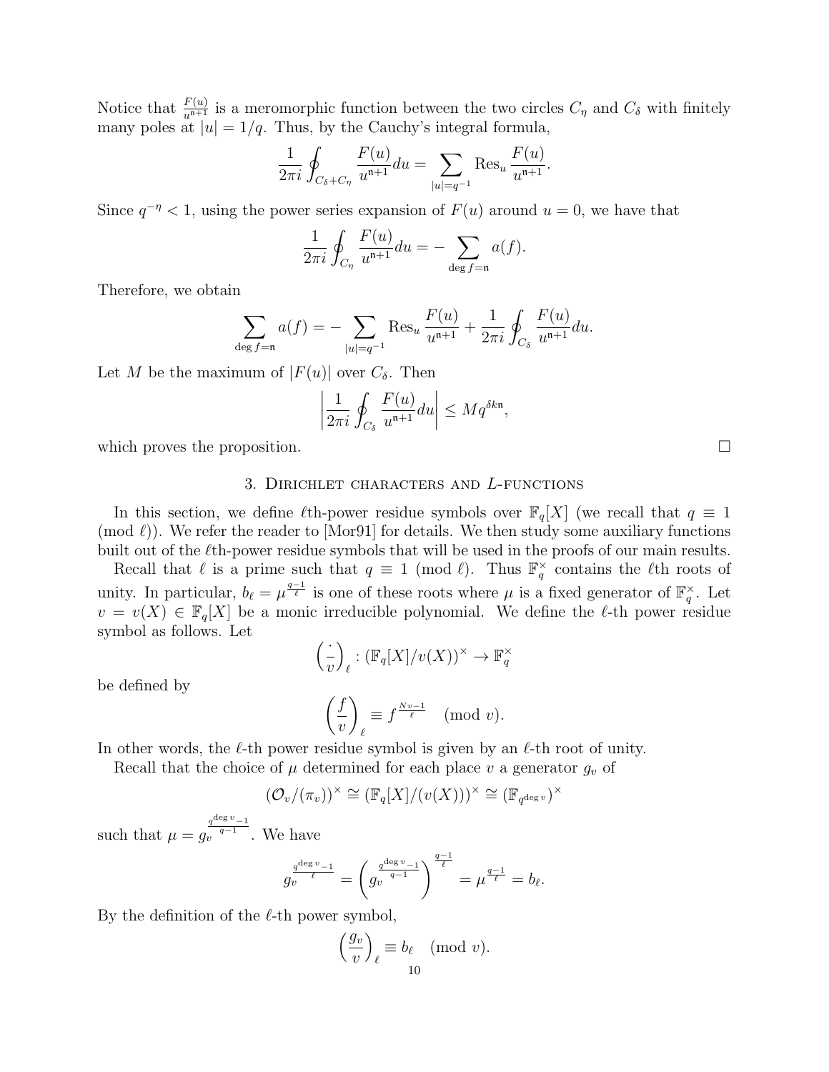Notice that $\frac{F(u)}{u^{\mathfrak{n}+1}}$ is a meromorphic function between the two circles $C_\eta$ and $C_\delta$ with finitely many poles at $|u| = 1/q$. Thus, by the Cauchy's integral formula,

$$\frac{1}{2\pi i}\oint_{C_\delta + C_\eta} \frac{F(u)}{u^{\mathfrak{n}+1}} du = \sum_{|u|=q^{-1}} \mathrm{Res}_u \frac{F(u)}{u^{\mathfrak{n}+1}}.$$

Since $q^{-\eta} < 1$, using the power series expansion of $F(u)$ around $u = 0$, we have that

$$\frac{1}{2\pi i}\oint_{C_\eta} \frac{F(u)}{u^{\mathfrak{n}+1}} du = -\sum_{\deg f = \mathfrak{n}} a(f).$$

Therefore, we obtain

$$\sum_{\deg f = \mathfrak{n}} a(f) = -\sum_{|u|=q^{-1}} \mathrm{Res}_u \frac{F(u)}{u^{\mathfrak{n}+1}} + \frac{1}{2\pi i}\oint_{C_\delta} \frac{F(u)}{u^{\mathfrak{n}+1}} du.$$

Let $M$ be the maximum of $|F(u)|$ over $C_\delta$. Then

$$\left|\frac{1}{2\pi i}\oint_{C_\delta} \frac{F(u)}{u^{\mathfrak{n}+1}} du\right| \leq M q^{\delta k \mathfrak{n}},$$

which proves the proposition. □

## 3. Dirichlet characters and $L$-functions

In this section, we define $\ell$th-power residue symbols over $\mathbb{F}_q[X]$ (we recall that $q \equiv 1 \pmod{\ell}$). We refer the reader to [Mor91] for details. We then study some auxiliary functions built out of the $\ell$th-power residue symbols that will be used in the proofs of our main results.

Recall that $\ell$ is a prime such that $q \equiv 1 \pmod{\ell}$. Thus $\mathbb{F}_q^\times$ contains the $\ell$th roots of unity. In particular, $b_\ell = \mu^{\frac{q-1}{\ell}}$ is one of these roots where $\mu$ is a fixed generator of $\mathbb{F}_q^\times$. Let $v = v(X) \in \mathbb{F}_q[X]$ be a monic irreducible polynomial. We define the $\ell$-th power residue symbol as follows. Let

$$\left(\frac{\cdot}{v}\right)_\ell : (\mathbb{F}_q[X]/v(X))^\times \to \mathbb{F}_q^\times$$

be defined by

$$\left(\frac{f}{v}\right)_\ell \equiv f^{\frac{Nv-1}{\ell}} \pmod{v}.$$

In other words, the $\ell$-th power residue symbol is given by an $\ell$-th root of unity.

Recall that the choice of $\mu$ determined for each place $v$ a generator $g_v$ of

$$(\mathcal{O}_v/(\pi_v))^\times \cong (\mathbb{F}_q[X]/(v(X)))^\times \cong (\mathbb{F}_{q^{\deg v}})^\times$$

such that $\mu = g_v^{\frac{q^{\deg v}-1}{q-1}}$. We have

$$g_v^{\frac{q^{\deg v}-1}{\ell}} = \left(g_v^{\frac{q^{\deg v}-1}{q-1}}\right)^{\frac{q-1}{\ell}} = \mu^{\frac{q-1}{\ell}} = b_\ell.$$

By the definition of the $\ell$-th power symbol,

$$\left(\frac{g_v}{v}\right)_\ell \equiv b_\ell \pmod{v}.$$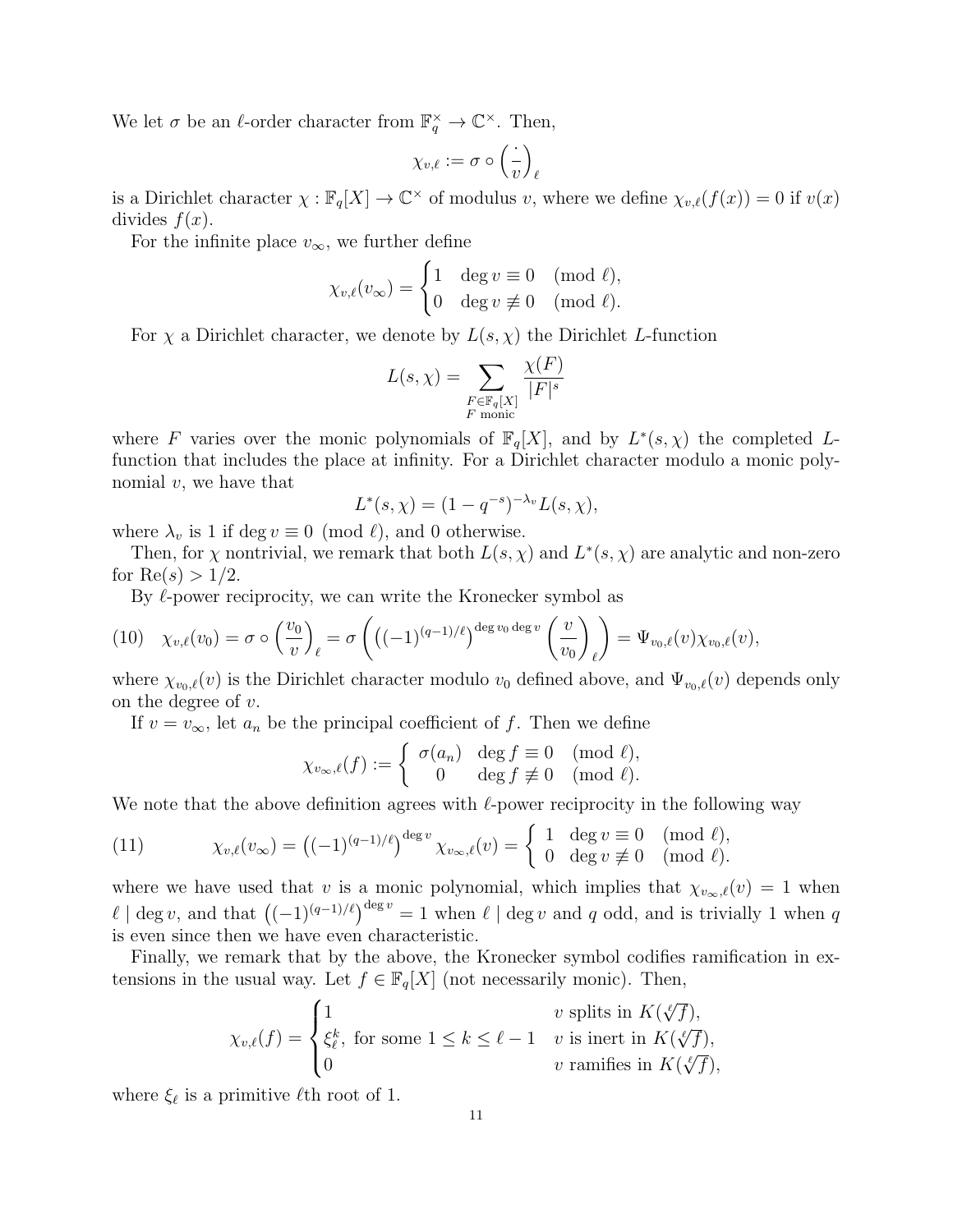We let $\sigma$ be an $\ell$-order character from $\mathbb{F}_q^\times \to \mathbb{C}^\times$. Then,

$$\chi_{v,\ell} := \sigma \circ \left(\frac{\cdot}{v}\right)_\ell$$

is a Dirichlet character $\chi : \mathbb{F}_q[X] \to \mathbb{C}^\times$ of modulus $v$, where we define $\chi_{v,\ell}(f(x)) = 0$ if $v(x)$ divides $f(x)$.

For the infinite place $v_\infty$, we further define

$$\chi_{v,\ell}(v_\infty) = \begin{cases} 1 & \deg v \equiv 0 \pmod{\ell}, \\ 0 & \deg v \not\equiv 0 \pmod{\ell}. \end{cases}$$

For $\chi$ a Dirichlet character, we denote by $L(s,\chi)$ the Dirichlet $L$-function

$$L(s,\chi) = \sum_{\substack{F \in \mathbb{F}_q[X] \\ F \text{ monic}}} \frac{\chi(F)}{|F|^s}$$

where $F$ varies over the monic polynomials of $\mathbb{F}_q[X]$, and by $L^*(s,\chi)$ the completed $L$-function that includes the place at infinity. For a Dirichlet character modulo a monic polynomial $v$, we have that

$$L^*(s,\chi) = (1 - q^{-s})^{-\lambda_v} L(s,\chi),$$

where $\lambda_v$ is 1 if $\deg v \equiv 0 \pmod{\ell}$, and 0 otherwise.

Then, for $\chi$ nontrivial, we remark that both $L(s,\chi)$ and $L^*(s,\chi)$ are analytic and non-zero for $\mathrm{Re}(s) > 1/2$.

By $\ell$-power reciprocity, we can write the Kronecker symbol as

$$\chi_{v,\ell}(v_0) = \sigma \circ \left(\frac{v_0}{v}\right)_\ell = \sigma\left(\left((-1)^{(q-1)/\ell}\right)^{\deg v_0 \deg v} \left(\frac{v}{v_0}\right)_\ell\right) = \Psi_{v_0,\ell}(v)\chi_{v_0,\ell}(v), \tag{10}$$

where $\chi_{v_0,\ell}(v)$ is the Dirichlet character modulo $v_0$ defined above, and $\Psi_{v_0,\ell}(v)$ depends only on the degree of $v$.

If $v = v_\infty$, let $a_n$ be the principal coefficient of $f$. Then we define

$$\chi_{v_\infty,\ell}(f) := \begin{cases} \sigma(a_n) & \deg f \equiv 0 \pmod{\ell}, \\ 0 & \deg f \not\equiv 0 \pmod{\ell}. \end{cases}$$

We note that the above definition agrees with $\ell$-power reciprocity in the following way

$$\chi_{v,\ell}(v_\infty) = \left((-1)^{(q-1)/\ell}\right)^{\deg v} \chi_{v_\infty,\ell}(v) = \begin{cases} 1 & \deg v \equiv 0 \pmod{\ell}, \\ 0 & \deg v \not\equiv 0 \pmod{\ell}. \end{cases} \tag{11}$$

where we have used that $v$ is a monic polynomial, which implies that $\chi_{v_\infty,\ell}(v) = 1$ when $\ell \mid \deg v$, and that $\left((-1)^{(q-1)/\ell}\right)^{\deg v} = 1$ when $\ell \mid \deg v$ and $q$ odd, and is trivially 1 when $q$ is even since then we have even characteristic.

Finally, we remark that by the above, the Kronecker symbol codifies ramification in extensions in the usual way. Let $f \in \mathbb{F}_q[X]$ (not necessarily monic). Then,

$$\chi_{v,\ell}(f) = \begin{cases} 1 & v \text{ splits in } K(\sqrt[\ell]{f}), \\ \xi_\ell^k, \text{ for some } 1 \le k \le \ell - 1 & v \text{ is inert in } K(\sqrt[\ell]{f}), \\ 0 & v \text{ ramifies in } K(\sqrt[\ell]{f}), \end{cases}$$

where $\xi_\ell$ is a primitive $\ell$th root of 1.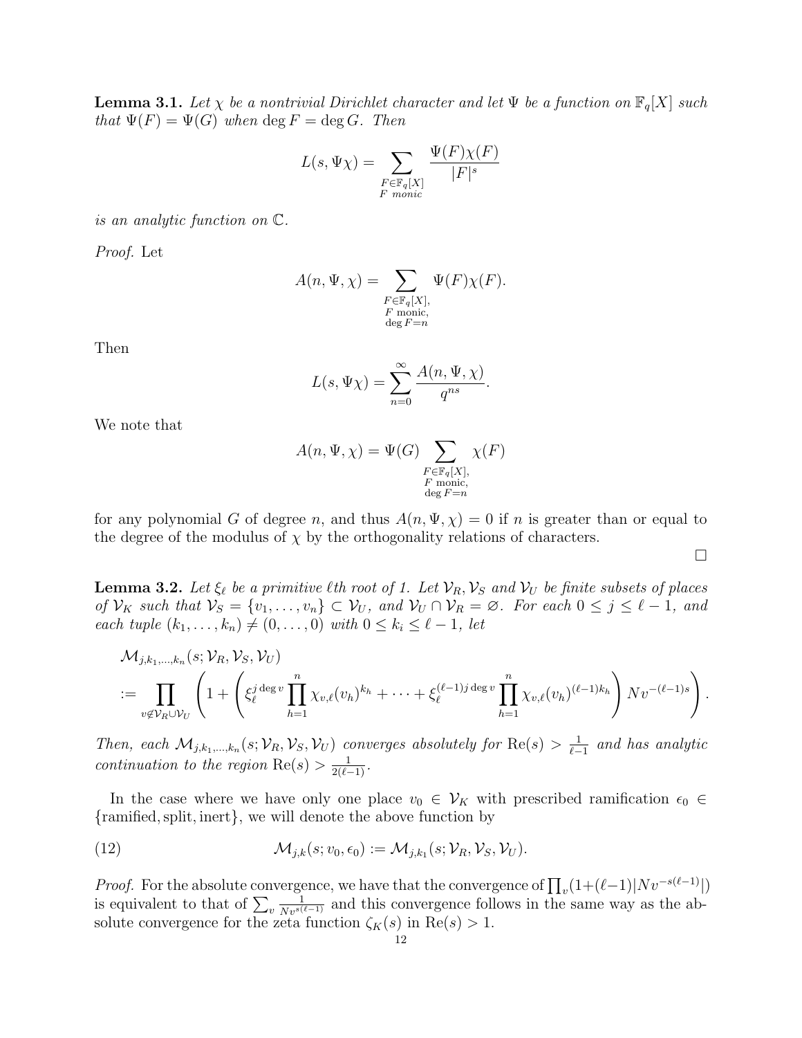**Lemma 3.1.** *Let $\chi$ be a nontrivial Dirichlet character and let $\Psi$ be a function on $\mathbb{F}_q[X]$ such that $\Psi(F) = \Psi(G)$ when $\deg F = \deg G$. Then*

$$L(s, \Psi\chi) = \sum_{\substack{F \in \mathbb{F}_q[X] \\ F \text{ monic}}} \frac{\Psi(F)\chi(F)}{|F|^s}$$

*is an analytic function on $\mathbb{C}$.*

*Proof.* Let

$$A(n, \Psi, \chi) = \sum_{\substack{F \in \mathbb{F}_q[X], \\ F \text{ monic}, \\ \deg F = n}} \Psi(F)\chi(F).$$

Then

$$L(s, \Psi\chi) = \sum_{n=0}^{\infty} \frac{A(n, \Psi, \chi)}{q^{ns}}.$$

We note that

$$A(n, \Psi, \chi) = \Psi(G) \sum_{\substack{F \in \mathbb{F}_q[X], \\ F \text{ monic}, \\ \deg F = n}} \chi(F)$$

for any polynomial $G$ of degree $n$, and thus $A(n, \Psi, \chi) = 0$ if $n$ is greater than or equal to the degree of the modulus of $\chi$ by the orthogonality relations of characters. □

**Lemma 3.2.** *Let $\xi_\ell$ be a primitive $\ell$th root of 1. Let $\mathcal{V}_R, \mathcal{V}_S$ and $\mathcal{V}_U$ be finite subsets of places of $\mathcal{V}_K$ such that $\mathcal{V}_S = \{v_1, \ldots, v_n\} \subset \mathcal{V}_U$, and $\mathcal{V}_U \cap \mathcal{V}_R = \varnothing$. For each $0 \le j \le \ell - 1$, and each tuple $(k_1, \ldots, k_n) \neq (0, \ldots, 0)$ with $0 \le k_i \le \ell - 1$, let*

$$\begin{aligned}
&\mathcal{M}_{j,k_1,\ldots,k_n}(s; \mathcal{V}_R, \mathcal{V}_S, \mathcal{V}_U) \\
&:= \prod_{v \notin \mathcal{V}_R \cup \mathcal{V}_U} \left( 1 + \left( \xi_\ell^{j \deg v} \prod_{h=1}^{n} \chi_{v,\ell}(v_h)^{k_h} + \cdots + \xi_\ell^{(\ell-1)j \deg v} \prod_{h=1}^{n} \chi_{v,\ell}(v_h)^{(\ell-1)k_h} \right) N v^{-(\ell-1)s} \right).
\end{aligned}$$

*Then, each $\mathcal{M}_{j,k_1,\ldots,k_n}(s; \mathcal{V}_R, \mathcal{V}_S, \mathcal{V}_U)$ converges absolutely for $\mathrm{Re}(s) > \frac{1}{\ell-1}$ and has analytic continuation to the region $\mathrm{Re}(s) > \frac{1}{2(\ell-1)}$.*

In the case where we have only one place $v_0 \in \mathcal{V}_K$ with prescribed ramification $\epsilon_0 \in \{\text{ramified}, \text{split}, \text{inert}\}$, we will denote the above function by

$$\mathcal{M}_{j,k}(s; v_0, \epsilon_0) := \mathcal{M}_{j,k_1}(s; \mathcal{V}_R, \mathcal{V}_S, \mathcal{V}_U). \tag{12}$$

*Proof.* For the absolute convergence, we have that the convergence of $\prod_v (1 + (\ell-1)|Nv^{-s(\ell-1)}|)$ is equivalent to that of $\sum_v \frac{1}{Nv^{s(\ell-1)}}$ and this convergence follows in the same way as the absolute convergence for the zeta function $\zeta_K(s)$ in $\mathrm{Re}(s) > 1$.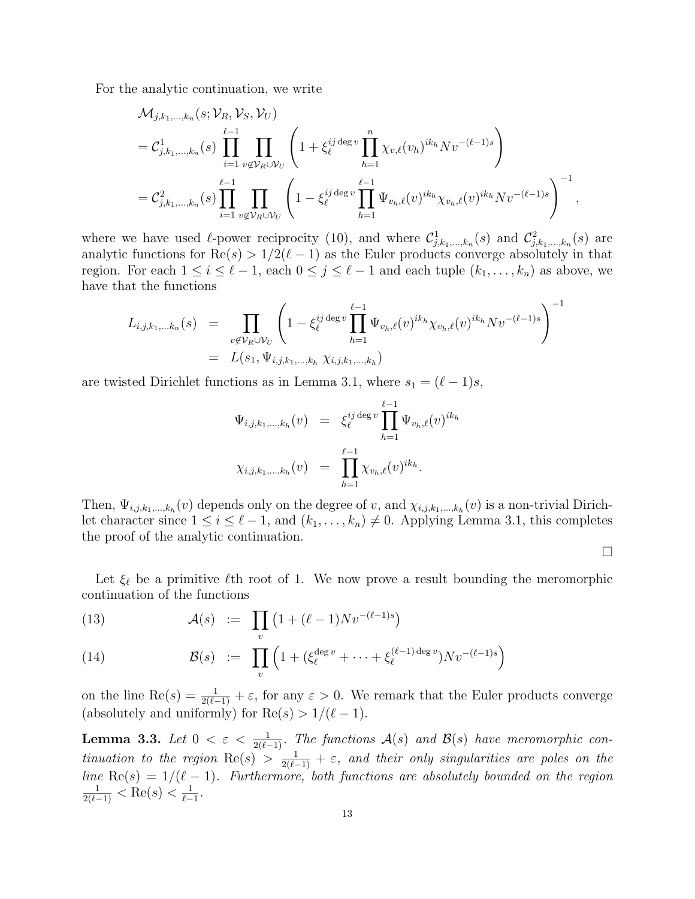For the analytic continuation, we write

$$
\begin{aligned}
&\mathcal{M}_{j,k_1,\dots,k_n}(s;\mathcal{V}_R,\mathcal{V}_S,\mathcal{V}_U)\\
&= \mathcal{C}^1_{j,k_1,\dots,k_n}(s) \prod_{i=1}^{\ell-1} \prod_{v\notin \mathcal{V}_R\cup\mathcal{V}_U} \left(1+\xi_\ell^{ij\deg v}\prod_{h=1}^{n}\chi_{v,\ell}(v_h)^{ik_h} Nv^{-(\ell-1)s}\right)\\
&= \mathcal{C}^2_{j,k_1,\dots,k_n}(s) \prod_{i=1}^{\ell-1} \prod_{v\notin \mathcal{V}_R\cup\mathcal{V}_U} \left(1-\xi_\ell^{ij\deg v}\prod_{h=1}^{\ell-1}\Psi_{v_h,\ell}(v)^{ik_h}\chi_{v_h,\ell}(v)^{ik_h} Nv^{-(\ell-1)s}\right)^{-1},
\end{aligned}
$$

where we have used $\ell$-power reciprocity (10), and where $\mathcal{C}^1_{j,k_1,\dots,k_n}(s)$ and $\mathcal{C}^2_{j,k_1,\dots,k_n}(s)$ are analytic functions for $\mathrm{Re}(s) > 1/2(\ell-1)$ as the Euler products converge absolutely in that region. For each $1 \le i \le \ell-1$, each $0 \le j \le \ell-1$ and each tuple $(k_1,\dots,k_n)$ as above, we have that the functions

$$
\begin{aligned}
L_{i,j,k_1,\dots k_n}(s) &= \prod_{v\notin \mathcal{V}_R\cup\mathcal{V}_U} \left(1-\xi_\ell^{ij\deg v}\prod_{h=1}^{\ell-1}\Psi_{v_h,\ell}(v)^{ik_h}\chi_{v_h,\ell}(v)^{ik_h} Nv^{-(\ell-1)s}\right)^{-1}\\
&= L(s_1, \Psi_{i,j,k_1,\dots,k_h}\ \chi_{i,j,k_1,\dots,k_h})
\end{aligned}
$$

are twisted Dirichlet functions as in Lemma 3.1, where $s_1 = (\ell-1)s$,

$$
\begin{aligned}
\Psi_{i,j,k_1,\dots,k_h}(v) &= \xi_\ell^{ij\deg v}\prod_{h=1}^{\ell-1}\Psi_{v_h,\ell}(v)^{ik_h}\\
\chi_{i,j,k_1,\dots,k_h}(v) &= \prod_{h=1}^{\ell-1}\chi_{v_h,\ell}(v)^{ik_h}.
\end{aligned}
$$

Then, $\Psi_{i,j,k_1,\dots,k_h}(v)$ depends only on the degree of $v$, and $\chi_{i,j,k_1,\dots,k_h}(v)$ is a non-trivial Dirichlet character since $1 \le i \le \ell-1$, and $(k_1,\dots,k_n) \neq 0$. Applying Lemma 3.1, this completes the proof of the analytic continuation.

□

Let $\xi_\ell$ be a primitive $\ell$th root of 1. We now prove a result bounding the meromorphic continuation of the functions

$$
\mathcal{A}(s) := \prod_v \left(1+(\ell-1)Nv^{-(\ell-1)s}\right) \tag{13}
$$

$$
\mathcal{B}(s) := \prod_v \left(1+(\xi_\ell^{\deg v}+\cdots+\xi_\ell^{(\ell-1)\deg v})Nv^{-(\ell-1)s}\right) \tag{14}
$$

on the line $\mathrm{Re}(s) = \frac{1}{2(\ell-1)}+\varepsilon$, for any $\varepsilon > 0$. We remark that the Euler products converge (absolutely and uniformly) for $\mathrm{Re}(s) > 1/(\ell-1)$.

**Lemma 3.3.** *Let $0 < \varepsilon < \frac{1}{2(\ell-1)}$. The functions $\mathcal{A}(s)$ and $\mathcal{B}(s)$ have meromorphic continuation to the region $\mathrm{Re}(s) > \frac{1}{2(\ell-1)}+\varepsilon$, and their only singularities are poles on the line $\mathrm{Re}(s) = 1/(\ell-1)$. Furthermore, both functions are absolutely bounded on the region $\frac{1}{2(\ell-1)} < \mathrm{Re}(s) < \frac{1}{\ell-1}$.*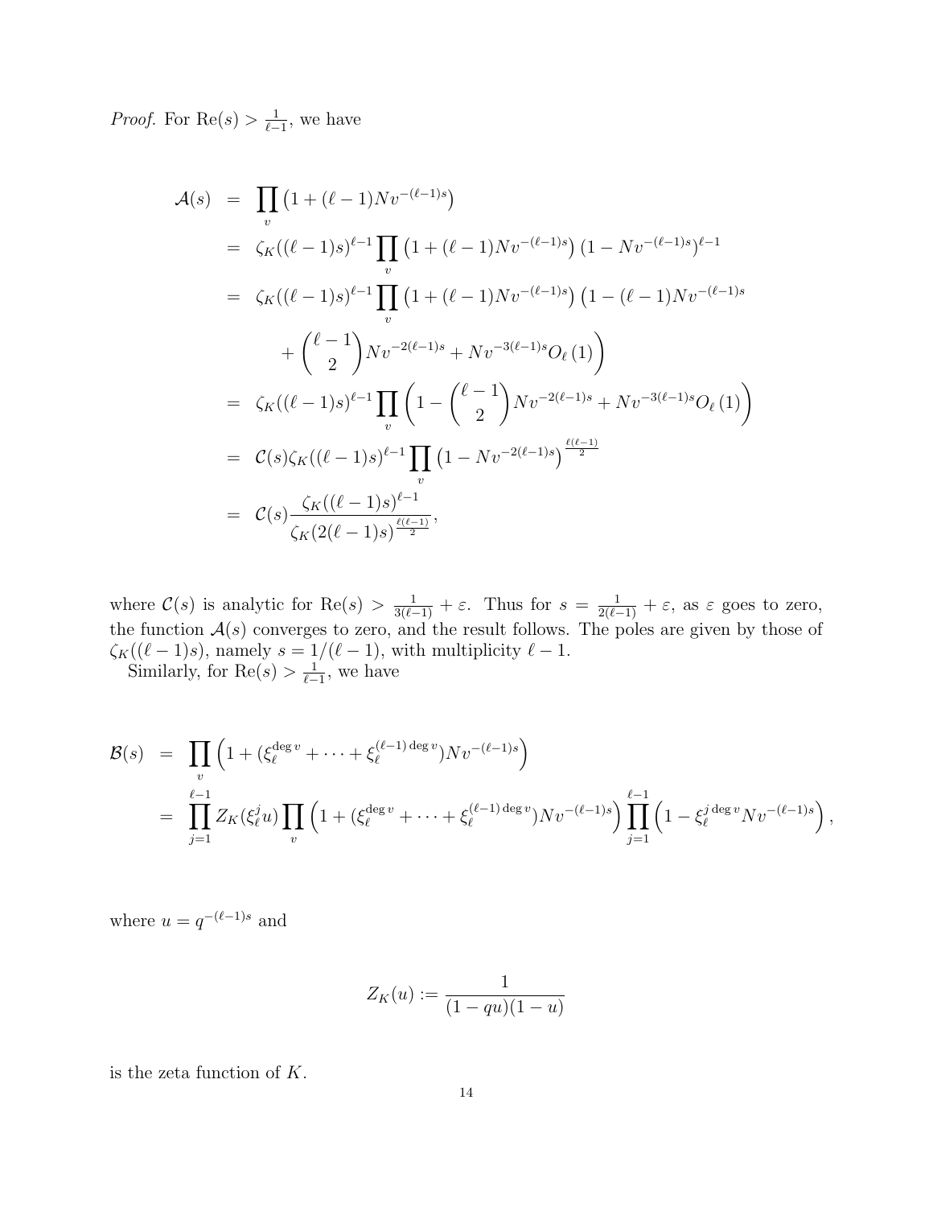*Proof.* For $\mathrm{Re}(s) > \frac{1}{\ell-1}$, we have

$$
\begin{aligned}
\mathcal{A}(s) &= \prod_v \left(1 + (\ell-1)Nv^{-(\ell-1)s}\right) \\
&= \zeta_K((\ell-1)s)^{\ell-1} \prod_v \left(1 + (\ell-1)Nv^{-(\ell-1)s}\right)\left(1 - Nv^{-(\ell-1)s}\right)^{\ell-1} \\
&= \zeta_K((\ell-1)s)^{\ell-1} \prod_v \left(1 + (\ell-1)Nv^{-(\ell-1)s}\right)\Big(1 - (\ell-1)Nv^{-(\ell-1)s} \\
&\qquad + \binom{\ell-1}{2} Nv^{-2(\ell-1)s} + Nv^{-3(\ell-1)s} O_\ell(1)\Big) \\
&= \zeta_K((\ell-1)s)^{\ell-1} \prod_v \left(1 - \binom{\ell-1}{2} Nv^{-2(\ell-1)s} + Nv^{-3(\ell-1)s} O_\ell(1)\right) \\
&= \mathcal{C}(s)\zeta_K((\ell-1)s)^{\ell-1} \prod_v \left(1 - Nv^{-2(\ell-1)s}\right)^{\frac{\ell(\ell-1)}{2}} \\
&= \mathcal{C}(s) \frac{\zeta_K((\ell-1)s)^{\ell-1}}{\zeta_K(2(\ell-1)s)^{\frac{\ell(\ell-1)}{2}}},
\end{aligned}
$$

where $\mathcal{C}(s)$ is analytic for $\mathrm{Re}(s) > \frac{1}{3(\ell-1)} + \varepsilon$. Thus for $s = \frac{1}{2(\ell-1)} + \varepsilon$, as $\varepsilon$ goes to zero, the function $\mathcal{A}(s)$ converges to zero, and the result follows. The poles are given by those of $\zeta_K((\ell-1)s)$, namely $s = 1/(\ell-1)$, with multiplicity $\ell-1$.

Similarly, for $\mathrm{Re}(s) > \frac{1}{\ell-1}$, we have

$$
\begin{aligned}
\mathcal{B}(s) &= \prod_v \left(1 + (\xi_\ell^{\deg v} + \cdots + \xi_\ell^{(\ell-1)\deg v})Nv^{-(\ell-1)s}\right) \\
&= \prod_{j=1}^{\ell-1} Z_K(\xi_\ell^j u) \prod_v \left(1 + (\xi_\ell^{\deg v} + \cdots + \xi_\ell^{(\ell-1)\deg v})Nv^{-(\ell-1)s}\right) \prod_{j=1}^{\ell-1}\left(1 - \xi_\ell^{j\deg v} Nv^{-(\ell-1)s}\right),
\end{aligned}
$$

where $u = q^{-(\ell-1)s}$ and

$$
Z_K(u) := \frac{1}{(1-qu)(1-u)}
$$

is the zeta function of $K$.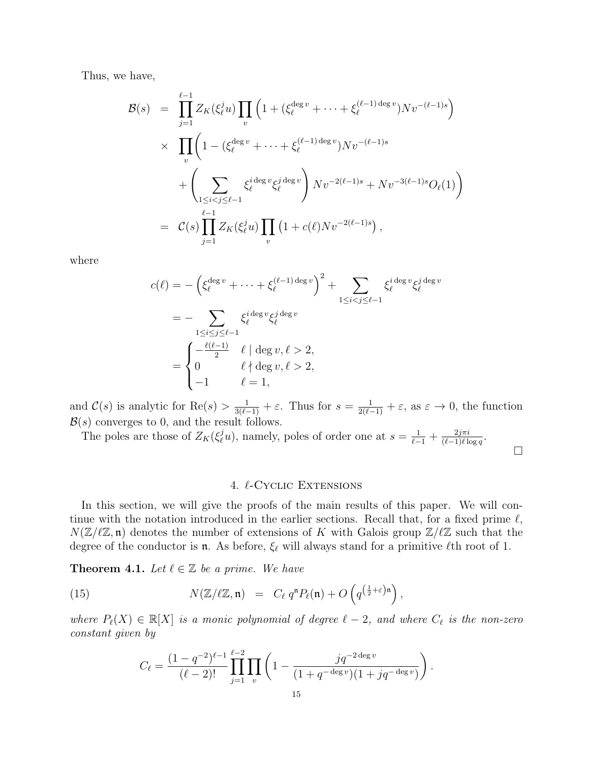Thus, we have,

$$
\begin{aligned}
\mathcal{B}(s) &= \prod_{j=1}^{\ell-1} Z_K(\xi_\ell^j u) \prod_v \left(1 + (\xi_\ell^{\deg v} + \cdots + \xi_\ell^{(\ell-1)\deg v}) Nv^{-(\ell-1)s}\right) \\
&\times \prod_v \Bigg(1 - (\xi_\ell^{\deg v} + \cdots + \xi_\ell^{(\ell-1)\deg v}) Nv^{-(\ell-1)s} \\
&\quad + \left(\sum_{1 \le i < j \le \ell-1} \xi_\ell^{i \deg v} \xi_\ell^{j \deg v}\right) Nv^{-2(\ell-1)s} + Nv^{-3(\ell-1)s} O_\ell(1)\Bigg) \\
&= \mathcal{C}(s) \prod_{j=1}^{\ell-1} Z_K(\xi_\ell^j u) \prod_v \left(1 + c(\ell) Nv^{-2(\ell-1)s}\right),
\end{aligned}
$$

where

$$
\begin{aligned}
c(\ell) &= -\left(\xi_\ell^{\deg v} + \cdots + \xi_\ell^{(\ell-1)\deg v}\right)^2 + \sum_{1 \le i < j \le \ell-1} \xi_\ell^{i \deg v} \xi_\ell^{j \deg v} \\
&= -\sum_{1 \le i \le j \le \ell-1} \xi_\ell^{i \deg v} \xi_\ell^{j \deg v} \\
&= \begin{cases} -\frac{\ell(\ell-1)}{2} & \ell \mid \deg v, \ell > 2, \\ 0 & \ell \nmid \deg v, \ell > 2, \\ -1 & \ell = 1, \end{cases}
\end{aligned}
$$

and $\mathcal{C}(s)$ is analytic for $\mathrm{Re}(s) > \frac{1}{3(\ell-1)} + \varepsilon$. Thus for $s = \frac{1}{2(\ell-1)} + \varepsilon$, as $\varepsilon \to 0$, the function $\mathcal{B}(s)$ converges to 0, and the result follows.

The poles are those of $Z_K(\xi_\ell^j u)$, namely, poles of order one at $s = \frac{1}{\ell-1} + \frac{2j\pi i}{(\ell-1)\ell \log q}$.

□

## 4. ℓ-Cyclic Extensions

In this section, we will give the proofs of the main results of this paper. We will continue with the notation introduced in the earlier sections. Recall that, for a fixed prime $\ell$, $N(\mathbb{Z}/\ell\mathbb{Z}, \mathfrak{n})$ denotes the number of extensions of $K$ with Galois group $\mathbb{Z}/\ell\mathbb{Z}$ such that the degree of the conductor is $\mathfrak{n}$. As before, $\xi_\ell$ will always stand for a primitive $\ell$th root of 1.

**Theorem 4.1.** *Let $\ell \in \mathbb{Z}$ be a prime. We have*

$$
N(\mathbb{Z}/\ell\mathbb{Z}, \mathfrak{n}) \;=\; C_\ell \, q^{\mathfrak{n}} P_\ell(\mathfrak{n}) + O\left(q^{\left(\frac{1}{2}+\varepsilon\right)\mathfrak{n}}\right), \tag{15}
$$

*where $P_\ell(X) \in \mathbb{R}[X]$ is a monic polynomial of degree $\ell - 2$, and where $C_\ell$ is the non-zero constant given by*

$$
C_\ell = \frac{(1-q^{-2})^{\ell-1}}{(\ell-2)!} \prod_{j=1}^{\ell-2} \prod_v \left(1 - \frac{j q^{-2\deg v}}{(1+q^{-\deg v})(1+jq^{-\deg v})}\right).
$$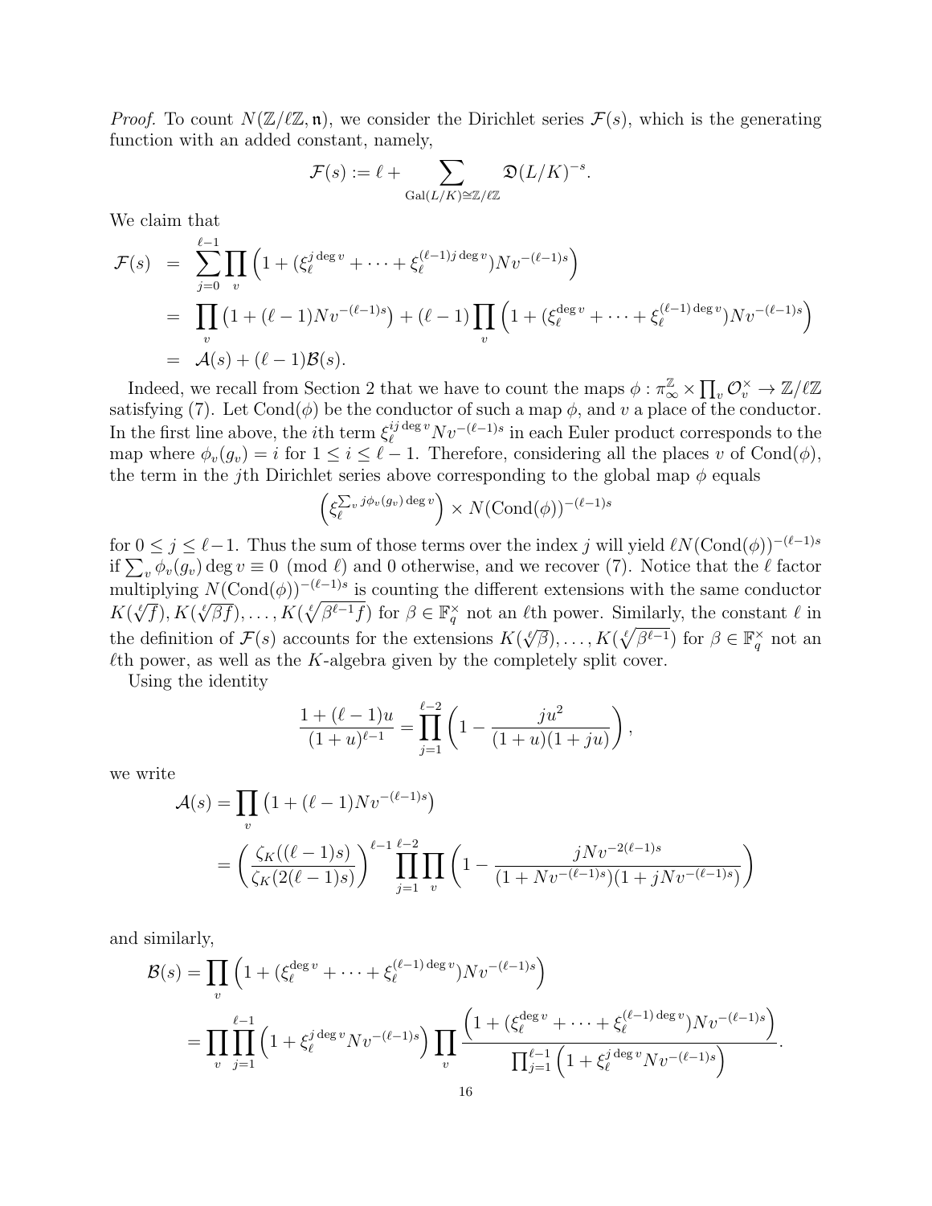*Proof.* To count $N(\mathbb{Z}/\ell\mathbb{Z}, \mathfrak{n})$, we consider the Dirichlet series $\mathcal{F}(s)$, which is the generating function with an added constant, namely,

$$\mathcal{F}(s) := \ell + \sum_{\mathrm{Gal}(L/K)\cong\mathbb{Z}/\ell\mathbb{Z}} \mathfrak{D}(L/K)^{-s}.$$

We claim that

$$\begin{aligned}
\mathcal{F}(s) &= \sum_{j=0}^{\ell-1} \prod_v \left(1 + (\xi_\ell^{j\deg v} + \cdots + \xi_\ell^{(\ell-1)j\deg v}) N v^{-(\ell-1)s}\right) \\
&= \prod_v \left(1 + (\ell-1) N v^{-(\ell-1)s}\right) + (\ell-1) \prod_v \left(1 + (\xi_\ell^{\deg v} + \cdots + \xi_\ell^{(\ell-1)\deg v}) N v^{-(\ell-1)s}\right) \\
&= \mathcal{A}(s) + (\ell-1)\mathcal{B}(s).
\end{aligned}$$

Indeed, we recall from Section 2 that we have to count the maps $\phi : \pi_\infty^{\mathbb{Z}} \times \prod_v \mathcal{O}_v^\times \to \mathbb{Z}/\ell\mathbb{Z}$ satisfying (7). Let $\mathrm{Cond}(\phi)$ be the conductor of such a map $\phi$, and $v$ a place of the conductor. In the first line above, the $i$th term $\xi_\ell^{ij\deg v} N v^{-(\ell-1)s}$ in each Euler product corresponds to the map where $\phi_v(g_v) = i$ for $1 \leq i \leq \ell-1$. Therefore, considering all the places $v$ of $\mathrm{Cond}(\phi)$, the term in the $j$th Dirichlet series above corresponding to the global map $\phi$ equals

$$\left(\xi_\ell^{\sum_v j\phi_v(g_v)\deg v}\right) \times N(\mathrm{Cond}(\phi))^{-(\ell-1)s}$$

for $0 \leq j \leq \ell-1$. Thus the sum of those terms over the index $j$ will yield $\ell N(\mathrm{Cond}(\phi))^{-(\ell-1)s}$ if $\sum_v \phi_v(g_v)\deg v \equiv 0 \pmod{\ell}$ and 0 otherwise, and we recover (7). Notice that the $\ell$ factor multiplying $N(\mathrm{Cond}(\phi))^{-(\ell-1)s}$ is counting the different extensions with the same conductor $K(\sqrt[\ell]{f}), K(\sqrt[\ell]{\beta f}), \ldots, K(\sqrt[\ell]{\beta^{\ell-1} f})$ for $\beta \in \mathbb{F}_q^\times$ not an $\ell$th power. Similarly, the constant $\ell$ in the definition of $\mathcal{F}(s)$ accounts for the extensions $K(\sqrt[\ell]{\beta}), \ldots, K(\sqrt[\ell]{\beta^{\ell-1}})$ for $\beta \in \mathbb{F}_q^\times$ not an $\ell$th power, as well as the $K$-algebra given by the completely split cover.

Using the identity

$$\frac{1 + (\ell-1)u}{(1+u)^{\ell-1}} = \prod_{j=1}^{\ell-2} \left(1 - \frac{ju^2}{(1+u)(1+ju)}\right),$$

we write

$$\begin{aligned}
\mathcal{A}(s) &= \prod_v \left(1 + (\ell-1) N v^{-(\ell-1)s}\right) \\
&= \left(\frac{\zeta_K((\ell-1)s)}{\zeta_K(2(\ell-1)s)}\right)^{\ell-1} \prod_{j=1}^{\ell-2} \prod_v \left(1 - \frac{j N v^{-2(\ell-1)s}}{(1 + N v^{-(\ell-1)s})(1 + j N v^{-(\ell-1)s})}\right)
\end{aligned}$$

and similarly,

$$\begin{aligned}
\mathcal{B}(s) &= \prod_v \left(1 + (\xi_\ell^{\deg v} + \cdots + \xi_\ell^{(\ell-1)\deg v}) N v^{-(\ell-1)s}\right) \\
&= \prod_v \prod_{j=1}^{\ell-1} \left(1 + \xi_\ell^{j\deg v} N v^{-(\ell-1)s}\right) \prod_v \frac{\left(1 + (\xi_\ell^{\deg v} + \cdots + \xi_\ell^{(\ell-1)\deg v}) N v^{-(\ell-1)s}\right)}{\prod_{j=1}^{\ell-1} \left(1 + \xi_\ell^{j\deg v} N v^{-(\ell-1)s}\right)}.
\end{aligned}$$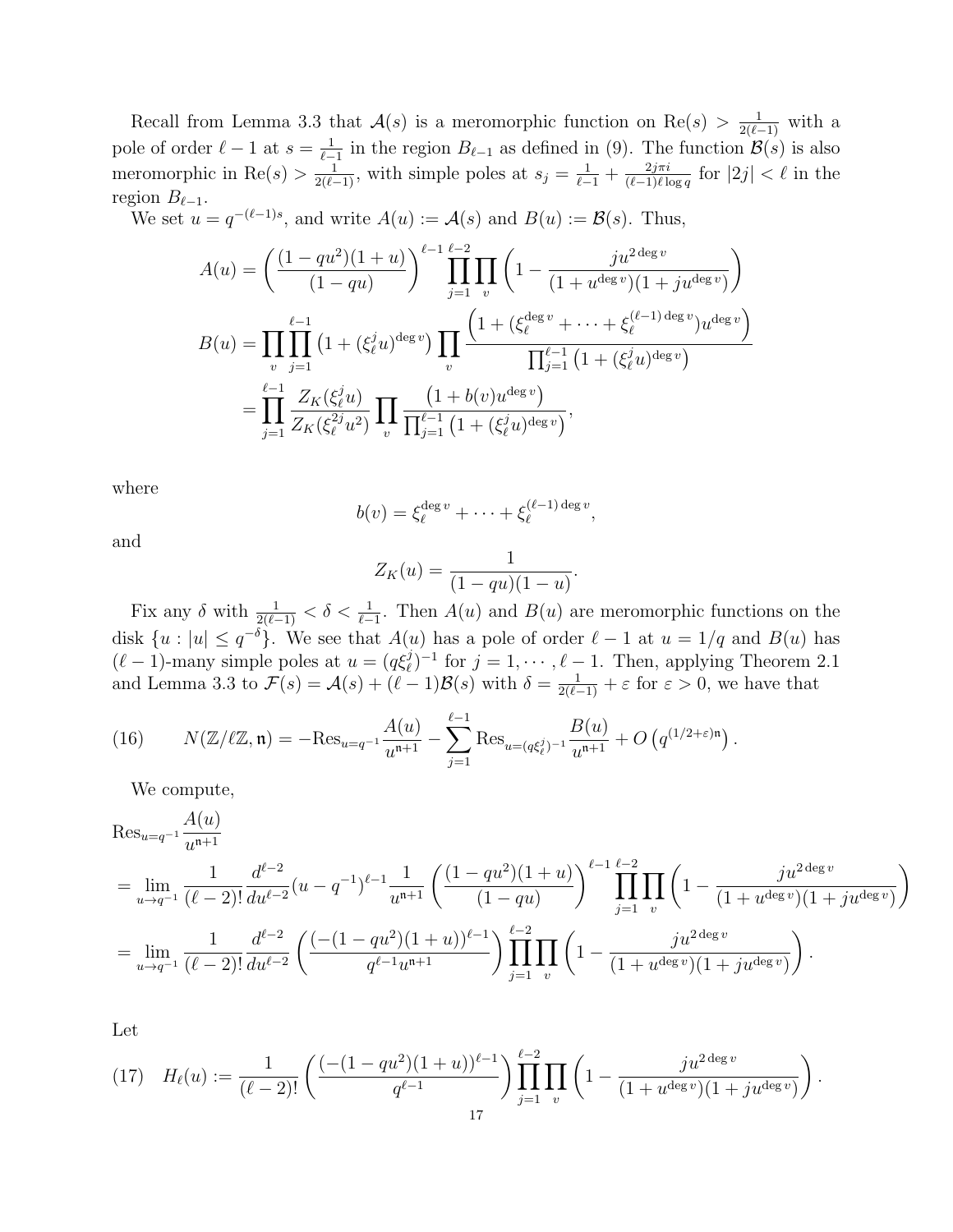Recall from Lemma 3.3 that $\mathcal{A}(s)$ is a meromorphic function on $\mathrm{Re}(s) > \frac{1}{2(\ell-1)}$ with a pole of order $\ell-1$ at $s = \frac{1}{\ell-1}$ in the region $B_{\ell-1}$ as defined in (9). The function $\mathcal{B}(s)$ is also meromorphic in $\mathrm{Re}(s) > \frac{1}{2(\ell-1)}$, with simple poles at $s_j = \frac{1}{\ell-1} + \frac{2j\pi i}{(\ell-1)\ell \log q}$ for $|2j| < \ell$ in the region $B_{\ell-1}$.

We set $u = q^{-(\ell-1)s}$, and write $A(u) := \mathcal{A}(s)$ and $B(u) := \mathcal{B}(s)$. Thus,

$$
\begin{aligned}
A(u) &= \left( \frac{(1-qu^2)(1+u)}{(1-qu)} \right)^{\ell-1} \prod_{j=1}^{\ell-2} \prod_v \left( 1 - \frac{ju^{2\deg v}}{(1+u^{\deg v})(1+ju^{\deg v})} \right) \\
B(u) &= \prod_v \prod_{j=1}^{\ell-1} \left(1 + (\xi_\ell^j u)^{\deg v}\right) \prod_v \frac{\left(1 + (\xi_\ell^{\deg v} + \cdots + \xi_\ell^{(\ell-1)\deg v}) u^{\deg v}\right)}{\prod_{j=1}^{\ell-1} \left(1 + (\xi_\ell^j u)^{\deg v}\right)} \\
&= \prod_{j=1}^{\ell-1} \frac{Z_K(\xi_\ell^j u)}{Z_K(\xi_\ell^{2j} u^2)} \prod_v \frac{\left(1 + b(v) u^{\deg v}\right)}{\prod_{j=1}^{\ell-1} \left(1 + (\xi_\ell^j u)^{\deg v}\right)},
\end{aligned}
$$

where

$$
b(v) = \xi_\ell^{\deg v} + \cdots + \xi_\ell^{(\ell-1)\deg v},
$$

and

$$
Z_K(u) = \frac{1}{(1-qu)(1-u)}.
$$

Fix any $\delta$ with $\frac{1}{2(\ell-1)} < \delta < \frac{1}{\ell-1}$. Then $A(u)$ and $B(u)$ are meromorphic functions on the disk $\{u : |u| \leq q^{-\delta}\}$. We see that $A(u)$ has a pole of order $\ell-1$ at $u = 1/q$ and $B(u)$ has $(\ell-1)$-many simple poles at $u = (q\xi_\ell^j)^{-1}$ for $j = 1, \cdots, \ell-1$. Then, applying Theorem 2.1 and Lemma 3.3 to $\mathcal{F}(s) = \mathcal{A}(s) + (\ell-1)\mathcal{B}(s)$ with $\delta = \frac{1}{2(\ell-1)} + \varepsilon$ for $\varepsilon > 0$, we have that

$$
N(\mathbb{Z}/\ell\mathbb{Z}, \mathfrak{n}) = -\mathrm{Res}_{u=q^{-1}} \frac{A(u)}{u^{\mathfrak{n}+1}} - \sum_{j=1}^{\ell-1} \mathrm{Res}_{u=(q\xi_\ell^j)^{-1}} \frac{B(u)}{u^{\mathfrak{n}+1}} + O\left(q^{(1/2+\varepsilon)\mathfrak{n}}\right). \tag{16}
$$

We compute,

$$
\begin{aligned}
&\mathrm{Res}_{u=q^{-1}} \frac{A(u)}{u^{\mathfrak{n}+1}} \\
&= \lim_{u \to q^{-1}} \frac{1}{(\ell-2)!} \frac{d^{\ell-2}}{du^{\ell-2}} (u - q^{-1})^{\ell-1} \frac{1}{u^{\mathfrak{n}+1}} \left( \frac{(1-qu^2)(1+u)}{(1-qu)} \right)^{\ell-1} \prod_{j=1}^{\ell-2} \prod_v \left( 1 - \frac{ju^{2\deg v}}{(1+u^{\deg v})(1+ju^{\deg v})} \right) \\
&= \lim_{u \to q^{-1}} \frac{1}{(\ell-2)!} \frac{d^{\ell-2}}{du^{\ell-2}} \left( \frac{(-(1-qu^2)(1+u))^{\ell-1}}{q^{\ell-1} u^{\mathfrak{n}+1}} \right) \prod_{j=1}^{\ell-2} \prod_v \left( 1 - \frac{ju^{2\deg v}}{(1+u^{\deg v})(1+ju^{\deg v})} \right).
\end{aligned}
$$

Let

$$
H_\ell(u) := \frac{1}{(\ell-2)!} \left( \frac{(-(1-qu^2)(1+u))^{\ell-1}}{q^{\ell-1}} \right) \prod_{j=1}^{\ell-2} \prod_v \left( 1 - \frac{ju^{2\deg v}}{(1+u^{\deg v})(1+ju^{\deg v})} \right). \tag{17}
$$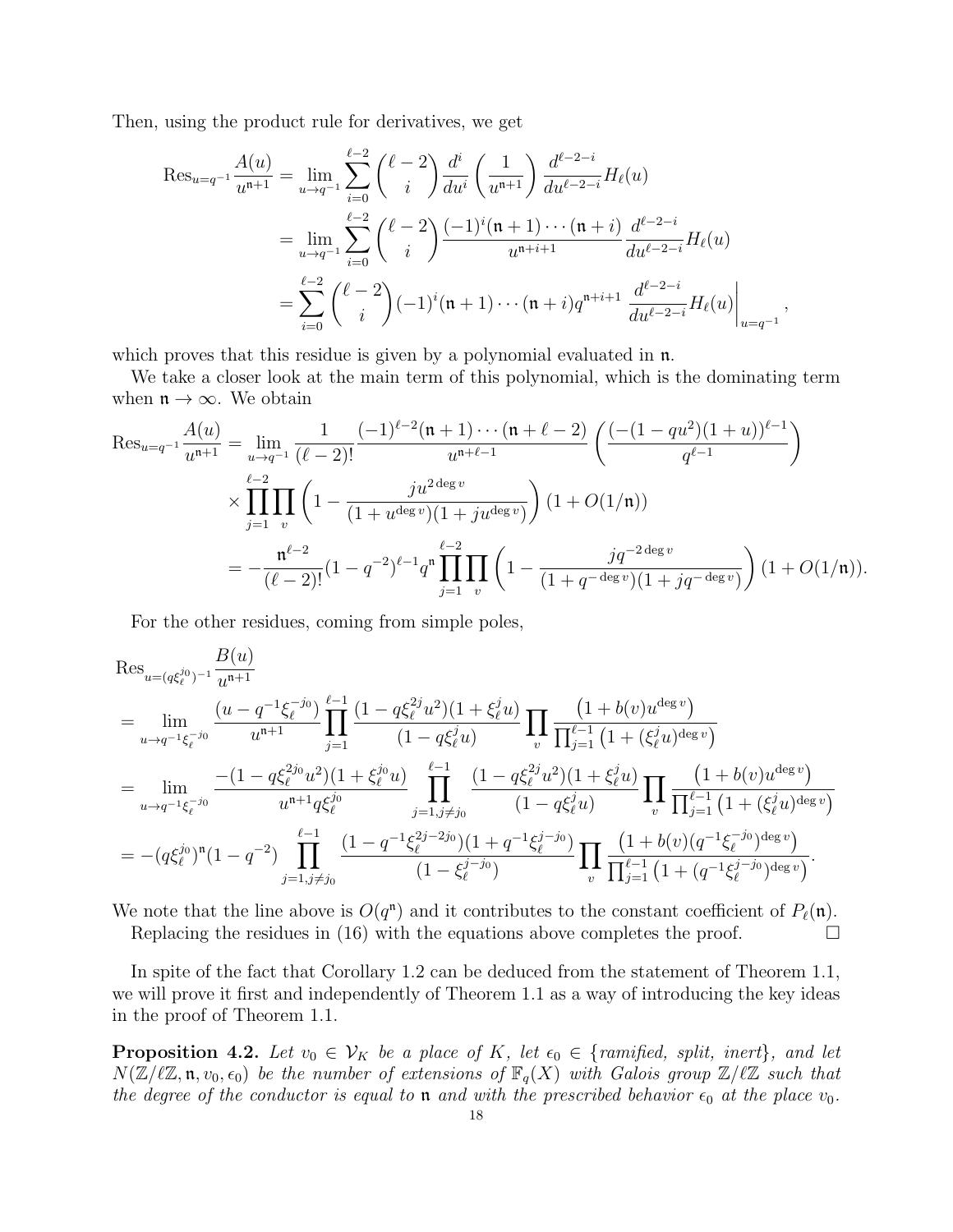Then, using the product rule for derivatives, we get

$$\begin{aligned}
\operatorname{Res}_{u=q^{-1}} \frac{A(u)}{u^{\mathfrak{n}+1}} &= \lim_{u\to q^{-1}} \sum_{i=0}^{\ell-2} \binom{\ell-2}{i} \frac{d^i}{du^i}\left(\frac{1}{u^{\mathfrak{n}+1}}\right) \frac{d^{\ell-2-i}}{du^{\ell-2-i}} H_\ell(u) \\
&= \lim_{u\to q^{-1}} \sum_{i=0}^{\ell-2} \binom{\ell-2}{i} \frac{(-1)^i(\mathfrak{n}+1)\cdots(\mathfrak{n}+i)}{u^{\mathfrak{n}+i+1}} \frac{d^{\ell-2-i}}{du^{\ell-2-i}} H_\ell(u) \\
&= \sum_{i=0}^{\ell-2} \binom{\ell-2}{i} (-1)^i(\mathfrak{n}+1)\cdots(\mathfrak{n}+i) q^{\mathfrak{n}+i+1} \left.\frac{d^{\ell-2-i}}{du^{\ell-2-i}} H_\ell(u)\right|_{u=q^{-1}},
\end{aligned}$$

which proves that this residue is given by a polynomial evaluated in $\mathfrak{n}$.

We take a closer look at the main term of this polynomial, which is the dominating term when $\mathfrak{n}\to\infty$. We obtain

$$\begin{aligned}
\operatorname{Res}_{u=q^{-1}} \frac{A(u)}{u^{\mathfrak{n}+1}} &= \lim_{u\to q^{-1}} \frac{1}{(\ell-2)!} \frac{(-1)^{\ell-2}(\mathfrak{n}+1)\cdots(\mathfrak{n}+\ell-2)}{u^{\mathfrak{n}+\ell-1}} \left(\frac{(-(1-qu^2)(1+u))^{\ell-1}}{q^{\ell-1}}\right) \\
&\quad\times \prod_{j=1}^{\ell-2}\prod_v \left(1-\frac{ju^{2\deg v}}{(1+u^{\deg v})(1+ju^{\deg v})}\right)(1+O(1/\mathfrak{n})) \\
&= -\frac{\mathfrak{n}^{\ell-2}}{(\ell-2)!}(1-q^{-2})^{\ell-1} q^{\mathfrak{n}} \prod_{j=1}^{\ell-2}\prod_v \left(1-\frac{jq^{-2\deg v}}{(1+q^{-\deg v})(1+jq^{-\deg v})}\right)(1+O(1/\mathfrak{n})).
\end{aligned}$$

For the other residues, coming from simple poles,

$$\begin{aligned}
&\operatorname{Res}_{u=(q\xi_\ell^{j_0})^{-1}} \frac{B(u)}{u^{\mathfrak{n}+1}} \\
&= \lim_{u\to q^{-1}\xi_\ell^{-j_0}} \frac{(u-q^{-1}\xi_\ell^{-j_0})}{u^{\mathfrak{n}+1}} \prod_{j=1}^{\ell-1} \frac{(1-q\xi_\ell^{2j}u^2)(1+\xi_\ell^j u)}{(1-q\xi_\ell^j u)} \prod_v \frac{\left(1+b(v)u^{\deg v}\right)}{\prod_{j=1}^{\ell-1}\left(1+(\xi_\ell^j u)^{\deg v}\right)} \\
&= \lim_{u\to q^{-1}\xi_\ell^{-j_0}} \frac{-(1-q\xi_\ell^{2j_0}u^2)(1+\xi_\ell^{j_0}u)}{u^{\mathfrak{n}+1}q\xi_\ell^{j_0}} \prod_{j=1, j\neq j_0}^{\ell-1} \frac{(1-q\xi_\ell^{2j}u^2)(1+\xi_\ell^j u)}{(1-q\xi_\ell^j u)} \prod_v \frac{\left(1+b(v)u^{\deg v}\right)}{\prod_{j=1}^{\ell-1}\left(1+(\xi_\ell^j u)^{\deg v}\right)} \\
&= -(q\xi_\ell^{j_0})^{\mathfrak{n}}(1-q^{-2}) \prod_{j=1, j\neq j_0}^{\ell-1} \frac{(1-q^{-1}\xi_\ell^{2j-2j_0})(1+q^{-1}\xi_\ell^{j-j_0})}{(1-\xi_\ell^{j-j_0})} \prod_v \frac{\left(1+b(v)(q^{-1}\xi_\ell^{-j_0})^{\deg v}\right)}{\prod_{j=1}^{\ell-1}\left(1+(q^{-1}\xi_\ell^{j-j_0})^{\deg v}\right)}.
\end{aligned}$$

We note that the line above is $O(q^{\mathfrak{n}})$ and it contributes to the constant coefficient of $P_\ell(\mathfrak{n})$.

Replacing the residues in (16) with the equations above completes the proof. $\square$

In spite of the fact that Corollary 1.2 can be deduced from the statement of Theorem 1.1, we will prove it first and independently of Theorem 1.1 as a way of introducing the key ideas in the proof of Theorem 1.1.

**Proposition 4.2.** *Let $v_0 \in \mathcal{V}_K$ be a place of $K$, let $\epsilon_0 \in \{$ramified, split, inert$\}$, and let $N(\mathbb{Z}/\ell\mathbb{Z}, \mathfrak{n}, v_0, \epsilon_0)$ be the number of extensions of $\mathbb{F}_q(X)$ with Galois group $\mathbb{Z}/\ell\mathbb{Z}$ such that the degree of the conductor is equal to $\mathfrak{n}$ and with the prescribed behavior $\epsilon_0$ at the place $v_0$.*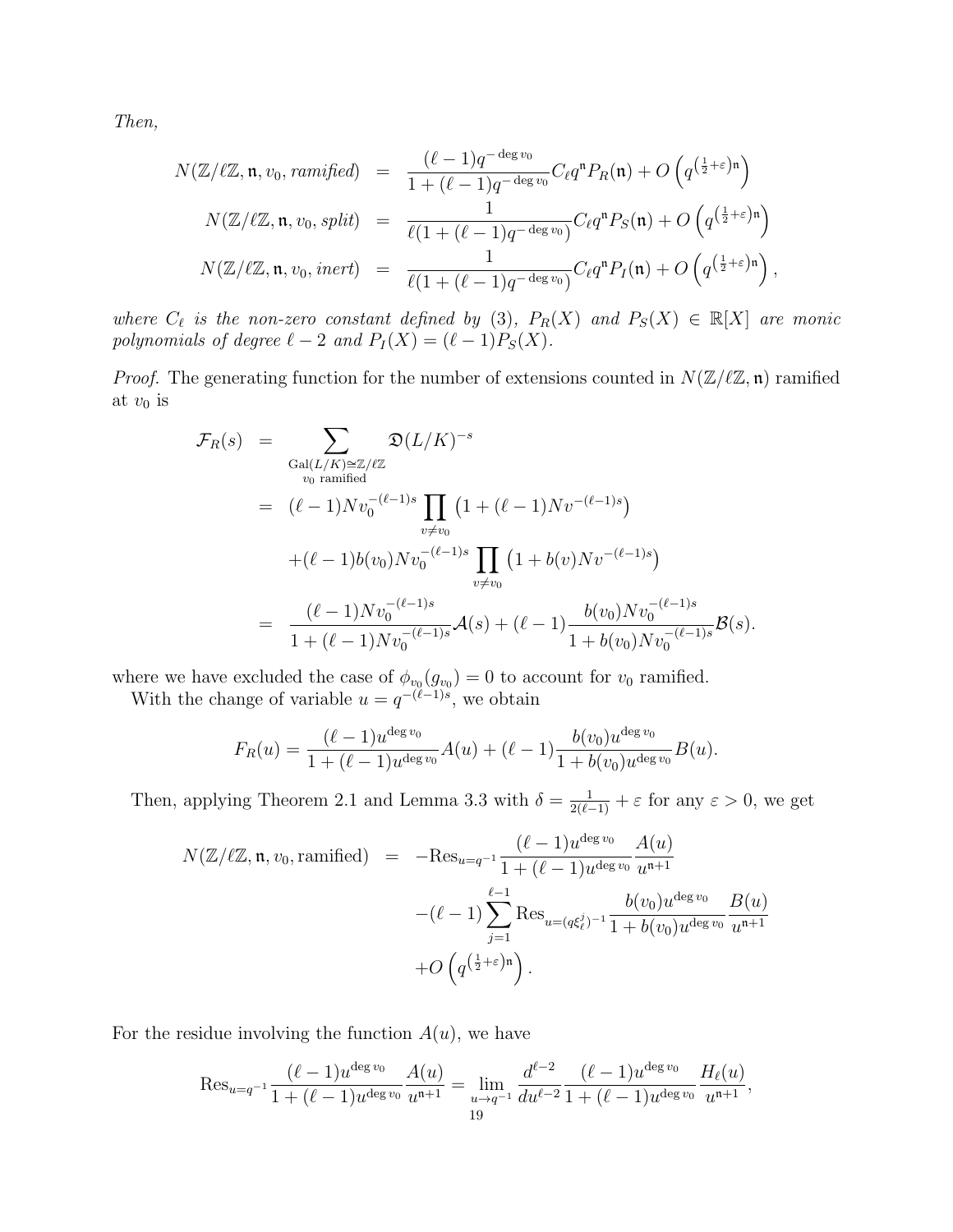*Then,*

$$
\begin{aligned}
N(\mathbb{Z}/\ell\mathbb{Z}, \mathfrak{n}, v_0, \textit{ramified}) &= \frac{(\ell-1)q^{-\deg v_0}}{1+(\ell-1)q^{-\deg v_0}} C_\ell q^{\mathfrak{n}} P_R(\mathfrak{n}) + O\left(q^{\left(\frac{1}{2}+\varepsilon\right)\mathfrak{n}}\right) \\
N(\mathbb{Z}/\ell\mathbb{Z}, \mathfrak{n}, v_0, \textit{split}) &= \frac{1}{\ell(1+(\ell-1)q^{-\deg v_0})} C_\ell q^{\mathfrak{n}} P_S(\mathfrak{n}) + O\left(q^{\left(\frac{1}{2}+\varepsilon\right)\mathfrak{n}}\right) \\
N(\mathbb{Z}/\ell\mathbb{Z}, \mathfrak{n}, v_0, \textit{inert}) &= \frac{1}{\ell(1+(\ell-1)q^{-\deg v_0})} C_\ell q^{\mathfrak{n}} P_I(\mathfrak{n}) + O\left(q^{\left(\frac{1}{2}+\varepsilon\right)\mathfrak{n}}\right),
\end{aligned}
$$

*where $C_\ell$ is the non-zero constant defined by (3), $P_R(X)$ and $P_S(X) \in \mathbb{R}[X]$ are monic polynomials of degree $\ell-2$ and $P_I(X) = (\ell-1)P_S(X)$.*

*Proof.* The generating function for the number of extensions counted in $N(\mathbb{Z}/\ell\mathbb{Z}, \mathfrak{n})$ ramified at $v_0$ is

$$
\begin{aligned}
\mathcal{F}_R(s) &= \sum_{\substack{\mathrm{Gal}(L/K)\simeq\mathbb{Z}/\ell\mathbb{Z} \\ v_0 \text{ ramified}}} \mathfrak{D}(L/K)^{-s} \\
&= (\ell-1)Nv_0^{-(\ell-1)s} \prod_{v\neq v_0} \left(1+(\ell-1)Nv^{-(\ell-1)s}\right) \\
&\quad +(\ell-1)b(v_0)Nv_0^{-(\ell-1)s} \prod_{v\neq v_0} \left(1+b(v)Nv^{-(\ell-1)s}\right) \\
&= \frac{(\ell-1)Nv_0^{-(\ell-1)s}}{1+(\ell-1)Nv_0^{-(\ell-1)s}} \mathcal{A}(s) + (\ell-1)\frac{b(v_0)Nv_0^{-(\ell-1)s}}{1+b(v_0)Nv_0^{-(\ell-1)s}} \mathcal{B}(s).
\end{aligned}
$$

where we have excluded the case of $\phi_{v_0}(g_{v_0}) = 0$ to account for $v_0$ ramified.

With the change of variable $u = q^{-(\ell-1)s}$, we obtain

$$
F_R(u) = \frac{(\ell-1)u^{\deg v_0}}{1+(\ell-1)u^{\deg v_0}} A(u) + (\ell-1)\frac{b(v_0)u^{\deg v_0}}{1+b(v_0)u^{\deg v_0}} B(u).
$$

Then, applying Theorem 2.1 and Lemma 3.3 with $\delta = \frac{1}{2(\ell-1)} + \varepsilon$ for any $\varepsilon > 0$, we get

$$
\begin{aligned}
N(\mathbb{Z}/\ell\mathbb{Z}, \mathfrak{n}, v_0, \text{ramified}) &= -\mathrm{Res}_{u=q^{-1}} \frac{(\ell-1)u^{\deg v_0}}{1+(\ell-1)u^{\deg v_0}} \frac{A(u)}{u^{\mathfrak{n}+1}} \\
&\quad -(\ell-1)\sum_{j=1}^{\ell-1} \mathrm{Res}_{u=(q\xi_\ell^j)^{-1}} \frac{b(v_0)u^{\deg v_0}}{1+b(v_0)u^{\deg v_0}} \frac{B(u)}{u^{\mathfrak{n}+1}} \\
&\quad +O\left(q^{\left(\frac{1}{2}+\varepsilon\right)\mathfrak{n}}\right).
\end{aligned}
$$

For the residue involving the function $A(u)$, we have

$$
\mathrm{Res}_{u=q^{-1}} \frac{(\ell-1)u^{\deg v_0}}{1+(\ell-1)u^{\deg v_0}} \frac{A(u)}{u^{\mathfrak{n}+1}} = \lim_{u\to q^{-1}} \frac{d^{\ell-2}}{du^{\ell-2}} \frac{(\ell-1)u^{\deg v_0}}{1+(\ell-1)u^{\deg v_0}} \frac{H_\ell(u)}{u^{\mathfrak{n}+1}},
$$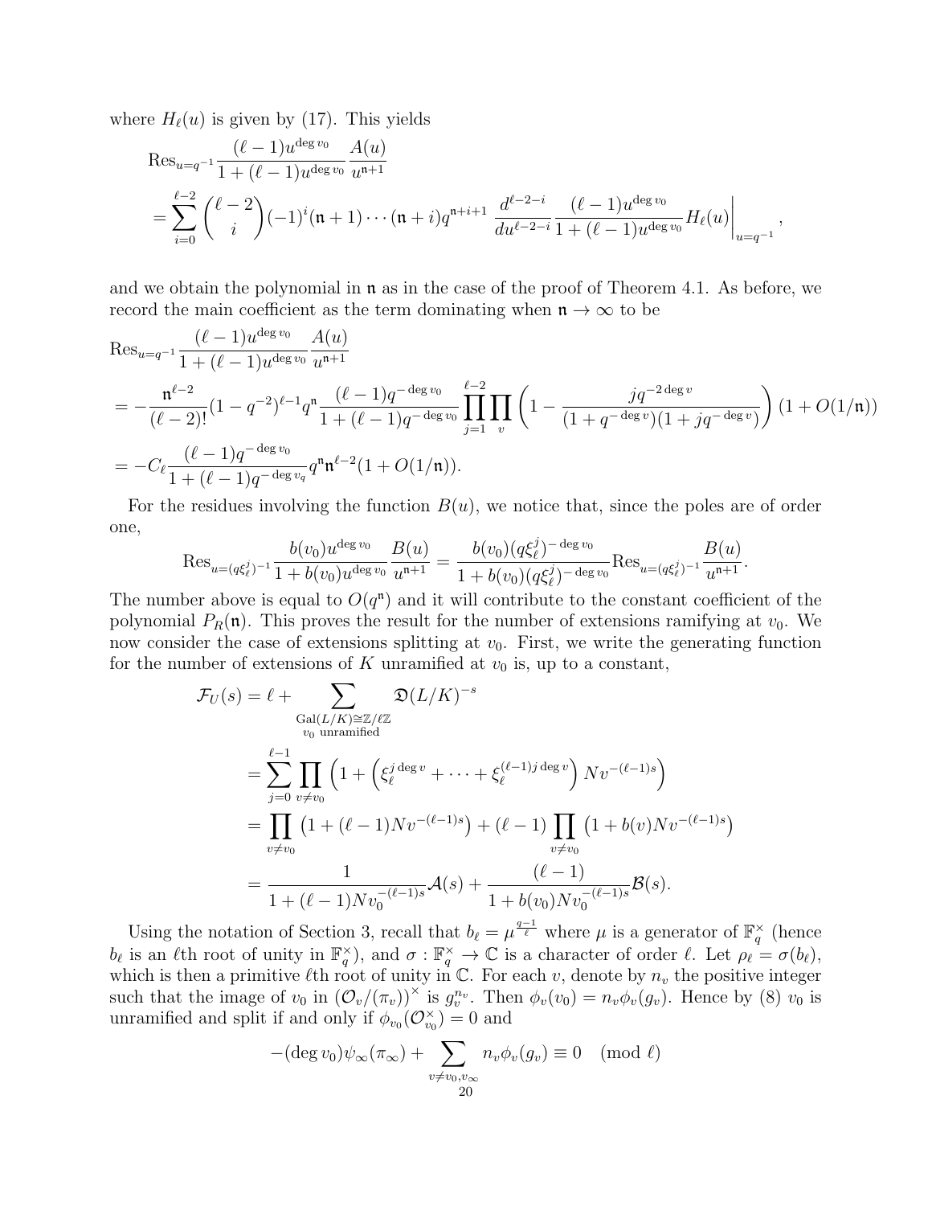where $H_\ell(u)$ is given by (17). This yields

$$
\begin{aligned}
&\mathrm{Res}_{u=q^{-1}} \frac{(\ell-1)u^{\deg v_0}}{1+(\ell-1)u^{\deg v_0}} \frac{A(u)}{u^{\mathfrak{n}+1}} \\
&= \sum_{i=0}^{\ell-2} \binom{\ell-2}{i} (-1)^i (\mathfrak{n}+1)\cdots(\mathfrak{n}+i) q^{\mathfrak{n}+i+1} \; \frac{d^{\ell-2-i}}{du^{\ell-2-i}} \frac{(\ell-1)u^{\deg v_0}}{1+(\ell-1)u^{\deg v_0}} H_\ell(u) \Bigg|_{u=q^{-1}},
\end{aligned}
$$

and we obtain the polynomial in $\mathfrak{n}$ as in the case of the proof of Theorem 4.1. As before, we record the main coefficient as the term dominating when $\mathfrak{n} \to \infty$ to be

$$
\begin{aligned}
&\mathrm{Res}_{u=q^{-1}} \frac{(\ell-1)u^{\deg v_0}}{1+(\ell-1)u^{\deg v_0}} \frac{A(u)}{u^{\mathfrak{n}+1}} \\
&= -\frac{\mathfrak{n}^{\ell-2}}{(\ell-2)!}(1-q^{-2})^{\ell-1} q^{\mathfrak{n}} \frac{(\ell-1)q^{-\deg v_0}}{1+(\ell-1)q^{-\deg v_0}} \prod_{j=1}^{\ell-2} \prod_{v} \left(1 - \frac{jq^{-2\deg v}}{(1+q^{-\deg v})(1+jq^{-\deg v})}\right)(1+O(1/\mathfrak{n})) \\
&= -C_\ell \frac{(\ell-1)q^{-\deg v_0}}{1+(\ell-1)q^{-\deg v_q}} q^{\mathfrak{n}} \mathfrak{n}^{\ell-2}(1+O(1/\mathfrak{n})).
\end{aligned}
$$

For the residues involving the function $B(u)$, we notice that, since the poles are of order one,

$$
\mathrm{Res}_{u=(q\xi_\ell^j)^{-1}} \frac{b(v_0)u^{\deg v_0}}{1+b(v_0)u^{\deg v_0}} \frac{B(u)}{u^{\mathfrak{n}+1}} = \frac{b(v_0)(q\xi_\ell^j)^{-\deg v_0}}{1+b(v_0)(q\xi_\ell^j)^{-\deg v_0}} \mathrm{Res}_{u=(q\xi_\ell^j)^{-1}} \frac{B(u)}{u^{\mathfrak{n}+1}}.
$$

The number above is equal to $O(q^{\mathfrak{n}})$ and it will contribute to the constant coefficient of the polynomial $P_R(\mathfrak{n})$. This proves the result for the number of extensions ramifying at $v_0$. We now consider the case of extensions splitting at $v_0$. First, we write the generating function for the number of extensions of $K$ unramified at $v_0$ is, up to a constant,

$$
\begin{aligned}
\mathcal{F}_U(s) &= \ell + \sum_{\substack{\mathrm{Gal}(L/K)\cong \mathbb{Z}/\ell\mathbb{Z} \\ v_0 \text{ unramified}}} \mathfrak{D}(L/K)^{-s} \\
&= \sum_{j=0}^{\ell-1} \prod_{v\neq v_0} \left(1 + \left(\xi_\ell^{j\deg v} + \cdots + \xi_\ell^{(\ell-1)j\deg v}\right) Nv^{-(\ell-1)s}\right) \\
&= \prod_{v\neq v_0} \left(1+(\ell-1)Nv^{-(\ell-1)s}\right) + (\ell-1)\prod_{v\neq v_0}\left(1+b(v)Nv^{-(\ell-1)s}\right) \\
&= \frac{1}{1+(\ell-1)Nv_0^{-(\ell-1)s}} \mathcal{A}(s) + \frac{(\ell-1)}{1+b(v_0)Nv_0^{-(\ell-1)s}} \mathcal{B}(s).
\end{aligned}
$$

Using the notation of Section 3, recall that $b_\ell = \mu^{\frac{q-1}{\ell}}$ where $\mu$ is a generator of $\mathbb{F}_q^\times$ (hence $b_\ell$ is an $\ell$th root of unity in $\mathbb{F}_q^\times$), and $\sigma : \mathbb{F}_q^\times \to \mathbb{C}$ is a character of order $\ell$. Let $\rho_\ell = \sigma(b_\ell)$, which is then a primitive $\ell$th root of unity in $\mathbb{C}$. For each $v$, denote by $n_v$ the positive integer such that the image of $v_0$ in $(\mathcal{O}_v/(\pi_v))^\times$ is $g_v^{n_v}$. Then $\phi_v(v_0) = n_v\phi_v(g_v)$. Hence by (8) $v_0$ is unramified and split if and only if $\phi_{v_0}(\mathcal{O}_{v_0}^\times) = 0$ and

$$
-(\deg v_0)\psi_\infty(\pi_\infty) + \sum_{v\neq v_0, v_\infty} n_v\phi_v(g_v) \equiv 0 \pmod{\ell}
$$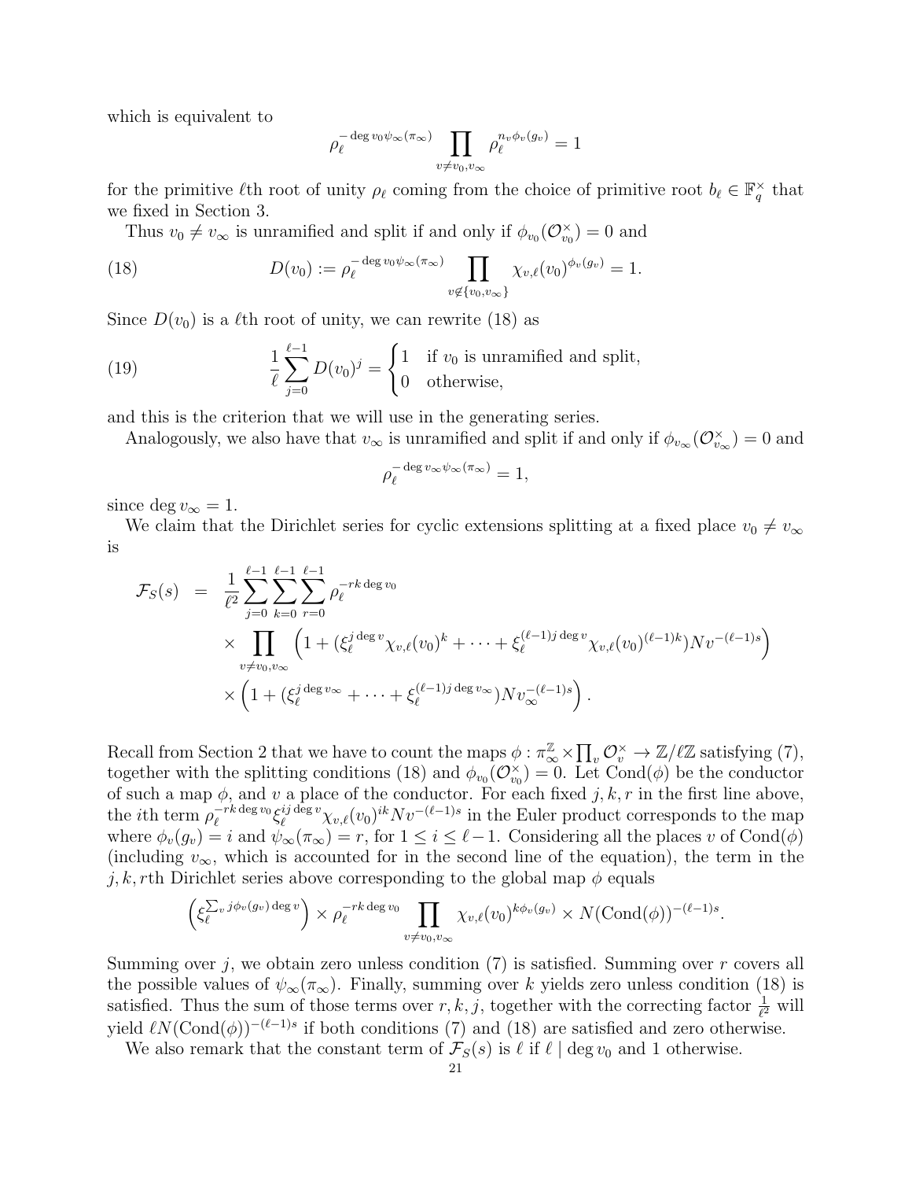which is equivalent to

$$\rho_\ell^{-\deg v_0 \psi_\infty(\pi_\infty)} \prod_{v \neq v_0, v_\infty} \rho_\ell^{n_v \phi_v(g_v)} = 1$$

for the primitive $\ell$th root of unity $\rho_\ell$ coming from the choice of primitive root $b_\ell \in \mathbb{F}_q^\times$ that we fixed in Section 3.

Thus $v_0 \neq v_\infty$ is unramified and split if and only if $\phi_{v_0}(\mathcal{O}_{v_0}^\times) = 0$ and

$$D(v_0) := \rho_\ell^{-\deg v_0 \psi_\infty(\pi_\infty)} \prod_{v \notin \{v_0, v_\infty\}} \chi_{v,\ell}(v_0)^{\phi_v(g_v)} = 1. \tag{18}$$

Since $D(v_0)$ is a $\ell$th root of unity, we can rewrite (18) as

$$\frac{1}{\ell} \sum_{j=0}^{\ell-1} D(v_0)^j = \begin{cases} 1 & \text{if } v_0 \text{ is unramified and split,} \\ 0 & \text{otherwise,} \end{cases} \tag{19}$$

and this is the criterion that we will use in the generating series.

Analogously, we also have that $v_\infty$ is unramified and split if and only if $\phi_{v_\infty}(\mathcal{O}_{v_\infty}^\times) = 0$ and

$$\rho_\ell^{-\deg v_\infty \psi_\infty(\pi_\infty)} = 1,$$

since $\deg v_\infty = 1$.

We claim that the Dirichlet series for cyclic extensions splitting at a fixed place $v_0 \neq v_\infty$ is

$$\begin{aligned} \mathcal{F}_S(s) &= \frac{1}{\ell^2} \sum_{j=0}^{\ell-1} \sum_{k=0}^{\ell-1} \sum_{r=0}^{\ell-1} \rho_\ell^{-rk \deg v_0} \\ &\quad \times \prod_{v \neq v_0, v_\infty} \left(1 + (\xi_\ell^{j \deg v} \chi_{v,\ell}(v_0)^k + \cdots + \xi_\ell^{(\ell-1)j \deg v} \chi_{v,\ell}(v_0)^{(\ell-1)k}) N v^{-(\ell-1)s}\right) \\ &\quad \times \left(1 + (\xi_\ell^{j \deg v_\infty} + \cdots + \xi_\ell^{(\ell-1)j \deg v_\infty}) N v_\infty^{-(\ell-1)s}\right). \end{aligned}$$

Recall from Section 2 that we have to count the maps $\phi : \pi_\infty^{\mathbb{Z}} \times \prod_v \mathcal{O}_v^\times \to \mathbb{Z}/\ell\mathbb{Z}$ satisfying (7), together with the splitting conditions (18) and $\phi_{v_0}(\mathcal{O}_{v_0}^\times) = 0$. Let $\mathrm{Cond}(\phi)$ be the conductor of such a map $\phi$, and $v$ a place of the conductor. For each fixed $j, k, r$ in the first line above, the $i$th term $\rho_\ell^{-rk \deg v_0} \xi_\ell^{ij \deg v} \chi_{v,\ell}(v_0)^{ik} N v^{-(\ell-1)s}$ in the Euler product corresponds to the map where $\phi_v(g_v) = i$ and $\psi_\infty(\pi_\infty) = r$, for $1 \leq i \leq \ell - 1$. Considering all the places $v$ of $\mathrm{Cond}(\phi)$ (including $v_\infty$, which is accounted for in the second line of the equation), the term in the $j, k, r$th Dirichlet series above corresponding to the global map $\phi$ equals

$$\left(\xi_\ell^{\sum_v j \phi_v(g_v) \deg v}\right) \times \rho_\ell^{-rk \deg v_0} \prod_{v \neq v_0, v_\infty} \chi_{v,\ell}(v_0)^{k \phi_v(g_v)} \times N(\mathrm{Cond}(\phi))^{-(\ell-1)s}.$$

Summing over $j$, we obtain zero unless condition (7) is satisfied. Summing over $r$ covers all the possible values of $\psi_\infty(\pi_\infty)$. Finally, summing over $k$ yields zero unless condition (18) is satisfied. Thus the sum of those terms over $r, k, j$, together with the correcting factor $\frac{1}{\ell^2}$ will yield $\ell N(\mathrm{Cond}(\phi))^{-(\ell-1)s}$ if both conditions (7) and (18) are satisfied and zero otherwise.

We also remark that the constant term of $\mathcal{F}_S(s)$ is $\ell$ if $\ell \mid \deg v_0$ and 1 otherwise.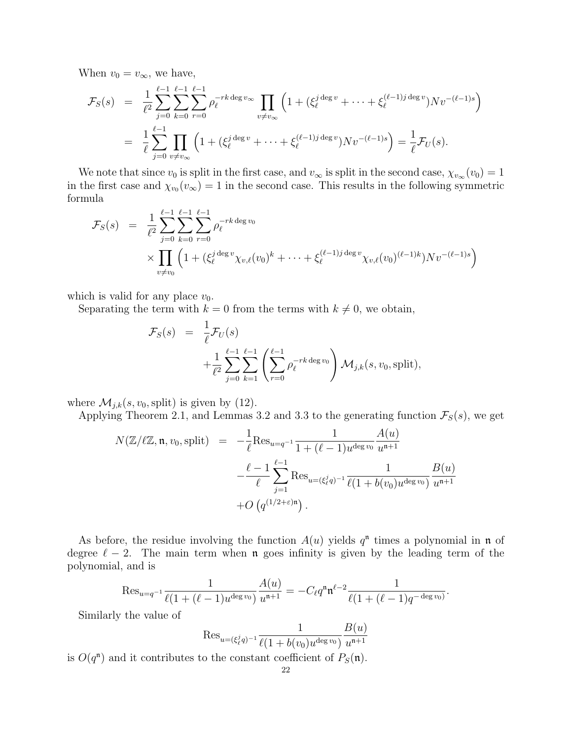When $v_0 = v_\infty$, we have,

$$
\begin{aligned}
\mathcal{F}_S(s) &= \frac{1}{\ell^2}\sum_{j=0}^{\ell-1}\sum_{k=0}^{\ell-1}\sum_{r=0}^{\ell-1}\rho_\ell^{-rk\deg v_\infty}\prod_{v\neq v_\infty}\left(1+(\xi_\ell^{j\deg v}+\cdots+\xi_\ell^{(\ell-1)j\deg v})Nv^{-(\ell-1)s}\right)\\
&= \frac{1}{\ell}\sum_{j=0}^{\ell-1}\prod_{v\neq v_\infty}\left(1+(\xi_\ell^{j\deg v}+\cdots+\xi_\ell^{(\ell-1)j\deg v})Nv^{-(\ell-1)s}\right)=\frac{1}{\ell}\mathcal{F}_U(s).
\end{aligned}
$$

We note that since $v_0$ is split in the first case, and $v_\infty$ is split in the second case, $\chi_{v_\infty}(v_0)=1$ in the first case and $\chi_{v_0}(v_\infty)=1$ in the second case. This results in the following symmetric formula

$$
\begin{aligned}
\mathcal{F}_S(s) &= \frac{1}{\ell^2}\sum_{j=0}^{\ell-1}\sum_{k=0}^{\ell-1}\sum_{r=0}^{\ell-1}\rho_\ell^{-rk\deg v_0}\\
&\quad\times\prod_{v\neq v_0}\left(1+(\xi_\ell^{j\deg v}\chi_{v,\ell}(v_0)^k+\cdots+\xi_\ell^{(\ell-1)j\deg v}\chi_{v,\ell}(v_0)^{(\ell-1)k})Nv^{-(\ell-1)s}\right)
\end{aligned}
$$

which is valid for any place $v_0$.

Separating the term with $k=0$ from the terms with $k\neq 0$, we obtain,

$$
\begin{aligned}
\mathcal{F}_S(s) &= \frac{1}{\ell}\mathcal{F}_U(s)\\
&\quad+\frac{1}{\ell^2}\sum_{j=0}^{\ell-1}\sum_{k=1}^{\ell-1}\left(\sum_{r=0}^{\ell-1}\rho_\ell^{-rk\deg v_0}\right)\mathcal{M}_{j,k}(s,v_0,\text{split}),
\end{aligned}
$$

where $\mathcal{M}_{j,k}(s,v_0,\text{split})$ is given by (12).

Applying Theorem 2.1, and Lemmas 3.2 and 3.3 to the generating function $\mathcal{F}_S(s)$, we get

$$
\begin{aligned}
N(\mathbb{Z}/\ell\mathbb{Z},\mathfrak{n},v_0,\text{split}) &= -\frac{1}{\ell}\text{Res}_{u=q^{-1}}\frac{1}{1+(\ell-1)u^{\deg v_0}}\frac{A(u)}{u^{\mathfrak{n}+1}}\\
&\quad-\frac{\ell-1}{\ell}\sum_{j=1}^{\ell-1}\text{Res}_{u=(\xi_\ell^j q)^{-1}}\frac{1}{\ell(1+b(v_0)u^{\deg v_0})}\frac{B(u)}{u^{\mathfrak{n}+1}}\\
&\quad+O\left(q^{(1/2+\varepsilon)\mathfrak{n}}\right).
\end{aligned}
$$

As before, the residue involving the function $A(u)$ yields $q^{\mathfrak{n}}$ times a polynomial in $\mathfrak{n}$ of degree $\ell-2$. The main term when $\mathfrak{n}$ goes infinity is given by the leading term of the polynomial, and is

$$
\text{Res}_{u=q^{-1}}\frac{1}{\ell(1+(\ell-1)u^{\deg v_0})}\frac{A(u)}{u^{\mathfrak{n}+1}}=-C_\ell q^{\mathfrak{n}}\mathfrak{n}^{\ell-2}\frac{1}{\ell(1+(\ell-1)q^{-\deg v_0})}.
$$

Similarly the value of

$$
\text{Res}_{u=(\xi_\ell^j q)^{-1}}\frac{1}{\ell(1+b(v_0)u^{\deg v_0})}\frac{B(u)}{u^{\mathfrak{n}+1}}
$$

is $O(q^{\mathfrak{n}})$ and it contributes to the constant coefficient of $P_S(\mathfrak{n})$.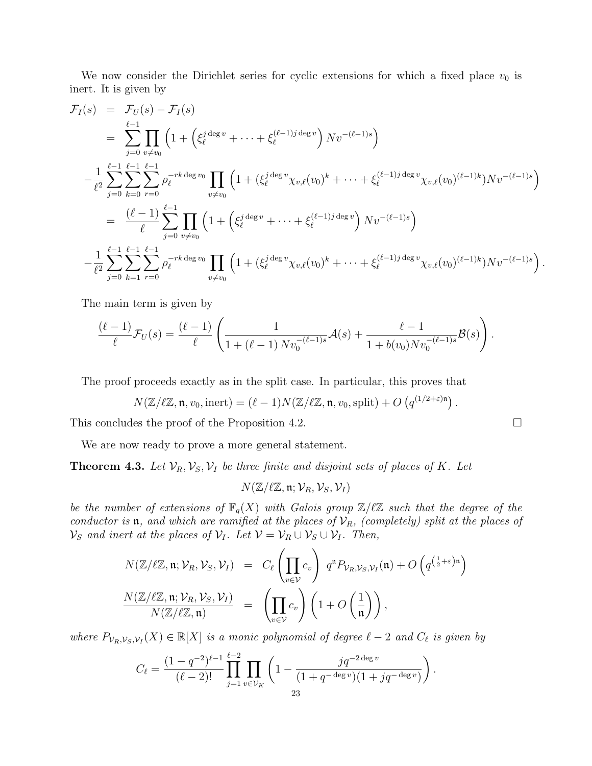We now consider the Dirichlet series for cyclic extensions for which a fixed place $v_0$ is inert. It is given by

$$
\begin{aligned}
\mathcal{F}_I(s) &= \mathcal{F}_U(s) - \mathcal{F}_I(s) \\
&= \sum_{j=0}^{\ell-1} \prod_{v \neq v_0} \left(1 + \left(\xi_\ell^{j \deg v} + \cdots + \xi_\ell^{(\ell-1) j \deg v}\right) Nv^{-(\ell-1)s}\right) \\
&- \frac{1}{\ell^2} \sum_{j=0}^{\ell-1} \sum_{k=0}^{\ell-1} \sum_{r=0}^{\ell-1} \rho_\ell^{-rk \deg v_0} \prod_{v \neq v_0} \left(1 + (\xi_\ell^{j \deg v} \chi_{v,\ell}(v_0)^k + \cdots + \xi_\ell^{(\ell-1) j \deg v} \chi_{v,\ell}(v_0)^{(\ell-1)k}) Nv^{-(\ell-1)s}\right) \\
&= \frac{(\ell-1)}{\ell} \sum_{j=0}^{\ell-1} \prod_{v \neq v_0} \left(1 + \left(\xi_\ell^{j \deg v} + \cdots + \xi_\ell^{(\ell-1) j \deg v}\right) Nv^{-(\ell-1)s}\right) \\
&- \frac{1}{\ell^2} \sum_{j=0}^{\ell-1} \sum_{k=1}^{\ell-1} \sum_{r=0}^{\ell-1} \rho_\ell^{-rk \deg v_0} \prod_{v \neq v_0} \left(1 + (\xi_\ell^{j \deg v} \chi_{v,\ell}(v_0)^k + \cdots + \xi_\ell^{(\ell-1) j \deg v} \chi_{v,\ell}(v_0)^{(\ell-1)k}) Nv^{-(\ell-1)s}\right).
\end{aligned}
$$

The main term is given by

$$
\frac{(\ell-1)}{\ell} \mathcal{F}_U(s) = \frac{(\ell-1)}{\ell} \left( \frac{1}{1 + (\ell-1)\, Nv_0^{-(\ell-1)s}} \mathcal{A}(s) + \frac{\ell-1}{1 + b(v_0) Nv_0^{-(\ell-1)s}} \mathcal{B}(s) \right).
$$

The proof proceeds exactly as in the split case. In particular, this proves that

$$
N(\mathbb{Z}/\ell\mathbb{Z}, \mathfrak{n}, v_0, \text{inert}) = (\ell-1) N(\mathbb{Z}/\ell\mathbb{Z}, \mathfrak{n}, v_0, \text{split}) + O\left(q^{(1/2+\varepsilon)\mathfrak{n}}\right).
$$

This concludes the proof of the Proposition 4.2. $\square$

We are now ready to prove a more general statement.

**Theorem 4.3.** *Let $\mathcal{V}_R, \mathcal{V}_S, \mathcal{V}_I$ be three finite and disjoint sets of places of $K$. Let*

$$
N(\mathbb{Z}/\ell\mathbb{Z}, \mathfrak{n}; \mathcal{V}_R, \mathcal{V}_S, \mathcal{V}_I)
$$

*be the number of extensions of $\mathbb{F}_q(X)$ with Galois group $\mathbb{Z}/\ell\mathbb{Z}$ such that the degree of the conductor is $\mathfrak{n}$, and which are ramified at the places of $\mathcal{V}_R$, (completely) split at the places of $\mathcal{V}_S$ and inert at the places of $\mathcal{V}_I$. Let $\mathcal{V} = \mathcal{V}_R \cup \mathcal{V}_S \cup \mathcal{V}_I$. Then,*

$$
\begin{aligned}
N(\mathbb{Z}/\ell\mathbb{Z}, \mathfrak{n}; \mathcal{V}_R, \mathcal{V}_S, \mathcal{V}_I) &= C_\ell \left(\prod_{v \in \mathcal{V}} c_v\right) q^{\mathfrak{n}} P_{\mathcal{V}_R, \mathcal{V}_S, \mathcal{V}_I}(\mathfrak{n}) + O\left(q^{\left(\frac{1}{2}+\varepsilon\right)\mathfrak{n}}\right) \\
\frac{N(\mathbb{Z}/\ell\mathbb{Z}, \mathfrak{n}; \mathcal{V}_R, \mathcal{V}_S, \mathcal{V}_I)}{N(\mathbb{Z}/\ell\mathbb{Z}, \mathfrak{n})} &= \left(\prod_{v \in \mathcal{V}} c_v\right) \left(1 + O\left(\frac{1}{\mathfrak{n}}\right)\right),
\end{aligned}
$$

*where $P_{\mathcal{V}_R, \mathcal{V}_S, \mathcal{V}_I}(X) \in \mathbb{R}[X]$ is a monic polynomial of degree $\ell - 2$ and $C_\ell$ is given by*

$$
C_\ell = \frac{(1-q^{-2})^{\ell-1}}{(\ell-2)!} \prod_{j=1}^{\ell-2} \prod_{v \in \mathcal{V}_K} \left(1 - \frac{j q^{-2\deg v}}{(1+q^{-\deg v})(1 + j q^{-\deg v})}\right).
$$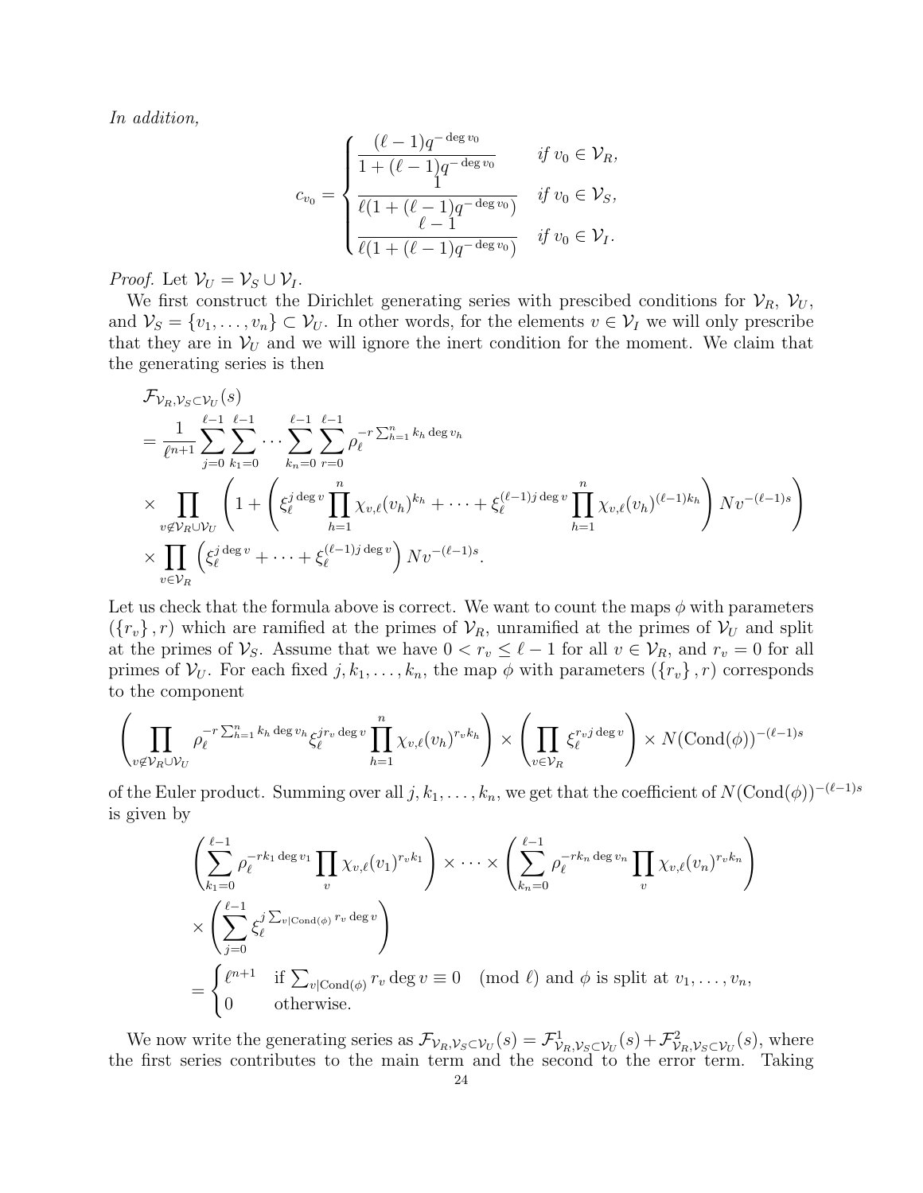*In addition,*

$$c_{v_0} = \begin{cases} \dfrac{(\ell-1)q^{-\deg v_0}}{1+(\ell-1)q^{-\deg v_0}} & \text{if } v_0 \in \mathcal{V}_R, \\ \dfrac{1}{\ell(1+(\ell-1)q^{-\deg v_0})} & \text{if } v_0 \in \mathcal{V}_S, \\ \dfrac{\ell-1}{\ell(1+(\ell-1)q^{-\deg v_0})} & \text{if } v_0 \in \mathcal{V}_I. \end{cases}$$

*Proof.* Let $\mathcal{V}_U = \mathcal{V}_S \cup \mathcal{V}_I$.

We first construct the Dirichlet generating series with prescibed conditions for $\mathcal{V}_R$, $\mathcal{V}_U$, and $\mathcal{V}_S = \{v_1, \dots, v_n\} \subset \mathcal{V}_U$. In other words, for the elements $v \in \mathcal{V}_I$ we will only prescribe that they are in $\mathcal{V}_U$ and we will ignore the inert condition for the moment. We claim that the generating series is then

$$\begin{aligned}
&\mathcal{F}_{\mathcal{V}_R, \mathcal{V}_S \subset \mathcal{V}_U}(s) \\
&= \frac{1}{\ell^{n+1}} \sum_{j=0}^{\ell-1} \sum_{k_1=0}^{\ell-1} \cdots \sum_{k_n=0}^{\ell-1} \sum_{r=0}^{\ell-1} \rho_\ell^{-r\sum_{h=1}^n k_h \deg v_h} \\
&\times \prod_{v \notin \mathcal{V}_R \cup \mathcal{V}_U} \left( 1 + \left( \xi_\ell^{j \deg v} \prod_{h=1}^n \chi_{v,\ell}(v_h)^{k_h} + \cdots + \xi_\ell^{(\ell-1)j \deg v} \prod_{h=1}^n \chi_{v,\ell}(v_h)^{(\ell-1)k_h} \right) Nv^{-(\ell-1)s} \right) \\
&\times \prod_{v \in \mathcal{V}_R} \left( \xi_\ell^{j \deg v} + \cdots + \xi_\ell^{(\ell-1)j \deg v} \right) Nv^{-(\ell-1)s}.
\end{aligned}$$

Let us check that the formula above is correct. We want to count the maps $\phi$ with parameters $(\{r_v\}, r)$ which are ramified at the primes of $\mathcal{V}_R$, unramified at the primes of $\mathcal{V}_U$ and split at the primes of $\mathcal{V}_S$. Assume that we have $0 < r_v \leq \ell - 1$ for all $v \in \mathcal{V}_R$, and $r_v = 0$ for all primes of $\mathcal{V}_U$. For each fixed $j, k_1, \dots, k_n$, the map $\phi$ with parameters $(\{r_v\}, r)$ corresponds to the component

$$\left( \prod_{v \notin \mathcal{V}_R \cup \mathcal{V}_U} \rho_\ell^{-r\sum_{h=1}^n k_h \deg v_h} \xi_\ell^{j r_v \deg v} \prod_{h=1}^n \chi_{v,\ell}(v_h)^{r_v k_h} \right) \times \left( \prod_{v \in \mathcal{V}_R} \xi_\ell^{r_v j \deg v} \right) \times N(\mathrm{Cond}(\phi))^{-(\ell-1)s}$$

of the Euler product. Summing over all $j, k_1, \dots, k_n$, we get that the coefficient of $N(\mathrm{Cond}(\phi))^{-(\ell-1)s}$ is given by

$$\begin{aligned}
&\left( \sum_{k_1=0}^{\ell-1} \rho_\ell^{-rk_1 \deg v_1} \prod_v \chi_{v,\ell}(v_1)^{r_v k_1} \right) \times \cdots \times \left( \sum_{k_n=0}^{\ell-1} \rho_\ell^{-rk_n \deg v_n} \prod_v \chi_{v,\ell}(v_n)^{r_v k_n} \right) \\
&\times \left( \sum_{j=0}^{\ell-1} \xi_\ell^{j \sum_{v | \mathrm{Cond}(\phi)} r_v \deg v} \right) \\
&= \begin{cases} \ell^{n+1} & \text{if } \sum_{v|\mathrm{Cond}(\phi)} r_v \deg v \equiv 0 \pmod{\ell} \text{ and } \phi \text{ is split at } v_1, \dots, v_n, \\ 0 & \text{otherwise.} \end{cases}
\end{aligned}$$

We now write the generating series as $\mathcal{F}_{\mathcal{V}_R, \mathcal{V}_S \subset \mathcal{V}_U}(s) = \mathcal{F}^1_{\mathcal{V}_R, \mathcal{V}_S \subset \mathcal{V}_U}(s) + \mathcal{F}^2_{\mathcal{V}_R, \mathcal{V}_S \subset \mathcal{V}_U}(s)$, where the first series contributes to the main term and the second to the error term. Taking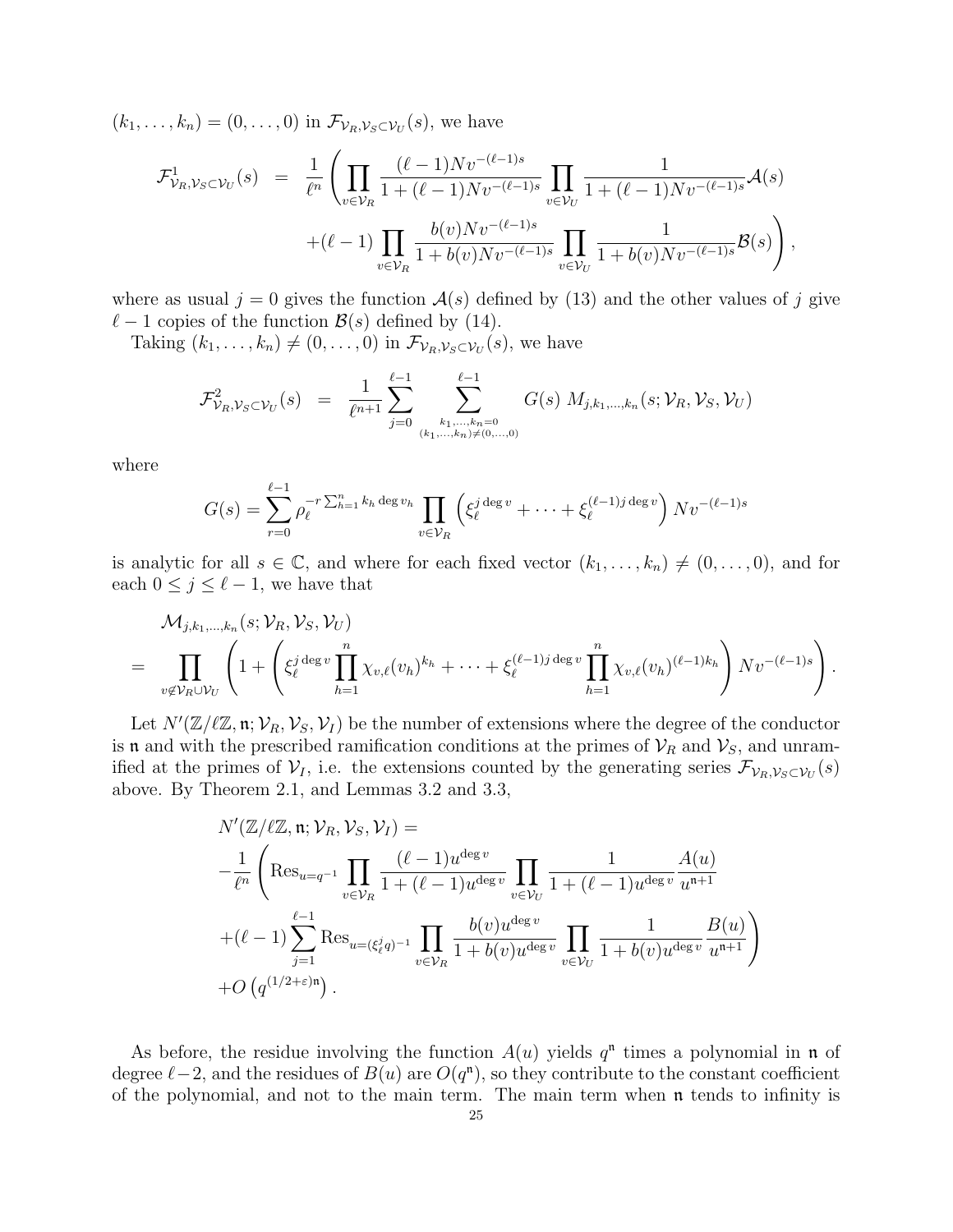$(k_1, \dots, k_n) = (0, \dots, 0)$ in $\mathcal{F}_{\mathcal{V}_R, \mathcal{V}_S \subset \mathcal{V}_U}(s)$, we have

$$\mathcal{F}^1_{\mathcal{V}_R, \mathcal{V}_S \subset \mathcal{V}_U}(s) = \frac{1}{\ell^n} \left( \prod_{v \in \mathcal{V}_R} \frac{(\ell-1) N v^{-(\ell-1)s}}{1 + (\ell-1) N v^{-(\ell-1)s}} \prod_{v \in \mathcal{V}_U} \frac{1}{1 + (\ell-1) N v^{-(\ell-1)s}} \mathcal{A}(s) \right.$$
$$\left. + (\ell-1) \prod_{v \in \mathcal{V}_R} \frac{b(v) N v^{-(\ell-1)s}}{1 + b(v) N v^{-(\ell-1)s}} \prod_{v \in \mathcal{V}_U} \frac{1}{1 + b(v) N v^{-(\ell-1)s}} \mathcal{B}(s) \right),$$

where as usual $j = 0$ gives the function $\mathcal{A}(s)$ defined by (13) and the other values of $j$ give $\ell - 1$ copies of the function $\mathcal{B}(s)$ defined by (14).

Taking $(k_1, \dots, k_n) \neq (0, \dots, 0)$ in $\mathcal{F}_{\mathcal{V}_R, \mathcal{V}_S \subset \mathcal{V}_U}(s)$, we have

$$\mathcal{F}^2_{\mathcal{V}_R, \mathcal{V}_S \subset \mathcal{V}_U}(s) = \frac{1}{\ell^{n+1}} \sum_{j=0}^{\ell-1} \sum_{\substack{k_1, \dots, k_n = 0 \\ (k_1, \dots, k_n) \neq (0, \dots, 0)}}^{\ell-1} G(s) \; M_{j, k_1, \dots, k_n}(s; \mathcal{V}_R, \mathcal{V}_S, \mathcal{V}_U)$$

where

$$G(s) = \sum_{r=0}^{\ell-1} \rho_\ell^{-r \sum_{h=1}^n k_h \deg v_h} \prod_{v \in \mathcal{V}_R} \left( \xi_\ell^{j \deg v} + \dots + \xi_\ell^{(\ell-1) j \deg v} \right) N v^{-(\ell-1)s}$$

is analytic for all $s \in \mathbb{C}$, and where for each fixed vector $(k_1, \dots, k_n) \neq (0, \dots, 0)$, and for each $0 \leq j \leq \ell - 1$, we have that

$$\mathcal{M}_{j, k_1, \dots, k_n}(s; \mathcal{V}_R, \mathcal{V}_S, \mathcal{V}_U)$$
$$= \prod_{v \notin \mathcal{V}_R \cup \mathcal{V}_U} \left( 1 + \left( \xi_\ell^{j \deg v} \prod_{h=1}^n \chi_{v,\ell}(v_h)^{k_h} + \dots + \xi_\ell^{(\ell-1) j \deg v} \prod_{h=1}^n \chi_{v,\ell}(v_h)^{(\ell-1) k_h} \right) N v^{-(\ell-1)s} \right).$$

Let $N'(\mathbb{Z}/\ell\mathbb{Z}, \mathfrak{n}; \mathcal{V}_R, \mathcal{V}_S, \mathcal{V}_I)$ be the number of extensions where the degree of the conductor is $\mathfrak{n}$ and with the prescribed ramification conditions at the primes of $\mathcal{V}_R$ and $\mathcal{V}_S$, and unramified at the primes of $\mathcal{V}_I$, i.e. the extensions counted by the generating series $\mathcal{F}_{\mathcal{V}_R, \mathcal{V}_S \subset \mathcal{V}_U}(s)$ above. By Theorem 2.1, and Lemmas 3.2 and 3.3,

$$N'(\mathbb{Z}/\ell\mathbb{Z}, \mathfrak{n}; \mathcal{V}_R, \mathcal{V}_S, \mathcal{V}_I) =$$
$$-\frac{1}{\ell^n} \left( \mathrm{Res}_{u = q^{-1}} \prod_{v \in \mathcal{V}_R} \frac{(\ell-1) u^{\deg v}}{1 + (\ell-1) u^{\deg v}} \prod_{v \in \mathcal{V}_U} \frac{1}{1 + (\ell-1) u^{\deg v}} \frac{A(u)}{u^{\mathfrak{n}+1}} \right.$$
$$\left. + (\ell-1) \sum_{j=1}^{\ell-1} \mathrm{Res}_{u = (\xi_\ell^j q)^{-1}} \prod_{v \in \mathcal{V}_R} \frac{b(v) u^{\deg v}}{1 + b(v) u^{\deg v}} \prod_{v \in \mathcal{V}_U} \frac{1}{1 + b(v) u^{\deg v}} \frac{B(u)}{u^{\mathfrak{n}+1}} \right)$$
$$+ O\left( q^{(1/2+\varepsilon)\mathfrak{n}} \right).$$

As before, the residue involving the function $A(u)$ yields $q^{\mathfrak{n}}$ times a polynomial in $\mathfrak{n}$ of degree $\ell - 2$, and the residues of $B(u)$ are $O(q^{\mathfrak{n}})$, so they contribute to the constant coefficient of the polynomial, and not to the main term. The main term when $\mathfrak{n}$ tends to infinity is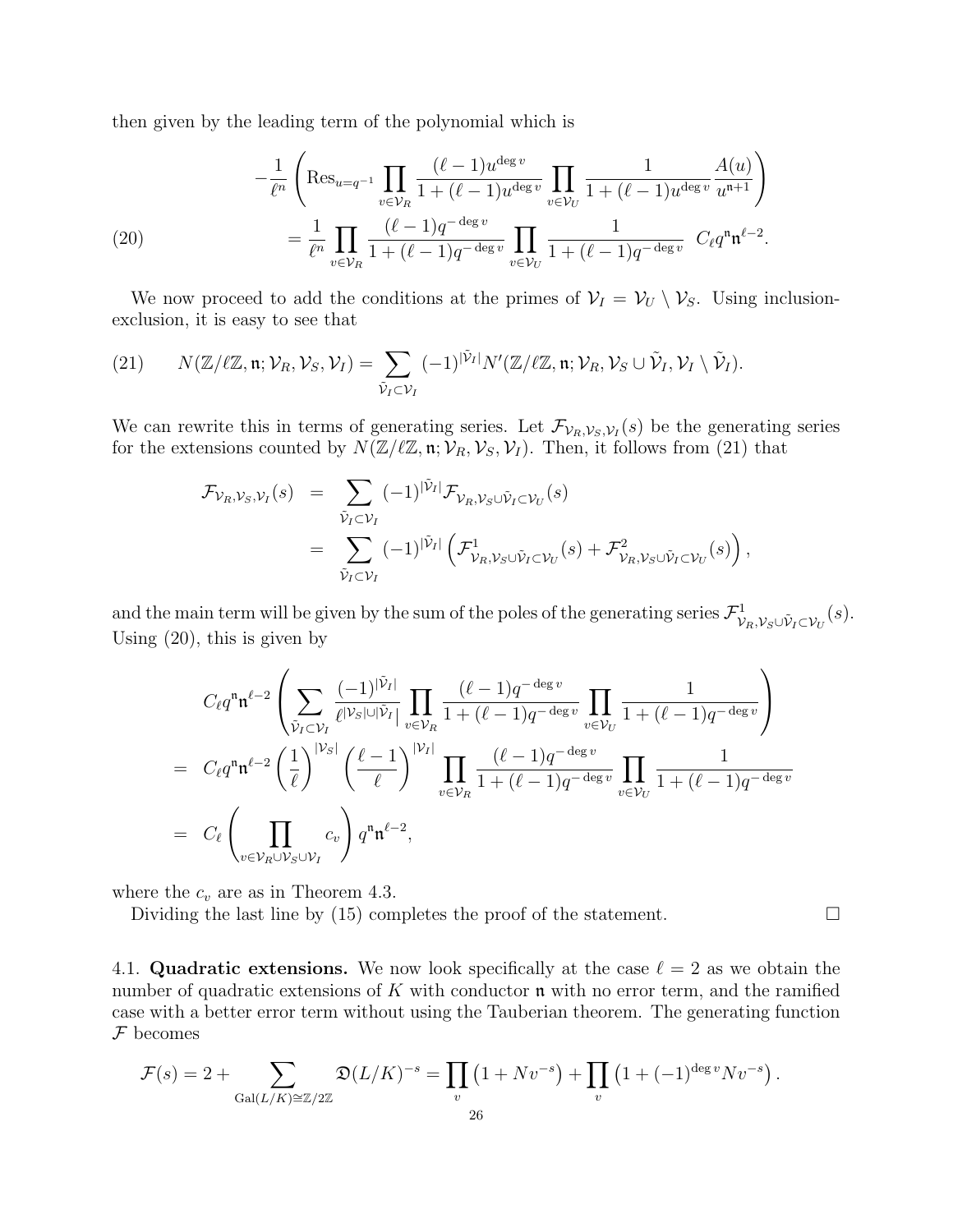then given by the leading term of the polynomial which is

$$
\begin{aligned}
&-\frac{1}{\ell^n}\left(\mathrm{Res}_{u=q^{-1}} \prod_{v\in\mathcal{V}_R} \frac{(\ell-1)u^{\deg v}}{1+(\ell-1)u^{\deg v}} \prod_{v\in\mathcal{V}_U} \frac{1}{1+(\ell-1)u^{\deg v}} \frac{A(u)}{u^{\mathfrak{n}+1}}\right) \\
(20) \qquad &= \frac{1}{\ell^n} \prod_{v\in\mathcal{V}_R} \frac{(\ell-1)q^{-\deg v}}{1+(\ell-1)q^{-\deg v}} \prod_{v\in\mathcal{V}_U} \frac{1}{1+(\ell-1)q^{-\deg v}} \;\; C_\ell q^{\mathfrak{n}} \mathfrak{n}^{\ell-2}.
\end{aligned}
$$

We now proceed to add the conditions at the primes of $\mathcal{V}_I = \mathcal{V}_U \setminus \mathcal{V}_S$. Using inclusion-exclusion, it is easy to see that

$$
(21) \qquad N(\mathbb{Z}/\ell\mathbb{Z}, \mathfrak{n}; \mathcal{V}_R, \mathcal{V}_S, \mathcal{V}_I) = \sum_{\tilde{\mathcal{V}}_I \subset \mathcal{V}_I} (-1)^{|\tilde{\mathcal{V}}_I|} N'(\mathbb{Z}/\ell\mathbb{Z}, \mathfrak{n}; \mathcal{V}_R, \mathcal{V}_S \cup \tilde{\mathcal{V}}_I, \mathcal{V}_I \setminus \tilde{\mathcal{V}}_I).
$$

We can rewrite this in terms of generating series. Let $\mathcal{F}_{\mathcal{V}_R,\mathcal{V}_S,\mathcal{V}_I}(s)$ be the generating series for the extensions counted by $N(\mathbb{Z}/\ell\mathbb{Z}, \mathfrak{n}; \mathcal{V}_R, \mathcal{V}_S, \mathcal{V}_I)$. Then, it follows from (21) that

$$
\begin{aligned}
\mathcal{F}_{\mathcal{V}_R,\mathcal{V}_S,\mathcal{V}_I}(s) &= \sum_{\tilde{\mathcal{V}}_I \subset \mathcal{V}_I} (-1)^{|\tilde{\mathcal{V}}_I|} \mathcal{F}_{\mathcal{V}_R, \mathcal{V}_S \cup \tilde{\mathcal{V}}_I \subset \mathcal{V}_U}(s) \\
&= \sum_{\tilde{\mathcal{V}}_I \subset \mathcal{V}_I} (-1)^{|\tilde{\mathcal{V}}_I|} \left( \mathcal{F}^1_{\mathcal{V}_R, \mathcal{V}_S \cup \tilde{\mathcal{V}}_I \subset \mathcal{V}_U}(s) + \mathcal{F}^2_{\mathcal{V}_R, \mathcal{V}_S \cup \tilde{\mathcal{V}}_I \subset \mathcal{V}_U}(s) \right),
\end{aligned}
$$

and the main term will be given by the sum of the poles of the generating series $\mathcal{F}^1_{\mathcal{V}_R, \mathcal{V}_S \cup \tilde{\mathcal{V}}_I \subset \mathcal{V}_U}(s)$. Using (20), this is given by

$$
\begin{aligned}
& C_\ell q^{\mathfrak{n}} \mathfrak{n}^{\ell-2} \left( \sum_{\tilde{\mathcal{V}}_I \subset \mathcal{V}_I} \frac{(-1)^{|\tilde{\mathcal{V}}_I|}}{\ell^{|\mathcal{V}_S| \cup |\tilde{\mathcal{V}}_I|}} \prod_{v\in\mathcal{V}_R} \frac{(\ell-1)q^{-\deg v}}{1+(\ell-1)q^{-\deg v}} \prod_{v\in\mathcal{V}_U} \frac{1}{1+(\ell-1)q^{-\deg v}} \right) \\
=\;& C_\ell q^{\mathfrak{n}} \mathfrak{n}^{\ell-2} \left(\frac{1}{\ell}\right)^{|\mathcal{V}_S|} \left(\frac{\ell-1}{\ell}\right)^{|\mathcal{V}_I|} \prod_{v\in\mathcal{V}_R} \frac{(\ell-1)q^{-\deg v}}{1+(\ell-1)q^{-\deg v}} \prod_{v\in\mathcal{V}_U} \frac{1}{1+(\ell-1)q^{-\deg v}} \\
=\;& C_\ell \left( \prod_{v\in\mathcal{V}_R\cup\mathcal{V}_S\cup\mathcal{V}_I} c_v \right) q^{\mathfrak{n}} \mathfrak{n}^{\ell-2},
\end{aligned}
$$

where the $c_v$ are as in Theorem 4.3.

Dividing the last line by (15) completes the proof of the statement. $\square$

## 4.1. Quadratic extensions.

We now look specifically at the case $\ell = 2$ as we obtain the number of quadratic extensions of $K$ with conductor $\mathfrak{n}$ with no error term, and the ramified case with a better error term without using the Tauberian theorem. The generating function $\mathcal{F}$ becomes

$$
\mathcal{F}(s) = 2 + \sum_{\mathrm{Gal}(L/K)\cong\mathbb{Z}/2\mathbb{Z}} \mathfrak{D}(L/K)^{-s} = \prod_v \left(1 + Nv^{-s}\right) + \prod_v \left(1 + (-1)^{\deg v} Nv^{-s}\right).
$$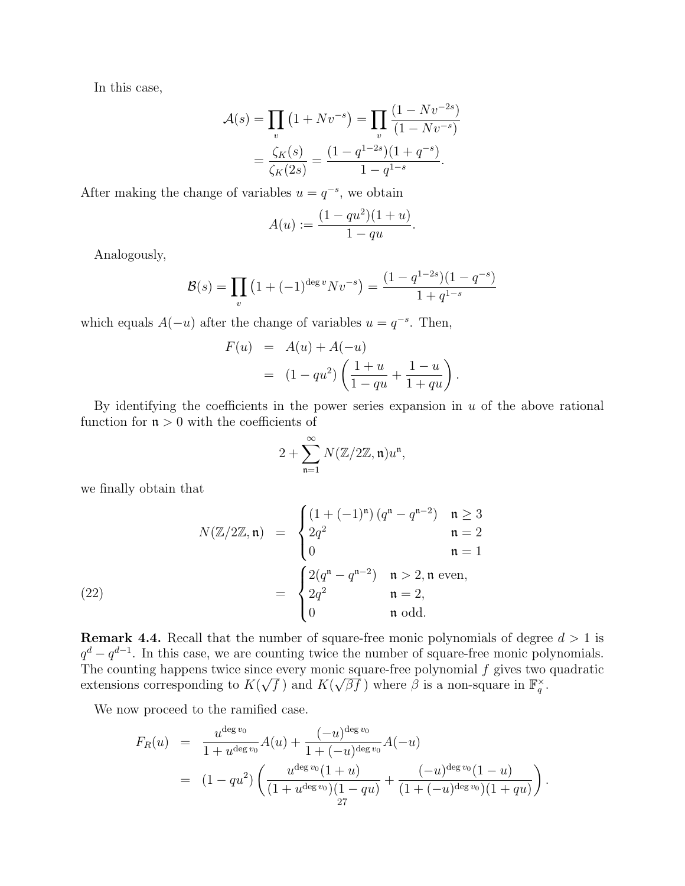In this case,

$$
\begin{aligned}
\mathcal{A}(s) = \prod_v \left(1 + Nv^{-s}\right) &= \prod_v \frac{(1 - Nv^{-2s})}{(1 - Nv^{-s})} \\
&= \frac{\zeta_K(s)}{\zeta_K(2s)} = \frac{(1 - q^{1-2s})(1 + q^{-s})}{1 - q^{1-s}}.
\end{aligned}
$$

After making the change of variables $u = q^{-s}$, we obtain

$$
A(u) := \frac{(1 - qu^2)(1 + u)}{1 - qu}.
$$

Analogously,

$$
\mathcal{B}(s) = \prod_v \left(1 + (-1)^{\deg v} Nv^{-s}\right) = \frac{(1 - q^{1-2s})(1 - q^{-s})}{1 + q^{1-s}}
$$

which equals $A(-u)$ after the change of variables $u = q^{-s}$. Then,

$$
\begin{aligned}
F(u) &= A(u) + A(-u) \\
&= (1 - qu^2)\left(\frac{1 + u}{1 - qu} + \frac{1 - u}{1 + qu}\right).
\end{aligned}
$$

By identifying the coefficients in the power series expansion in $u$ of the above rational function for $\mathfrak{n} > 0$ with the coefficients of

$$
2 + \sum_{\mathfrak{n}=1}^{\infty} N(\mathbb{Z}/2\mathbb{Z}, \mathfrak{n}) u^{\mathfrak{n}},
$$

we finally obtain that

$$
\begin{aligned}
N(\mathbb{Z}/2\mathbb{Z}, \mathfrak{n}) &= \begin{cases} \left(1 + (-1)^{\mathfrak{n}}\right)\left(q^{\mathfrak{n}} - q^{\mathfrak{n}-2}\right) & \mathfrak{n} \geq 3 \\ 2q^2 & \mathfrak{n} = 2 \\ 0 & \mathfrak{n} = 1 \end{cases} \\
&= \begin{cases} 2(q^{\mathfrak{n}} - q^{\mathfrak{n}-2}) & \mathfrak{n} > 2, \mathfrak{n} \text{ even}, \\ 2q^2 & \mathfrak{n} = 2, \\ 0 & \mathfrak{n} \text{ odd}. \end{cases} \qquad (22)
\end{aligned}
$$

**Remark 4.4.** Recall that the number of square-free monic polynomials of degree $d > 1$ is $q^d - q^{d-1}$. In this case, we are counting twice the number of square-free monic polynomials. The counting happens twice since every monic square-free polynomial $f$ gives two quadratic extensions corresponding to $K(\sqrt{f}\,)$ and $K(\sqrt{\beta f}\,)$ where $\beta$ is a non-square in $\mathbb{F}_q^{\times}$.

We now proceed to the ramified case.

$$
\begin{aligned}
F_R(u) &= \frac{u^{\deg v_0}}{1 + u^{\deg v_0}} A(u) + \frac{(-u)^{\deg v_0}}{1 + (-u)^{\deg v_0}} A(-u) \\
&= (1 - qu^2)\left(\frac{u^{\deg v_0}(1 + u)}{(1 + u^{\deg v_0})(1 - qu)} + \frac{(-u)^{\deg v_0}(1 - u)}{(1 + (-u)^{\deg v_0})(1 + qu)}\right).
\end{aligned}
$$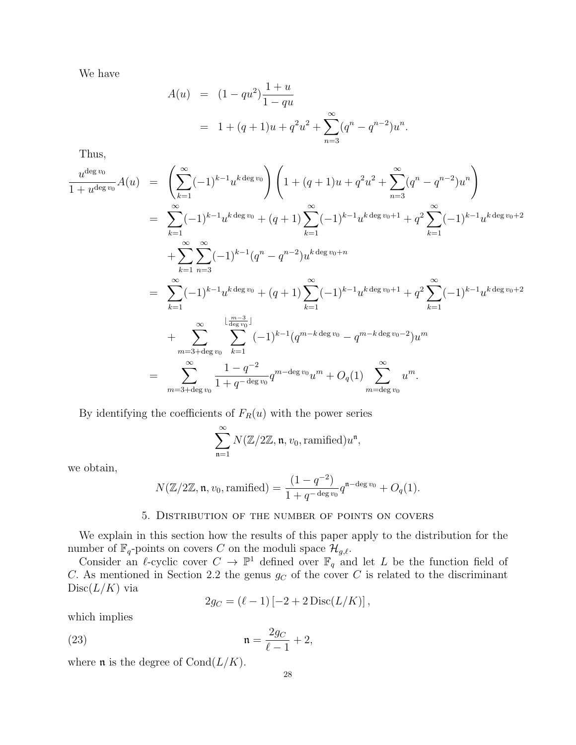We have

$$\begin{aligned}
A(u) &= (1-qu^2)\frac{1+u}{1-qu} \\
&= 1+(q+1)u+q^2u^2+\sum_{n=3}^{\infty}(q^n-q^{n-2})u^n.
\end{aligned}$$

Thus,

$$\begin{aligned}
\frac{u^{\deg v_0}}{1+u^{\deg v_0}}A(u) &= \left(\sum_{k=1}^{\infty}(-1)^{k-1}u^{k\deg v_0}\right)\left(1+(q+1)u+q^2u^2+\sum_{n=3}^{\infty}(q^n-q^{n-2})u^n\right) \\
&= \sum_{k=1}^{\infty}(-1)^{k-1}u^{k\deg v_0}+(q+1)\sum_{k=1}^{\infty}(-1)^{k-1}u^{k\deg v_0+1}+q^2\sum_{k=1}^{\infty}(-1)^{k-1}u^{k\deg v_0+2} \\
&\quad +\sum_{k=1}^{\infty}\sum_{n=3}^{\infty}(-1)^{k-1}(q^n-q^{n-2})u^{k\deg v_0+n} \\
&= \sum_{k=1}^{\infty}(-1)^{k-1}u^{k\deg v_0}+(q+1)\sum_{k=1}^{\infty}(-1)^{k-1}u^{k\deg v_0+1}+q^2\sum_{k=1}^{\infty}(-1)^{k-1}u^{k\deg v_0+2} \\
&\quad +\sum_{m=3+\deg v_0}^{\infty}\sum_{k=1}^{\lfloor\frac{m-3}{\deg v_0}\rfloor}(-1)^{k-1}(q^{m-k\deg v_0}-q^{m-k\deg v_0-2})u^m \\
&= \sum_{m=3+\deg v_0}^{\infty}\frac{1-q^{-2}}{1+q^{-\deg v_0}}q^{m-\deg v_0}u^m+O_q(1)\sum_{m=\deg v_0}^{\infty}u^m.
\end{aligned}$$

By identifying the coefficients of $F_R(u)$ with the power series

$$\sum_{\mathfrak{n}=1}^{\infty}N(\mathbb{Z}/2\mathbb{Z},\mathfrak{n},v_0,\text{ramified})u^{\mathfrak{n}},$$

we obtain,

$$N(\mathbb{Z}/2\mathbb{Z},\mathfrak{n},v_0,\text{ramified})=\frac{(1-q^{-2})}{1+q^{-\deg v_0}}q^{\mathfrak{n}-\deg v_0}+O_q(1).$$

## 5. Distribution of the number of points on covers

We explain in this section how the results of this paper apply to the distribution for the number of $\mathbb{F}_q$-points on covers $C$ on the moduli space $\mathcal{H}_{g,\ell}$.

Consider an $\ell$-cyclic cover $C\to\mathbb{P}^1$ defined over $\mathbb{F}_q$ and let $L$ be the function field of $C$. As mentioned in Section 2.2 the genus $g_C$ of the cover $C$ is related to the discriminant $\operatorname{Disc}(L/K)$ via

$$2g_C=(\ell-1)\left[-2+2\operatorname{Disc}(L/K)\right],$$

which implies

$$\mathfrak{n}=\frac{2g_C}{\ell-1}+2, \tag{23}$$

where $\mathfrak{n}$ is the degree of $\operatorname{Cond}(L/K)$.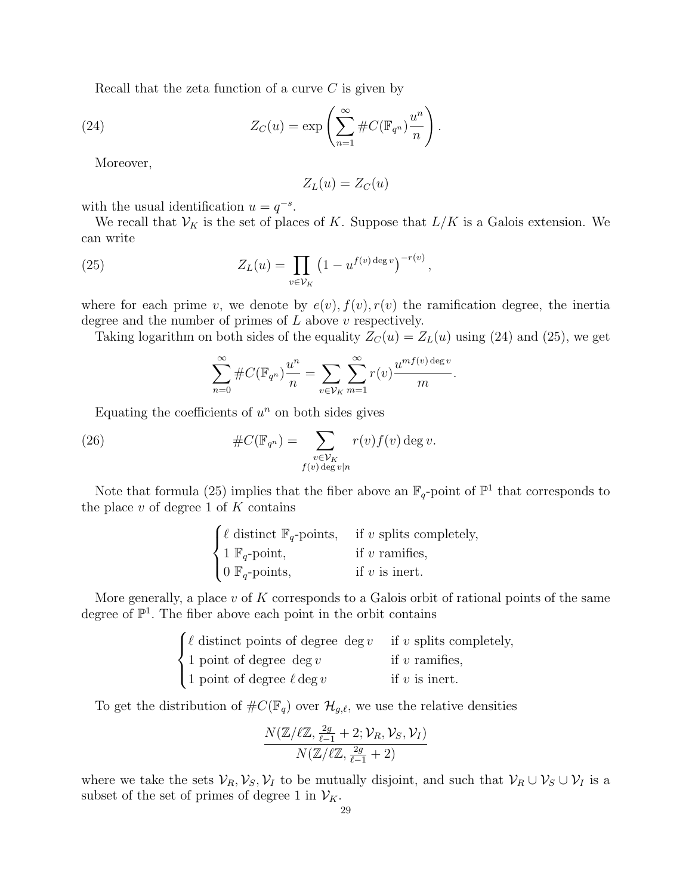Recall that the zeta function of a curve $C$ is given by

$$Z_C(u) = \exp\left(\sum_{n=1}^{\infty} \#C(\mathbb{F}_{q^n})\frac{u^n}{n}\right). \tag{24}$$

Moreover,

$$Z_L(u) = Z_C(u)$$

with the usual identification $u = q^{-s}$.

We recall that $\mathcal{V}_K$ is the set of places of $K$. Suppose that $L/K$ is a Galois extension. We can write

$$Z_L(u) = \prod_{v \in \mathcal{V}_K} \left(1 - u^{f(v)\deg v}\right)^{-r(v)}, \tag{25}$$

where for each prime $v$, we denote by $e(v), f(v), r(v)$ the ramification degree, the inertia degree and the number of primes of $L$ above $v$ respectively.

Taking logarithm on both sides of the equality $Z_C(u) = Z_L(u)$ using (24) and (25), we get

$$\sum_{n=0}^{\infty} \#C(\mathbb{F}_{q^n})\frac{u^n}{n} = \sum_{v \in \mathcal{V}_K}\sum_{m=1}^{\infty} r(v)\frac{u^{mf(v)\deg v}}{m}.$$

Equating the coefficients of $u^n$ on both sides gives

$$\#C(\mathbb{F}_{q^n}) = \sum_{\substack{v \in \mathcal{V}_K \\ f(v)\deg v | n}} r(v)f(v)\deg v. \tag{26}$$

Note that formula (25) implies that the fiber above an $\mathbb{F}_q$-point of $\mathbb{P}^1$ that corresponds to the place $v$ of degree 1 of $K$ contains

$$\begin{cases} \ell \text{ distinct } \mathbb{F}_q\text{-points}, & \text{if } v \text{ splits completely}, \\ 1\ \mathbb{F}_q\text{-point}, & \text{if } v \text{ ramifies}, \\ 0\ \mathbb{F}_q\text{-points}, & \text{if } v \text{ is inert}. \end{cases}$$

More generally, a place $v$ of $K$ corresponds to a Galois orbit of rational points of the same degree of $\mathbb{P}^1$. The fiber above each point in the orbit contains

$$\begin{cases} \ell \text{ distinct points of degree } \deg v & \text{if } v \text{ splits completely}, \\ 1 \text{ point of degree } \deg v & \text{if } v \text{ ramifies}, \\ 1 \text{ point of degree } \ell \deg v & \text{if } v \text{ is inert}. \end{cases}$$

To get the distribution of $\#C(\mathbb{F}_q)$ over $\mathcal{H}_{g,\ell}$, we use the relative densities

$$\frac{N(\mathbb{Z}/\ell\mathbb{Z}, \frac{2g}{\ell-1}+2; \mathcal{V}_R, \mathcal{V}_S, \mathcal{V}_I)}{N(\mathbb{Z}/\ell\mathbb{Z}, \frac{2g}{\ell-1}+2)}$$

where we take the sets $\mathcal{V}_R, \mathcal{V}_S, \mathcal{V}_I$ to be mutually disjoint, and such that $\mathcal{V}_R \cup \mathcal{V}_S \cup \mathcal{V}_I$ is a subset of the set of primes of degree 1 in $\mathcal{V}_K$.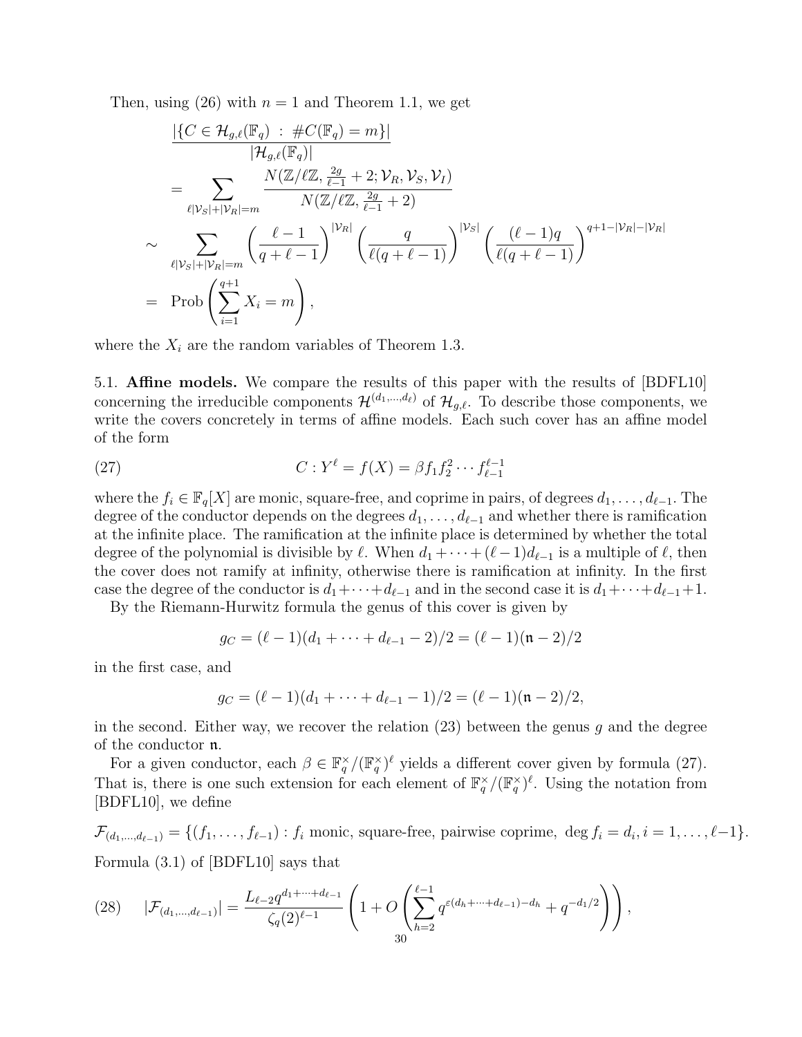Then, using (26) with $n = 1$ and Theorem 1.1, we get

$$
\begin{aligned}
&\frac{|\{C \in \mathcal{H}_{g,\ell}(\mathbb{F}_q) \ : \ \#C(\mathbb{F}_q) = m\}|}{|\mathcal{H}_{g,\ell}(\mathbb{F}_q)|} \\
&= \sum_{\ell|\mathcal{V}_S|+|\mathcal{V}_R|=m} \frac{N(\mathbb{Z}/\ell\mathbb{Z}, \frac{2g}{\ell-1}+2; \mathcal{V}_R, \mathcal{V}_S, \mathcal{V}_I)}{N(\mathbb{Z}/\ell\mathbb{Z}, \frac{2g}{\ell-1}+2)} \\
\sim\ & \sum_{\ell|\mathcal{V}_S|+|\mathcal{V}_R|=m} \left(\frac{\ell-1}{q+\ell-1}\right)^{|\mathcal{V}_R|} \left(\frac{q}{\ell(q+\ell-1)}\right)^{|\mathcal{V}_S|} \left(\frac{(\ell-1)q}{\ell(q+\ell-1)}\right)^{q+1-|\mathcal{V}_R|-|\mathcal{V}_R|} \\
=\ & \text{Prob}\left(\sum_{i=1}^{q+1} X_i = m\right),
\end{aligned}
$$

where the $X_i$ are the random variables of Theorem 1.3.

5.1. **Affine models.** We compare the results of this paper with the results of [BDFL10] concerning the irreducible components $\mathcal{H}^{(d_1,\ldots,d_\ell)}$ of $\mathcal{H}_{g,\ell}$. To describe those components, we write the covers concretely in terms of affine models. Each such cover has an affine model of the form

$$C : Y^\ell = f(X) = \beta f_1 f_2^2 \cdots f_{\ell-1}^{\ell-1} \tag{27}$$

where the $f_i \in \mathbb{F}_q[X]$ are monic, square-free, and coprime in pairs, of degrees $d_1, \ldots, d_{\ell-1}$. The degree of the conductor depends on the degrees $d_1, \ldots, d_{\ell-1}$ and whether there is ramification at the infinite place. The ramification at the infinite place is determined by whether the total degree of the polynomial is divisible by $\ell$. When $d_1 + \cdots + (\ell-1)d_{\ell-1}$ is a multiple of $\ell$, then the cover does not ramify at infinity, otherwise there is ramification at infinity. In the first case the degree of the conductor is $d_1 + \cdots + d_{\ell-1}$ and in the second case it is $d_1 + \cdots + d_{\ell-1} + 1$.

By the Riemann-Hurwitz formula the genus of this cover is given by

$$g_C = (\ell-1)(d_1 + \cdots + d_{\ell-1} - 2)/2 = (\ell-1)(\mathfrak{n}-2)/2$$

in the first case, and

$$g_C = (\ell-1)(d_1 + \cdots + d_{\ell-1} - 1)/2 = (\ell-1)(\mathfrak{n}-2)/2,$$

in the second. Either way, we recover the relation (23) between the genus $g$ and the degree of the conductor $\mathfrak{n}$.

For a given conductor, each $\beta \in \mathbb{F}_q^\times/(\mathbb{F}_q^\times)^\ell$ yields a different cover given by formula (27). That is, there is one such extension for each element of $\mathbb{F}_q^\times/(\mathbb{F}_q^\times)^\ell$. Using the notation from [BDFL10], we define

$$\mathcal{F}_{(d_1,\ldots,d_{\ell-1})} = \{(f_1, \ldots, f_{\ell-1}) : f_i \text{ monic, square-free, pairwise coprime, } \deg f_i = d_i, i = 1, \ldots, \ell-1\}.$$

Formula (3.1) of [BDFL10] says that

$$|\mathcal{F}_{(d_1,\ldots,d_{\ell-1})}| = \frac{L_{\ell-2} q^{d_1+\cdots+d_{\ell-1}}}{\zeta_q(2)^{\ell-1}} \left(1 + O\left(\sum_{h=2}^{\ell-1} q^{\varepsilon(d_h+\cdots+d_{\ell-1})-d_h} + q^{-d_1/2}\right)\right), \tag{28}$$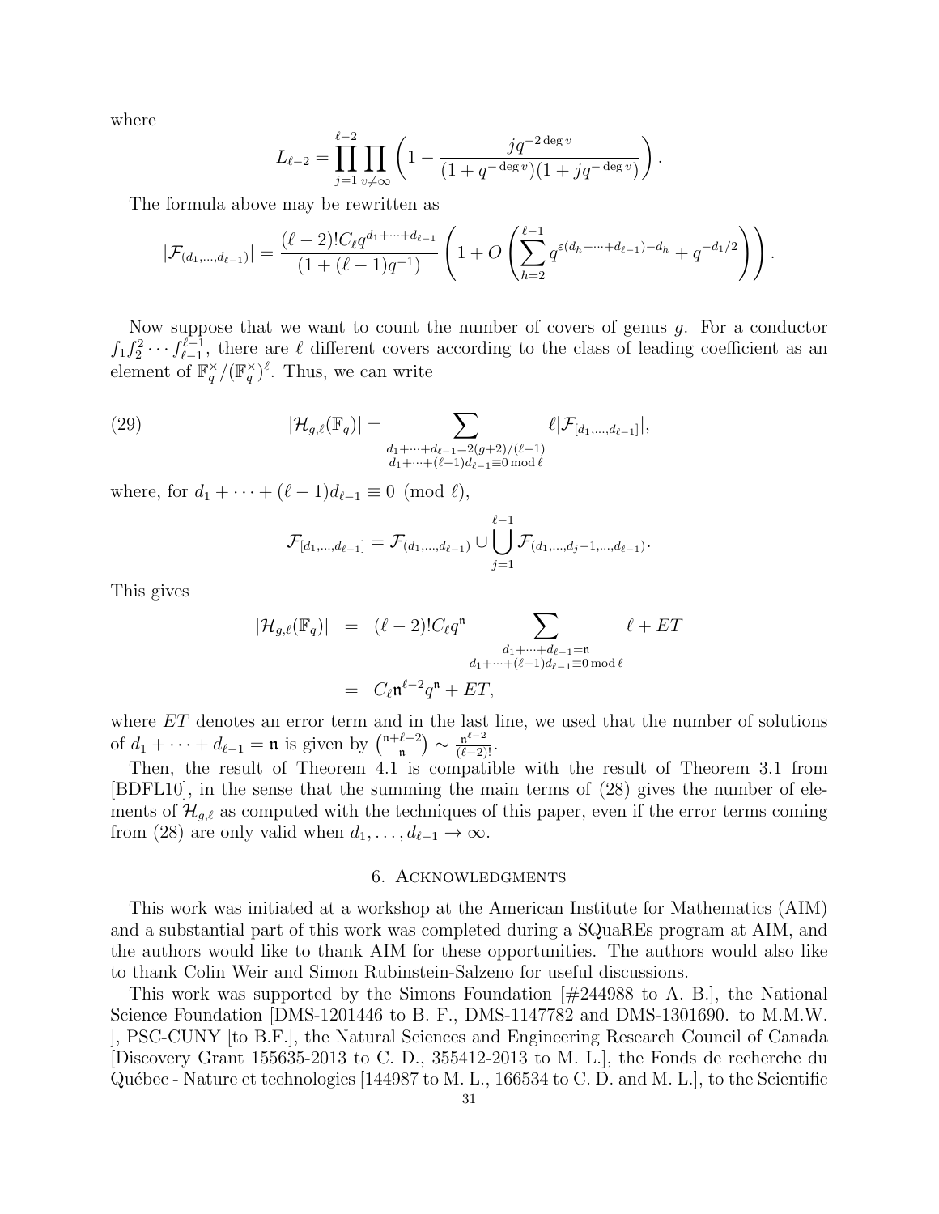where

$$L_{\ell-2} = \prod_{j=1}^{\ell-2} \prod_{v \neq \infty} \left(1 - \frac{j q^{-2\deg v}}{(1+q^{-\deg v})(1+jq^{-\deg v})}\right).$$

The formula above may be rewritten as

$$|\mathcal{F}_{(d_1,\ldots,d_{\ell-1})}| = \frac{(\ell-2)! C_\ell q^{d_1+\cdots+d_{\ell-1}}}{(1+(\ell-1)q^{-1})} \left(1 + O\left(\sum_{h=2}^{\ell-1} q^{\varepsilon(d_h+\cdots+d_{\ell-1})-d_h} + q^{-d_1/2}\right)\right).$$

Now suppose that we want to count the number of covers of genus $g$. For a conductor $f_1 f_2^2 \cdots f_{\ell-1}^{\ell-1}$, there are $\ell$ different covers according to the class of leading coefficient as an element of $\mathbb{F}_q^\times/(\mathbb{F}_q^\times)^\ell$. Thus, we can write

$$|\mathcal{H}_{g,\ell}(\mathbb{F}_q)| = \sum_{\substack{d_1+\cdots+d_{\ell-1}=2(g+2)/(\ell-1) \\ d_1+\cdots+(\ell-1)d_{\ell-1}\equiv 0 \bmod \ell}} \ell |\mathcal{F}_{[d_1,\ldots,d_{\ell-1}]}|, \tag{29}$$

where, for $d_1 + \cdots + (\ell-1)d_{\ell-1} \equiv 0 \pmod{\ell}$,

$$\mathcal{F}_{[d_1,\ldots,d_{\ell-1}]} = \mathcal{F}_{(d_1,\ldots,d_{\ell-1})} \cup \bigcup_{j=1}^{\ell-1} \mathcal{F}_{(d_1,\ldots,d_j-1,\ldots,d_{\ell-1})}.$$

This gives

$$\begin{aligned} |\mathcal{H}_{g,\ell}(\mathbb{F}_q)| &= (\ell-2)! C_\ell q^{\mathfrak{n}} \sum_{\substack{d_1+\cdots+d_{\ell-1}=\mathfrak{n} \\ d_1+\cdots+(\ell-1)d_{\ell-1}\equiv 0 \bmod \ell}} \ell + ET \\ &= C_\ell \mathfrak{n}^{\ell-2} q^{\mathfrak{n}} + ET, \end{aligned}$$

where $ET$ denotes an error term and in the last line, we used that the number of solutions of $d_1 + \cdots + d_{\ell-1} = \mathfrak{n}$ is given by $\binom{\mathfrak{n}+\ell-2}{\mathfrak{n}} \sim \frac{\mathfrak{n}^{\ell-2}}{(\ell-2)!}$.

Then, the result of Theorem 4.1 is compatible with the result of Theorem 3.1 from [BDFL10], in the sense that the summing the main terms of (28) gives the number of elements of $\mathcal{H}_{g,\ell}$ as computed with the techniques of this paper, even if the error terms coming from (28) are only valid when $d_1, \ldots, d_{\ell-1} \to \infty$.

## 6. Acknowledgments

This work was initiated at a workshop at the American Institute for Mathematics (AIM) and a substantial part of this work was completed during a SQuaREs program at AIM, and the authors would like to thank AIM for these opportunities. The authors would also like to thank Colin Weir and Simon Rubinstein-Salzeno for useful discussions.

This work was supported by the Simons Foundation [#244988 to A. B.], the National Science Foundation [DMS-1201446 to B. F., DMS-1147782 and DMS-1301690. to M.M.W. ], PSC-CUNY [to B.F.], the Natural Sciences and Engineering Research Council of Canada [Discovery Grant 155635-2013 to C. D., 355412-2013 to M. L.], the Fonds de recherche du Québec - Nature et technologies [144987 to M. L., 166534 to C. D. and M. L.], to the Scientific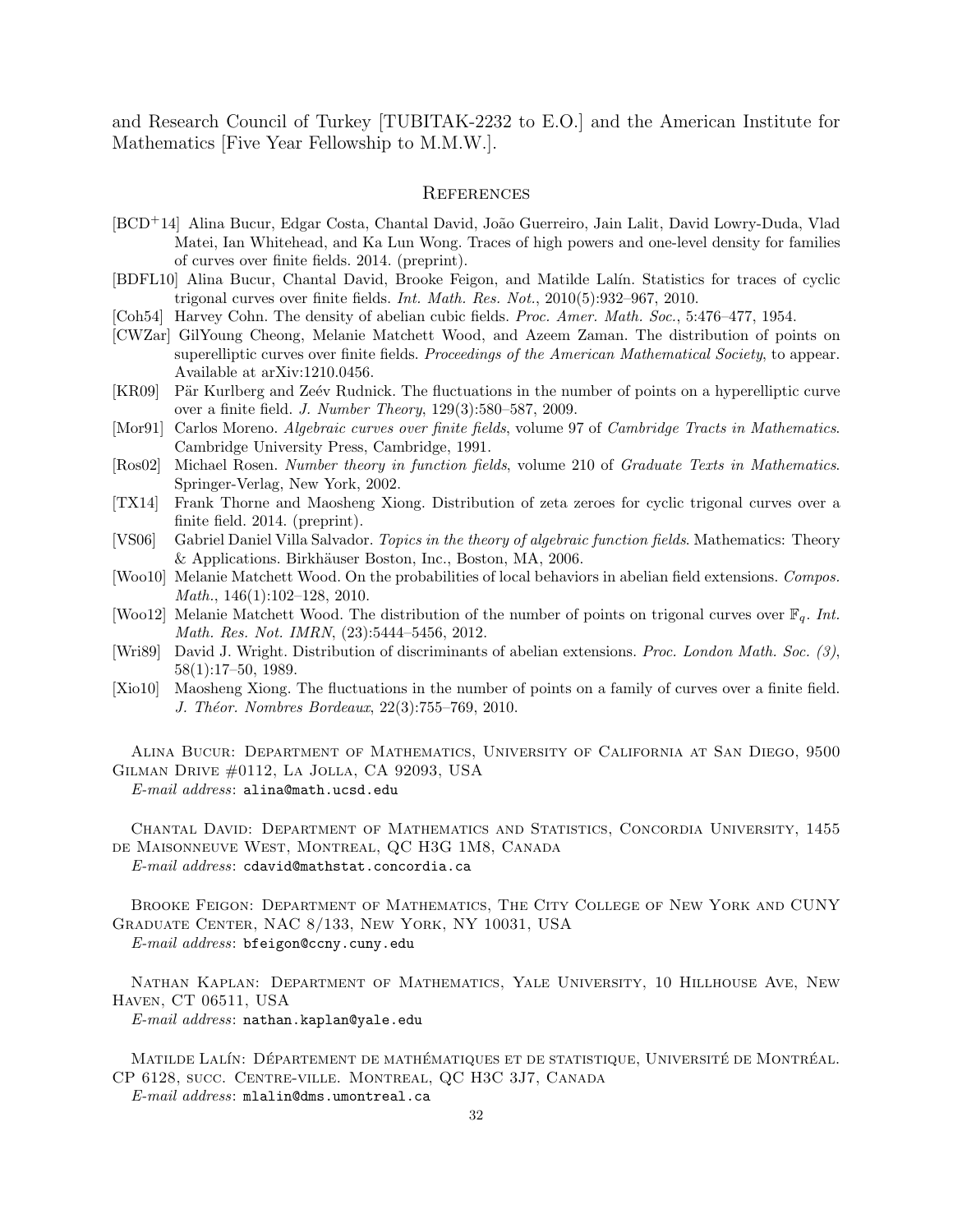and Research Council of Turkey [TUBITAK-2232 to E.O.] and the American Institute for Mathematics [Five Year Fellowship to M.M.W.].

## References

[BCD+14] Alina Bucur, Edgar Costa, Chantal David, João Guerreiro, Jain Lalit, David Lowry-Duda, Vlad Matei, Ian Whitehead, and Ka Lun Wong. Traces of high powers and one-level density for families of curves over finite fields. 2014. (preprint).

[BDFL10] Alina Bucur, Chantal David, Brooke Feigon, and Matilde Lalín. Statistics for traces of cyclic trigonal curves over finite fields. *Int. Math. Res. Not.*, 2010(5):932–967, 2010.

[Coh54] Harvey Cohn. The density of abelian cubic fields. *Proc. Amer. Math. Soc.*, 5:476–477, 1954.

[CWZar] GilYoung Cheong, Melanie Matchett Wood, and Azeem Zaman. The distribution of points on superelliptic curves over finite fields. *Proceedings of the American Mathematical Society*, to appear. Available at arXiv:1210.0456.

[KR09] Pär Kurlberg and Zeév Rudnick. The fluctuations in the number of points on a hyperelliptic curve over a finite field. *J. Number Theory*, 129(3):580–587, 2009.

[Mor91] Carlos Moreno. *Algebraic curves over finite fields*, volume 97 of *Cambridge Tracts in Mathematics*. Cambridge University Press, Cambridge, 1991.

[Ros02] Michael Rosen. *Number theory in function fields*, volume 210 of *Graduate Texts in Mathematics*. Springer-Verlag, New York, 2002.

[TX14] Frank Thorne and Maosheng Xiong. Distribution of zeta zeroes for cyclic trigonal curves over a finite field. 2014. (preprint).

[VS06] Gabriel Daniel Villa Salvador. *Topics in the theory of algebraic function fields*. Mathematics: Theory & Applications. Birkhäuser Boston, Inc., Boston, MA, 2006.

[Woo10] Melanie Matchett Wood. On the probabilities of local behaviors in abelian field extensions. *Compos. Math.*, 146(1):102–128, 2010.

[Woo12] Melanie Matchett Wood. The distribution of the number of points on trigonal curves over $\mathbb{F}_q$. *Int. Math. Res. Not. IMRN*, (23):5444–5456, 2012.

[Wri89] David J. Wright. Distribution of discriminants of abelian extensions. *Proc. London Math. Soc. (3)*, 58(1):17–50, 1989.

[Xio10] Maosheng Xiong. The fluctuations in the number of points on a family of curves over a finite field. *J. Théor. Nombres Bordeaux*, 22(3):755–769, 2010.

Alina Bucur: Department of Mathematics, University of California at San Diego, 9500 Gilman Drive #0112, La Jolla, CA 92093, USA
*E-mail address*: alina@math.ucsd.edu

Chantal David: Department of Mathematics and Statistics, Concordia University, 1455 de Maisonneuve West, Montreal, QC H3G 1M8, Canada
*E-mail address*: cdavid@mathstat.concordia.ca

Brooke Feigon: Department of Mathematics, The City College of New York and CUNY Graduate Center, NAC 8/133, New York, NY 10031, USA
*E-mail address*: bfeigon@ccny.cuny.edu

Nathan Kaplan: Department of Mathematics, Yale University, 10 Hillhouse Ave, New Haven, CT 06511, USA
*E-mail address*: nathan.kaplan@yale.edu

Matilde Lalín: Département de mathématiques et de statistique, Université de Montréal. CP 6128, succ. Centre-ville. Montreal, QC H3C 3J7, Canada
*E-mail address*: mlalin@dms.umontreal.ca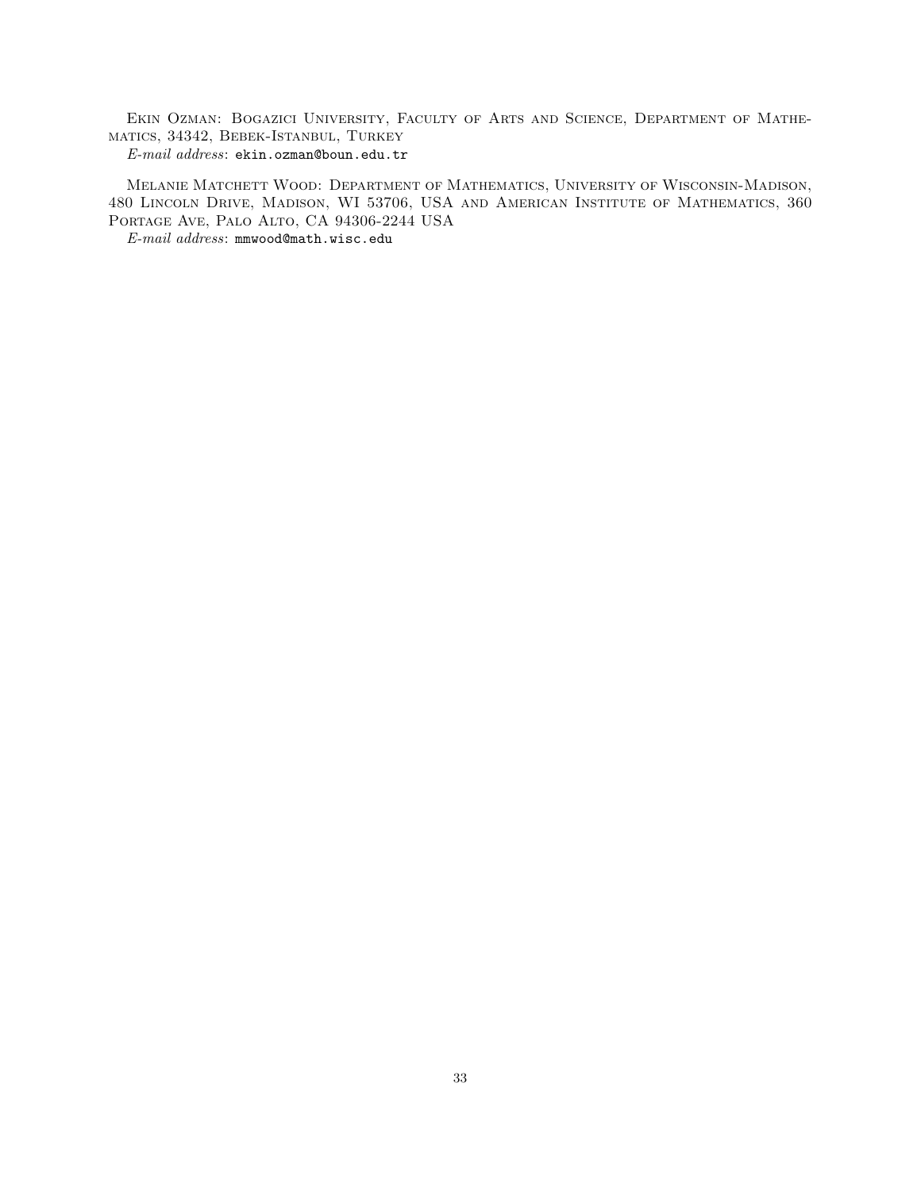Ekin Ozman: Bogazici University, Faculty of Arts and Science, Department of Mathematics, 34342, Bebek-Istanbul, Turkey

*E-mail address*: ekin.ozman@boun.edu.tr

Melanie Matchett Wood: Department of Mathematics, University of Wisconsin-Madison, 480 Lincoln Drive, Madison, WI 53706, USA and American Institute of Mathematics, 360 Portage Ave, Palo Alto, CA 94306-2244 USA

*E-mail address*: mmwood@math.wisc.edu